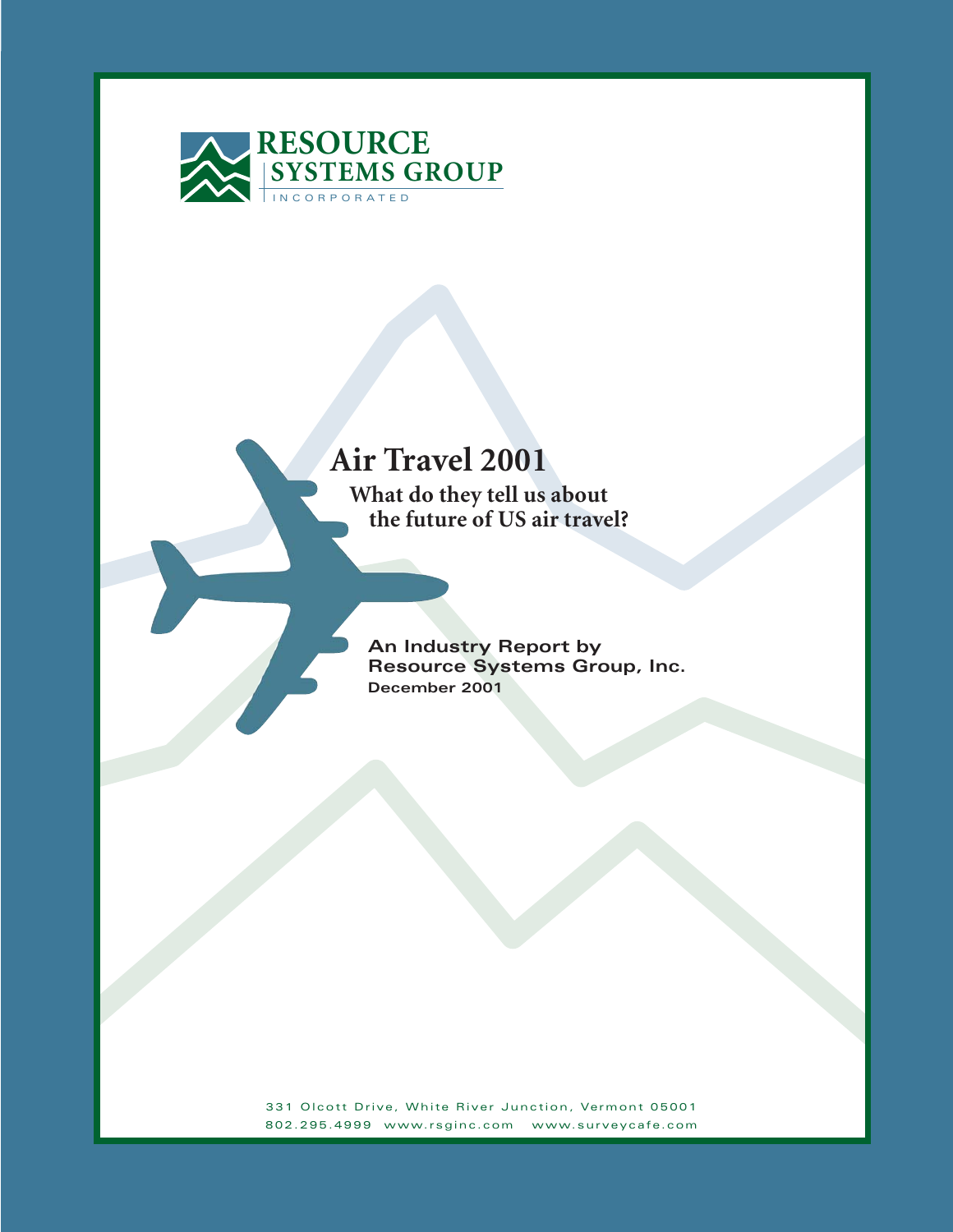RESOURCE SYSTEMS GROUP
INCORPORATED

# Air Travel 2001

**What do they tell us about the future of US air travel?**

**An Industry Report by Resource Systems Group, Inc.**
**December 2001**

331 Olcott Drive, White River Junction, Vermont 05001
802.295.4999 www.rsginc.com www.surveycafe.com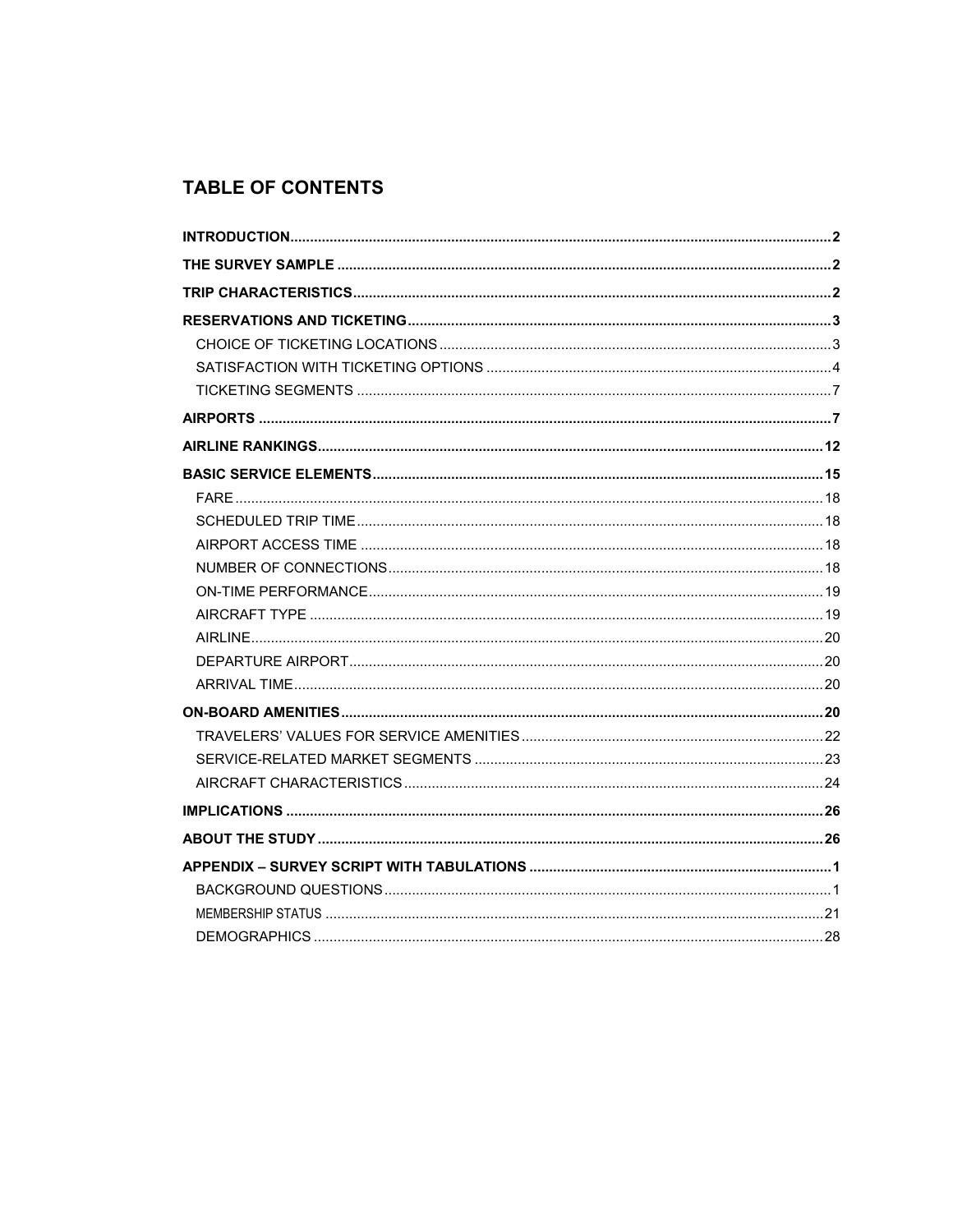# TABLE OF CONTENTS

**INTRODUCTION** ........ 2

**THE SURVEY SAMPLE** ........ 2

**TRIP CHARACTERISTICS** ........ 2

**RESERVATIONS AND TICKETING** ........ 3

- CHOICE OF TICKETING LOCATIONS ........ 3
- SATISFACTION WITH TICKETING OPTIONS ........ 4
- TICKETING SEGMENTS ........ 7

**AIRPORTS** ........ 7

**AIRLINE RANKINGS** ........ 12

**BASIC SERVICE ELEMENTS** ........ 15

- FARE ........ 18
- SCHEDULED TRIP TIME ........ 18
- AIRPORT ACCESS TIME ........ 18
- NUMBER OF CONNECTIONS ........ 18
- ON-TIME PERFORMANCE ........ 19
- AIRCRAFT TYPE ........ 19
- AIRLINE ........ 20
- DEPARTURE AIRPORT ........ 20
- ARRIVAL TIME ........ 20

**ON-BOARD AMENITIES** ........ 20

- TRAVELERS' VALUES FOR SERVICE AMENITIES ........ 22
- SERVICE-RELATED MARKET SEGMENTS ........ 23
- AIRCRAFT CHARACTERISTICS ........ 24

**IMPLICATIONS** ........ 26

**ABOUT THE STUDY** ........ 26

**APPENDIX – SURVEY SCRIPT WITH TABULATIONS** ........ 1

- BACKGROUND QUESTIONS ........ 1
- MEMBERSHIP STATUS ........ 21
- DEMOGRAPHICS ........ 28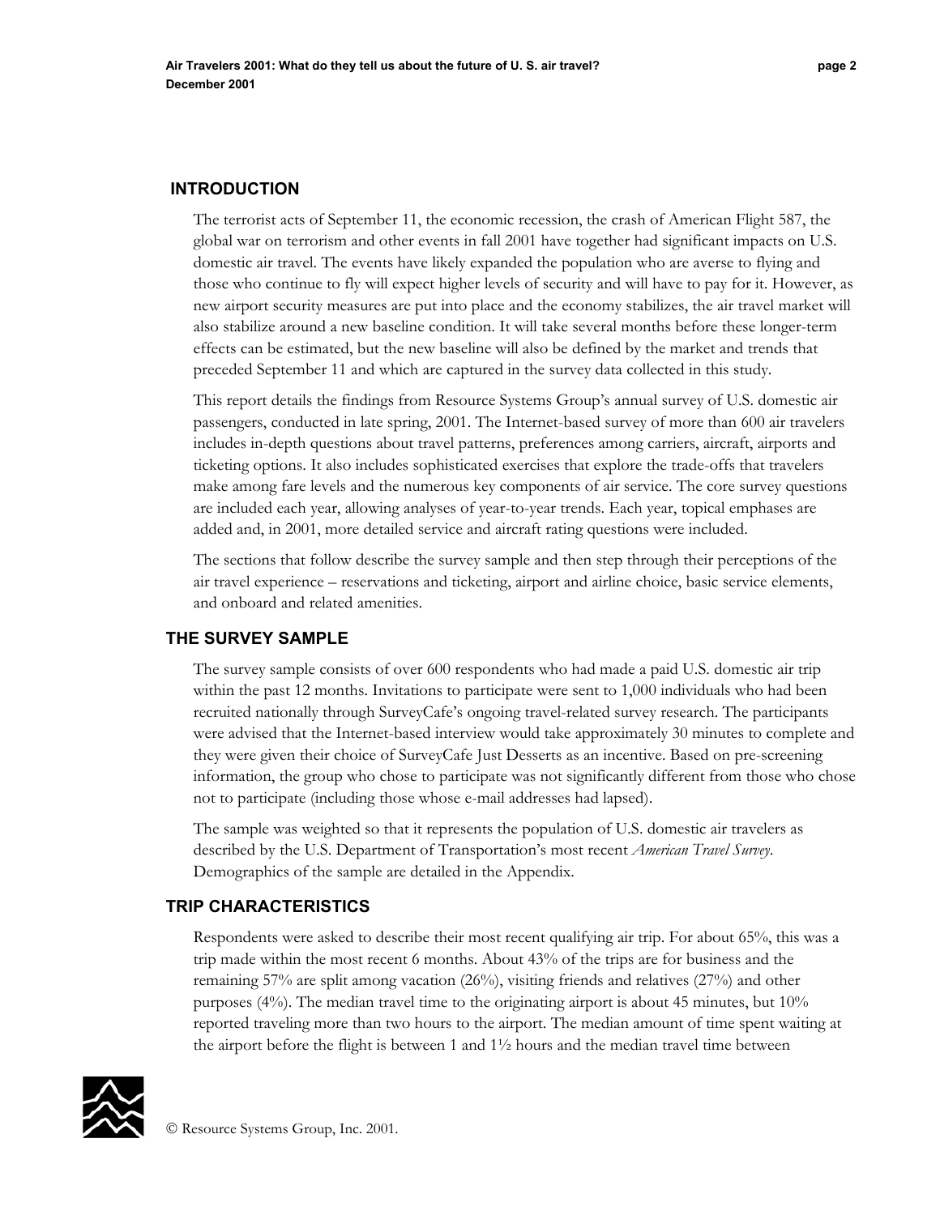## INTRODUCTION

The terrorist acts of September 11, the economic recession, the crash of American Flight 587, the global war on terrorism and other events in fall 2001 have together had significant impacts on U.S. domestic air travel. The events have likely expanded the population who are averse to flying and those who continue to fly will expect higher levels of security and will have to pay for it. However, as new airport security measures are put into place and the economy stabilizes, the air travel market will also stabilize around a new baseline condition. It will take several months before these longer-term effects can be estimated, but the new baseline will also be defined by the market and trends that preceded September 11 and which are captured in the survey data collected in this study.

This report details the findings from Resource Systems Group's annual survey of U.S. domestic air passengers, conducted in late spring, 2001. The Internet-based survey of more than 600 air travelers includes in-depth questions about travel patterns, preferences among carriers, aircraft, airports and ticketing options. It also includes sophisticated exercises that explore the trade-offs that travelers make among fare levels and the numerous key components of air service. The core survey questions are included each year, allowing analyses of year-to-year trends. Each year, topical emphases are added and, in 2001, more detailed service and aircraft rating questions were included.

The sections that follow describe the survey sample and then step through their perceptions of the air travel experience – reservations and ticketing, airport and airline choice, basic service elements, and onboard and related amenities.

## THE SURVEY SAMPLE

The survey sample consists of over 600 respondents who had made a paid U.S. domestic air trip within the past 12 months. Invitations to participate were sent to 1,000 individuals who had been recruited nationally through SurveyCafe's ongoing travel-related survey research. The participants were advised that the Internet-based interview would take approximately 30 minutes to complete and they were given their choice of SurveyCafe Just Desserts as an incentive. Based on pre-screening information, the group who chose to participate was not significantly different from those who chose not to participate (including those whose e-mail addresses had lapsed).

The sample was weighted so that it represents the population of U.S. domestic air travelers as described by the U.S. Department of Transportation's most recent *American Travel Survey*. Demographics of the sample are detailed in the Appendix.

## TRIP CHARACTERISTICS

Respondents were asked to describe their most recent qualifying air trip. For about 65%, this was a trip made within the most recent 6 months. About 43% of the trips are for business and the remaining 57% are split among vacation (26%), visiting friends and relatives (27%) and other purposes (4%). The median travel time to the originating airport is about 45 minutes, but 10% reported traveling more than two hours to the airport. The median amount of time spent waiting at the airport before the flight is between 1 and 1½ hours and the median travel time between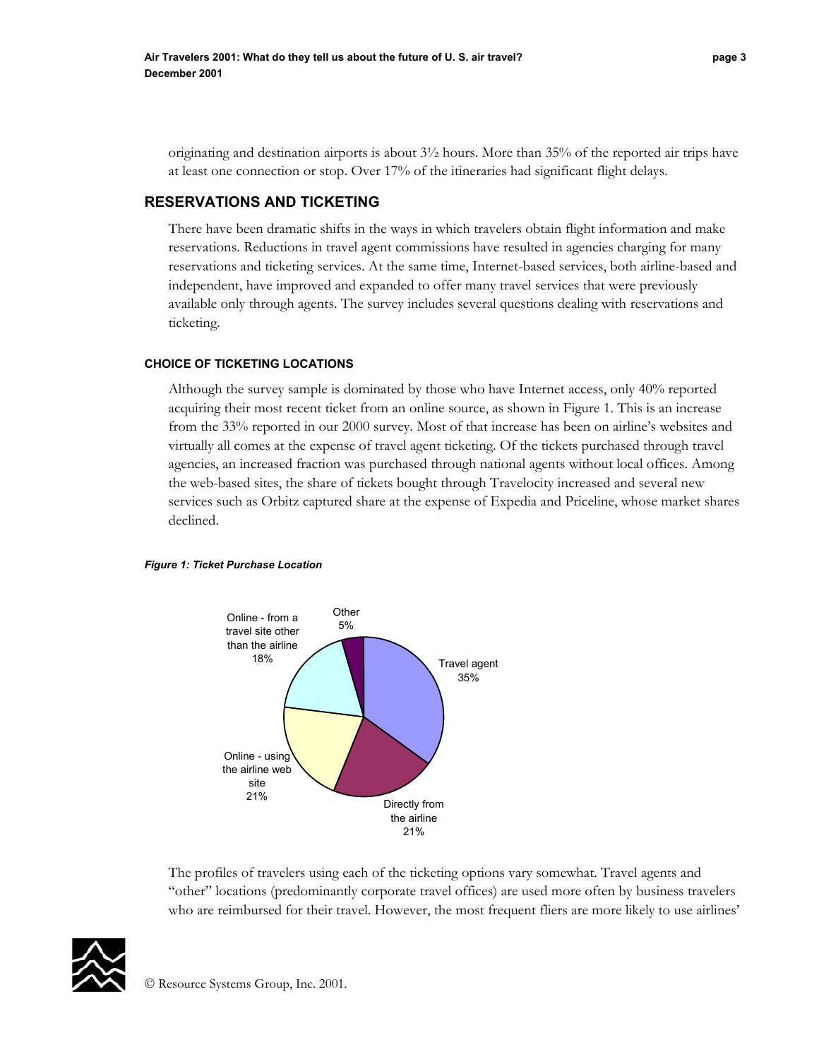originating and destination airports is about 3½ hours. More than 35% of the reported air trips have at least one connection or stop. Over 17% of the itineraries had significant flight delays.

## RESERVATIONS AND TICKETING

There have been dramatic shifts in the ways in which travelers obtain flight information and make reservations. Reductions in travel agent commissions have resulted in agencies charging for many reservations and ticketing services. At the same time, Internet-based services, both airline-based and independent, have improved and expanded to offer many travel services that were previously available only through agents. The survey includes several questions dealing with reservations and ticketing.

### CHOICE OF TICKETING LOCATIONS

Although the survey sample is dominated by those who have Internet access, only 40% reported acquiring their most recent ticket from an online source, as shown in Figure 1. This is an increase from the 33% reported in our 2000 survey. Most of that increase has been on airline's websites and virtually all comes at the expense of travel agent ticketing. Of the tickets purchased through travel agencies, an increased fraction was purchased through national agents without local offices. Among the web-based sites, the share of tickets bought through Travelocity increased and several new services such as Orbitz captured share at the expense of Expedia and Priceline, whose market shares declined.

***Figure 1: Ticket Purchase Location***

| Ticket Purchase Location | Share |
|---|---|
| Travel agent | 35% |
| Directly from the airline | 21% |
| Online - using the airline web site | 21% |
| Online - from a travel site other than the airline | 18% |
| Other | 5% |

The profiles of travelers using each of the ticketing options vary somewhat. Travel agents and "other" locations (predominantly corporate travel offices) are used more often by business travelers who are reimbursed for their travel. However, the most frequent fliers are more likely to use airlines'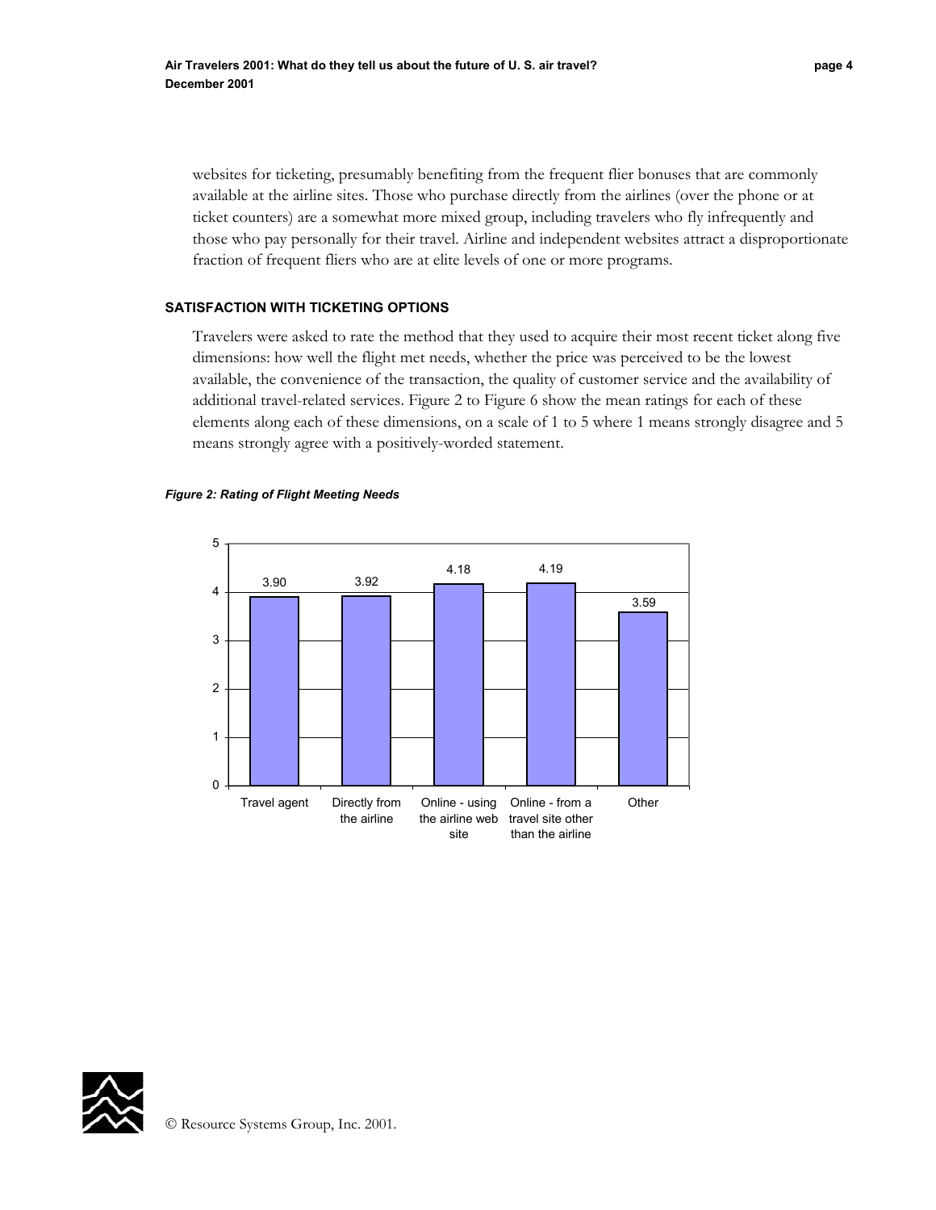websites for ticketing, presumably benefiting from the frequent flier bonuses that are commonly available at the airline sites. Those who purchase directly from the airlines (over the phone or at ticket counters) are a somewhat more mixed group, including travelers who fly infrequently and those who pay personally for their travel. Airline and independent websites attract a disproportionate fraction of frequent fliers who are at elite levels of one or more programs.

### SATISFACTION WITH TICKETING OPTIONS

Travelers were asked to rate the method that they used to acquire their most recent ticket along five dimensions: how well the flight met needs, whether the price was perceived to be the lowest available, the convenience of the transaction, the quality of customer service and the availability of additional travel-related services. Figure 2 to Figure 6 show the mean ratings for each of these elements along each of these dimensions, on a scale of 1 to 5 where 1 means strongly disagree and 5 means strongly agree with a positively-worded statement.

***Figure 2: Rating of Flight Meeting Needs***

| Travel agent | Directly from the airline | Online - using the airline web site | Online - from a travel site other than the airline | Other |
|---|---|---|---|---|
| 3.90 | 3.92 | 4.18 | 4.19 | 3.59 |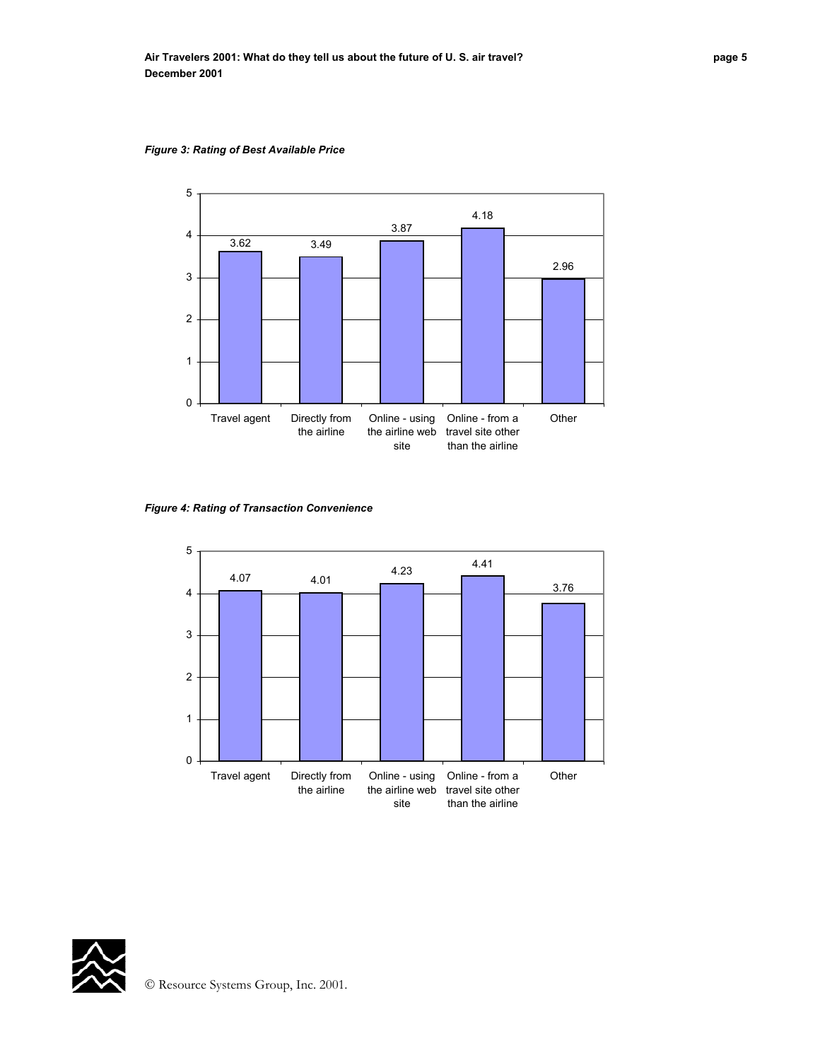*Figure 3: Rating of Best Available Price*

| Category | Rating |
|---|---|
| Travel agent | 3.62 |
| Directly from the airline | 3.49 |
| Online - using the airline web site | 3.87 |
| Online - from a travel site other than the airline | 4.18 |
| Other | 2.96 |

*Figure 4: Rating of Transaction Convenience*

| Category | Rating |
|---|---|
| Travel agent | 4.07 |
| Directly from the airline | 4.01 |
| Online - using the airline web site | 4.23 |
| Online - from a travel site other than the airline | 4.41 |
| Other | 3.76 |

© Resource Systems Group, Inc. 2001.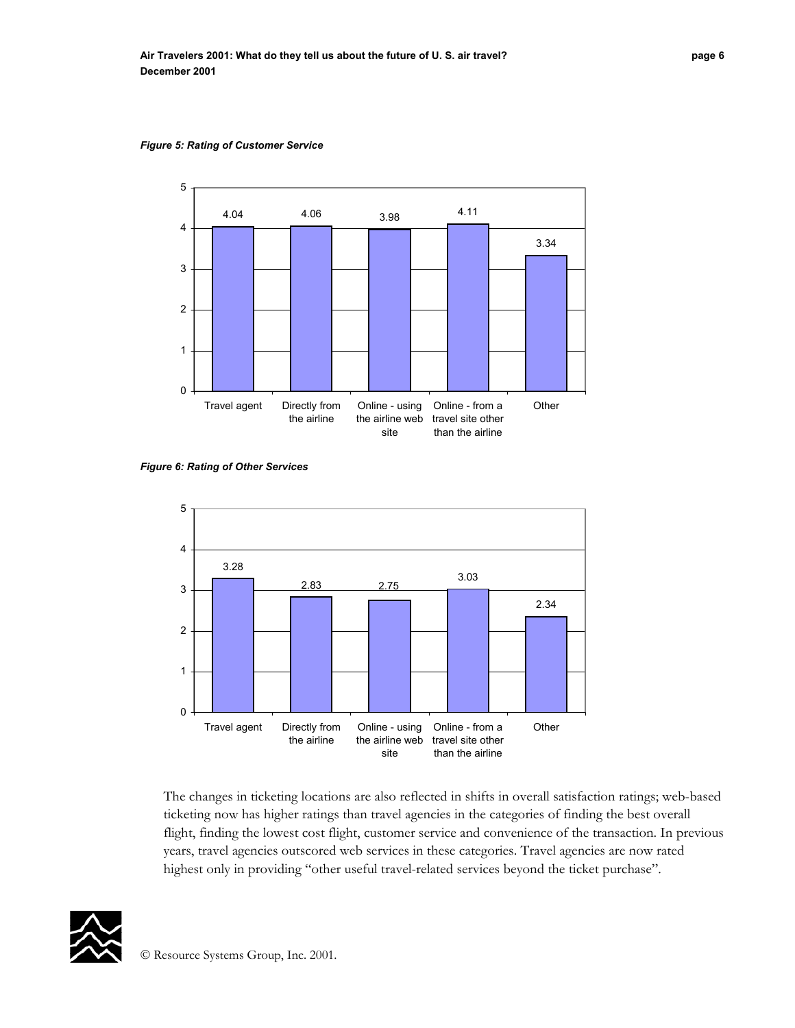*Figure 5: Rating of Customer Service*

| Travel agent | Directly from the airline | Online - using the airline web site | Online - from a travel site other than the airline | Other |
|---|---|---|---|---|
| 4.04 | 4.06 | 3.98 | 4.11 | 3.34 |

*Figure 6: Rating of Other Services*

| Travel agent | Directly from the airline | Online - using the airline web site | Online - from a travel site other than the airline | Other |
|---|---|---|---|---|
| 3.28 | 2.83 | 2.75 | 3.03 | 2.34 |

The changes in ticketing locations are also reflected in shifts in overall satisfaction ratings; web-based ticketing now has higher ratings than travel agencies in the categories of finding the best overall flight, finding the lowest cost flight, customer service and convenience of the transaction. In previous years, travel agencies outscored web services in these categories. Travel agencies are now rated highest only in providing "other useful travel-related services beyond the ticket purchase".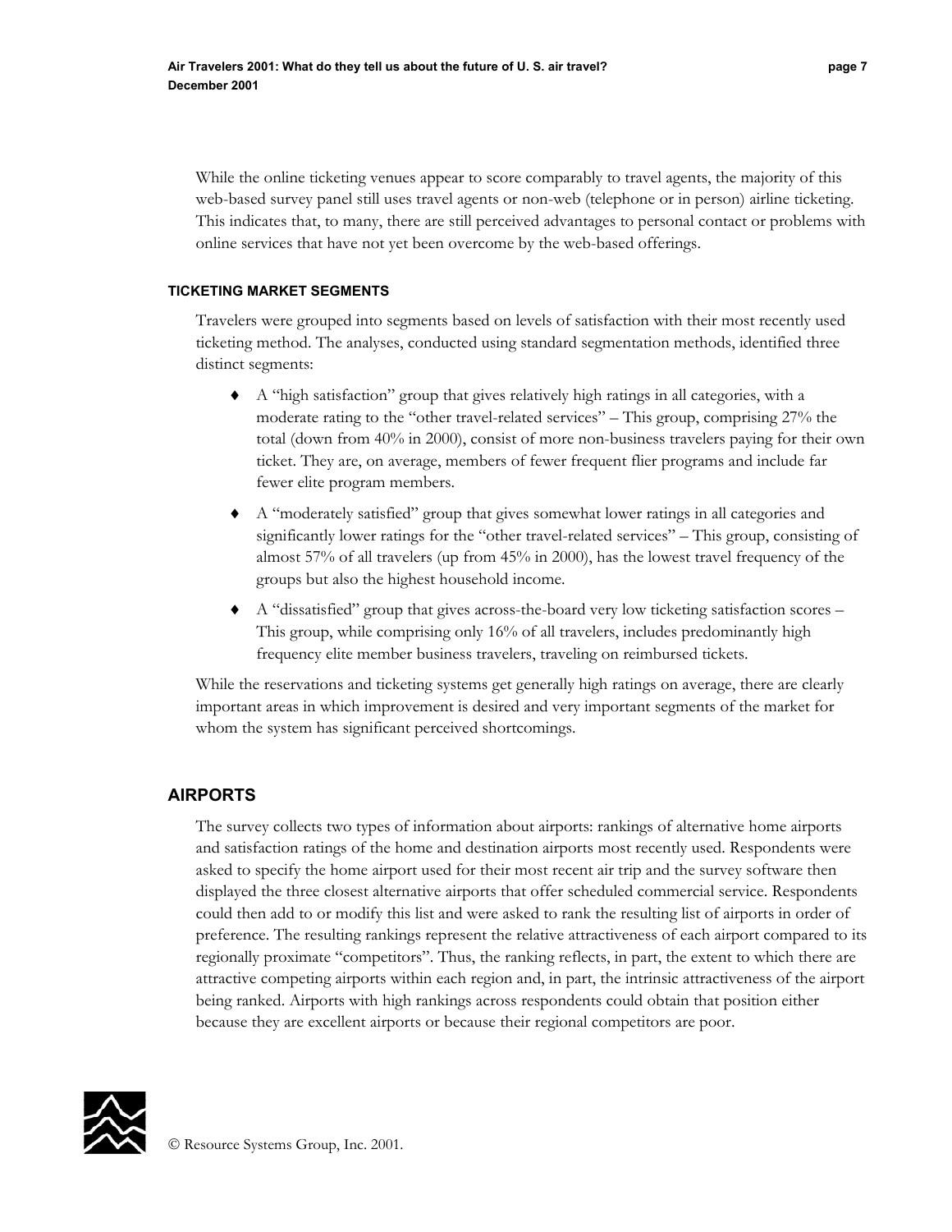While the online ticketing venues appear to score comparably to travel agents, the majority of this web-based survey panel still uses travel agents or non-web (telephone or in person) airline ticketing. This indicates that, to many, there are still perceived advantages to personal contact or problems with online services that have not yet been overcome by the web-based offerings.

#### TICKETING MARKET SEGMENTS

Travelers were grouped into segments based on levels of satisfaction with their most recently used ticketing method. The analyses, conducted using standard segmentation methods, identified three distinct segments:

- A "high satisfaction" group that gives relatively high ratings in all categories, with a moderate rating to the "other travel-related services" – This group, comprising 27% the total (down from 40% in 2000), consist of more non-business travelers paying for their own ticket. They are, on average, members of fewer frequent flier programs and include far fewer elite program members.
- A "moderately satisfied" group that gives somewhat lower ratings in all categories and significantly lower ratings for the "other travel-related services" – This group, consisting of almost 57% of all travelers (up from 45% in 2000), has the lowest travel frequency of the groups but also the highest household income.
- A "dissatisfied" group that gives across-the-board very low ticketing satisfaction scores – This group, while comprising only 16% of all travelers, includes predominantly high frequency elite member business travelers, traveling on reimbursed tickets.

While the reservations and ticketing systems get generally high ratings on average, there are clearly important areas in which improvement is desired and very important segments of the market for whom the system has significant perceived shortcomings.

## AIRPORTS

The survey collects two types of information about airports: rankings of alternative home airports and satisfaction ratings of the home and destination airports most recently used. Respondents were asked to specify the home airport used for their most recent air trip and the survey software then displayed the three closest alternative airports that offer scheduled commercial service. Respondents could then add to or modify this list and were asked to rank the resulting list of airports in order of preference. The resulting rankings represent the relative attractiveness of each airport compared to its regionally proximate "competitors". Thus, the ranking reflects, in part, the extent to which there are attractive competing airports within each region and, in part, the intrinsic attractiveness of the airport being ranked. Airports with high rankings across respondents could obtain that position either because they are excellent airports or because their regional competitors are poor.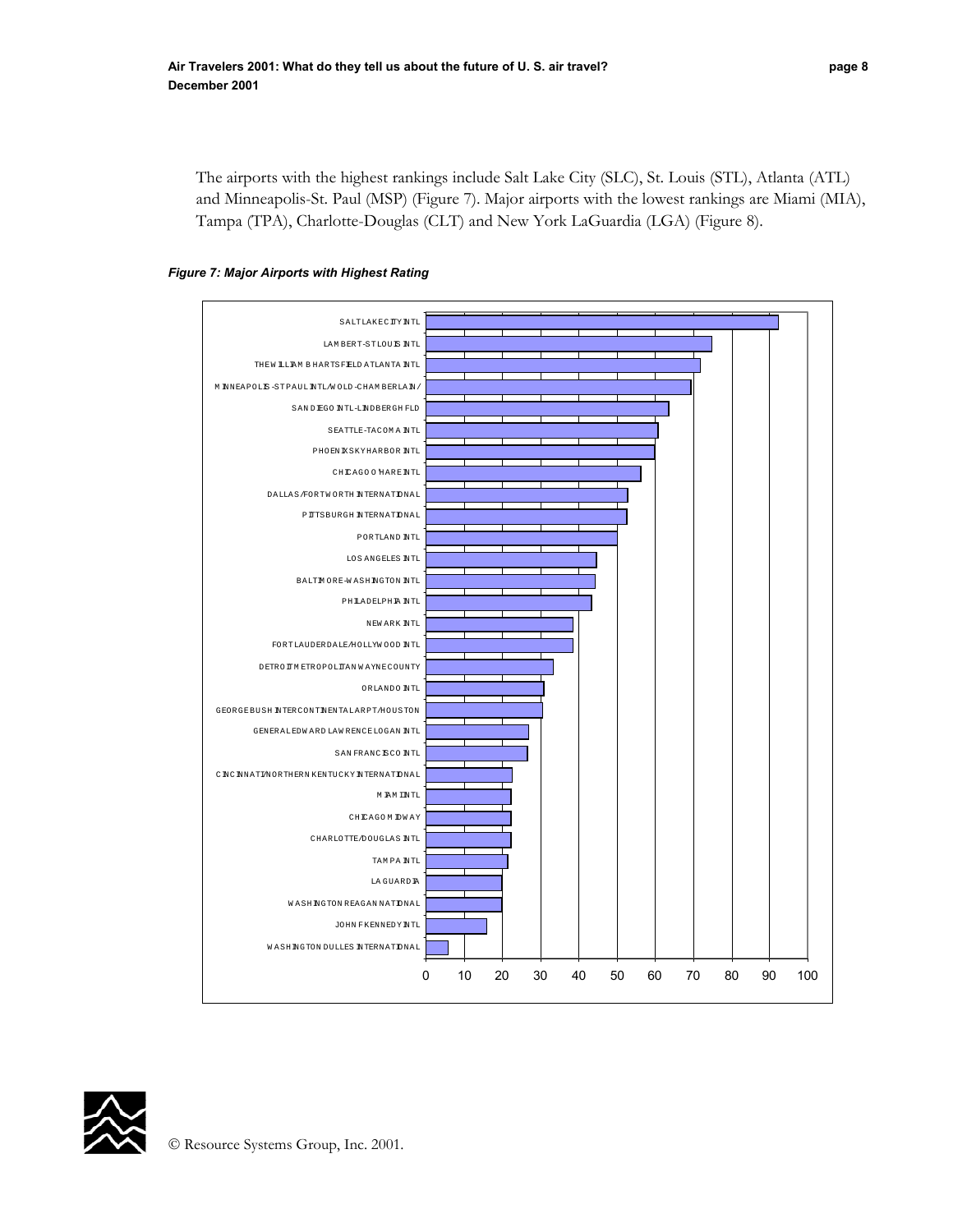The airports with the highest rankings include Salt Lake City (SLC), St. Louis (STL), Atlanta (ATL) and Minneapolis-St. Paul (MSP) (Figure 7). Major airports with the lowest rankings are Miami (MIA), Tampa (TPA), Charlotte-Douglas (CLT) and New York LaGuardia (LGA) (Figure 8).

***Figure 7: Major Airports with Highest Rating***

| Airport | Rating (approx.) |
|---|---|
| SALT LAKE CITY INTL | 92 |
| LAMBERT-ST LOUIS INTL | 75 |
| THE WILLIAM B HARTSFIELD ATLANTA INTL | 72 |
| MINNEAPOLIS-ST PAUL INTL/WOLD-CHAMBERLAIN/ | 69 |
| SAN DIEGO INTL-LINDBERGH FLD | 63 |
| SEATTLE-TACOMA INTL | 61 |
| PHOENIX SKY HARBOR INTL | 60 |
| CHICAGO O'HARE INTL | 56 |
| DALLAS/FORT WORTH INTERNATIONAL | 53 |
| PITTSBURGH INTERNATIONAL | 53 |
| PORTLAND INTL | 50 |
| LOS ANGELES INTL | 45 |
| BALTIMORE-WASHINGTON INTL | 44 |
| PHILADELPHIA INTL | 43 |
| NEWARK INTL | 38 |
| FORT LAUDERDALE/HOLLYWOOD INTL | 38 |
| DETROIT METROPOLITAN WAYNE COUNTY | 33 |
| ORLANDO INTL | 31 |
| GEORGE BUSH INTERCONTINENTAL ARPT/HOUSTON | 30 |
| GENERAL EDWARD LAWRENCE LOGAN INTL | 27 |
| SAN FRANCISCO INTL | 27 |
| CINCINNATI/NORTHERN KENTUCKY INTERNATIONAL | 23 |
| MIAMI INTL | 22 |
| CHICAGO MIDWAY | 22 |
| CHARLOTTE/DOUGLAS INTL | 22 |
| TAMPA INTL | 21 |
| LA GUARDIA | 20 |
| WASHINGTON REAGAN NATIONAL | 20 |
| JOHN F KENNEDY INTL | 16 |
| WASHINGTON DULLES INTERNATIONAL | 6 |

© Resource Systems Group, Inc. 2001.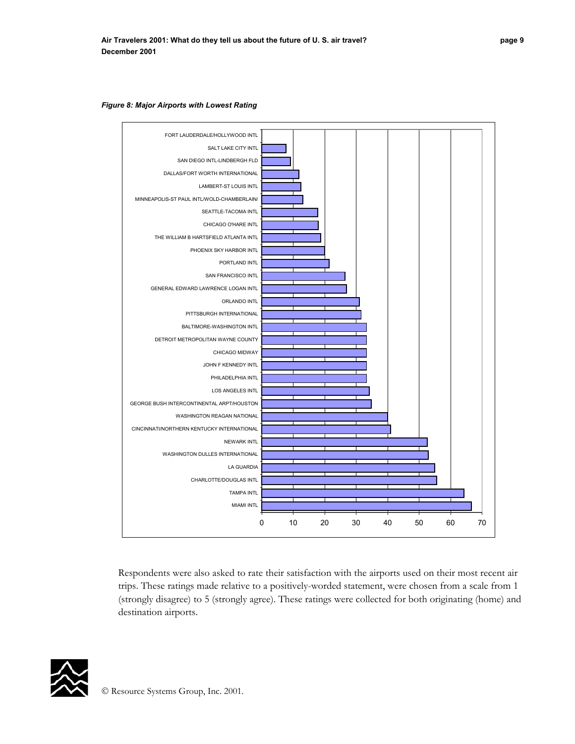*Figure 8: Major Airports with Lowest Rating*

| Airport | Value (approx.) |
| --- | --- |
| FORT LAUDERDALE/HOLLYWOOD INTL | 0 |
| SALT LAKE CITY INTL | 8 |
| SAN DIEGO INTL-LINDBERGH FLD | 9 |
| DALLAS/FORT WORTH INTERNATIONAL | 12 |
| LAMBERT-ST LOUIS INTL | 12 |
| MINNEAPOLIS-ST PAUL INTL/WOLD-CHAMBERLAIN/ | 13 |
| SEATTLE-TACOMA INTL | 18 |
| CHICAGO O'HARE INTL | 18 |
| THE WILLIAM B HARTSFIELD ATLANTA INTL | 19 |
| PHOENIX SKY HARBOR INTL | 20 |
| PORTLAND INTL | 21 |
| SAN FRANCISCO INTL | 26 |
| GENERAL EDWARD LAWRENCE LOGAN INTL | 27 |
| ORLANDO INTL | 31 |
| PITTSBURGH INTERNATIONAL | 32 |
| BALTIMORE-WASHINGTON INTL | 33 |
| DETROIT METROPOLITAN WAYNE COUNTY | 33 |
| CHICAGO MIDWAY | 33 |
| JOHN F KENNEDY INTL | 33 |
| PHILADELPHIA INTL | 33 |
| LOS ANGELES INTL | 34 |
| GEORGE BUSH INTERCONTINENTAL ARPT/HOUSTON | 35 |
| WASHINGTON REAGAN NATIONAL | 40 |
| CINCINNATI/NORTHERN KENTUCKY INTERNATIONAL | 41 |
| NEWARK INTL | 53 |
| WASHINGTON DULLES INTERNATIONAL | 53 |
| LA GUARDIA | 55 |
| CHARLOTTE/DOUGLAS INTL | 56 |
| TAMPA INTL | 64 |
| MIAMI INTL | 67 |

Respondents were also asked to rate their satisfaction with the airports used on their most recent air trips. These ratings made relative to a positively-worded statement, were chosen from a scale from 1 (strongly disagree) to 5 (strongly agree). These ratings were collected for both originating (home) and destination airports.

© Resource Systems Group, Inc. 2001.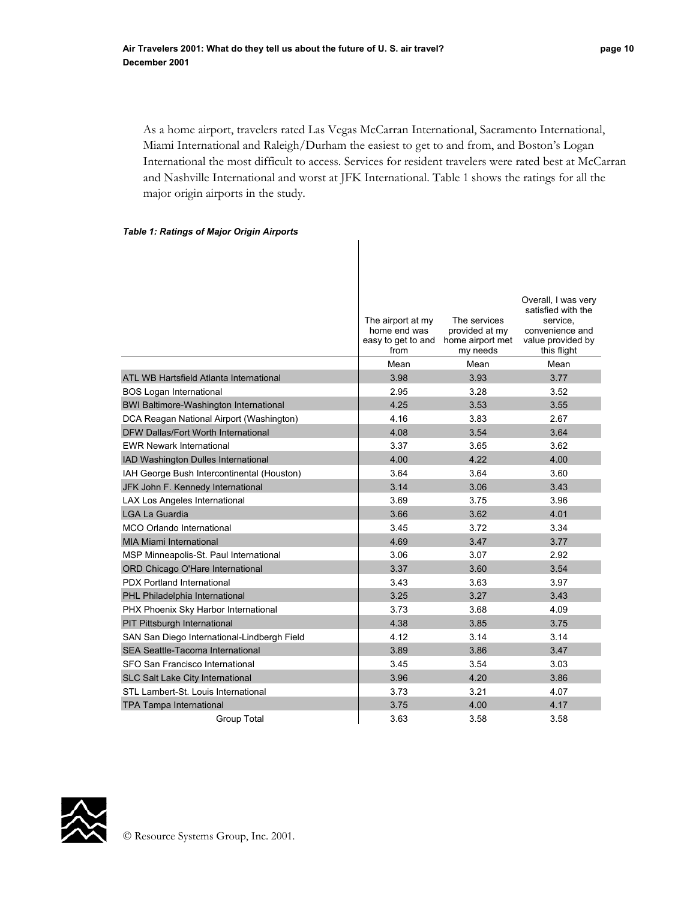As a home airport, travelers rated Las Vegas McCarran International, Sacramento International, Miami International and Raleigh/Durham the easiest to get to and from, and Boston's Logan International the most difficult to access. Services for resident travelers were rated best at McCarran and Nashville International and worst at JFK International. Table 1 shows the ratings for all the major origin airports in the study.

***Table 1: Ratings of Major Origin Airports***

| | The airport at my home end was easy to get to and from | The services provided at my home airport met my needs | Overall, I was very satisfied with the service, convenience and value provided by this flight |
|---|---|---|---|
| | Mean | Mean | Mean |
| ATL WB Hartsfield Atlanta International | 3.98 | 3.93 | 3.77 |
| BOS Logan International | 2.95 | 3.28 | 3.52 |
| BWI Baltimore-Washington International | 4.25 | 3.53 | 3.55 |
| DCA Reagan National Airport (Washington) | 4.16 | 3.83 | 2.67 |
| DFW Dallas/Fort Worth International | 4.08 | 3.54 | 3.64 |
| EWR Newark International | 3.37 | 3.65 | 3.62 |
| IAD Washington Dulles International | 4.00 | 4.22 | 4.00 |
| IAH George Bush Intercontinental (Houston) | 3.64 | 3.64 | 3.60 |
| JFK John F. Kennedy International | 3.14 | 3.06 | 3.43 |
| LAX Los Angeles International | 3.69 | 3.75 | 3.96 |
| LGA La Guardia | 3.66 | 3.62 | 4.01 |
| MCO Orlando International | 3.45 | 3.72 | 3.34 |
| MIA Miami International | 4.69 | 3.47 | 3.77 |
| MSP Minneapolis-St. Paul International | 3.06 | 3.07 | 2.92 |
| ORD Chicago O'Hare International | 3.37 | 3.60 | 3.54 |
| PDX Portland International | 3.43 | 3.63 | 3.97 |
| PHL Philadelphia International | 3.25 | 3.27 | 3.43 |
| PHX Phoenix Sky Harbor International | 3.73 | 3.68 | 4.09 |
| PIT Pittsburgh International | 4.38 | 3.85 | 3.75 |
| SAN San Diego International-Lindbergh Field | 4.12 | 3.14 | 3.14 |
| SEA Seattle-Tacoma International | 3.89 | 3.86 | 3.47 |
| SFO San Francisco International | 3.45 | 3.54 | 3.03 |
| SLC Salt Lake City International | 3.96 | 4.20 | 3.86 |
| STL Lambert-St. Louis International | 3.73 | 3.21 | 4.07 |
| TPA Tampa International | 3.75 | 4.00 | 4.17 |
| Group Total | 3.63 | 3.58 | 3.58 |

© Resource Systems Group, Inc. 2001.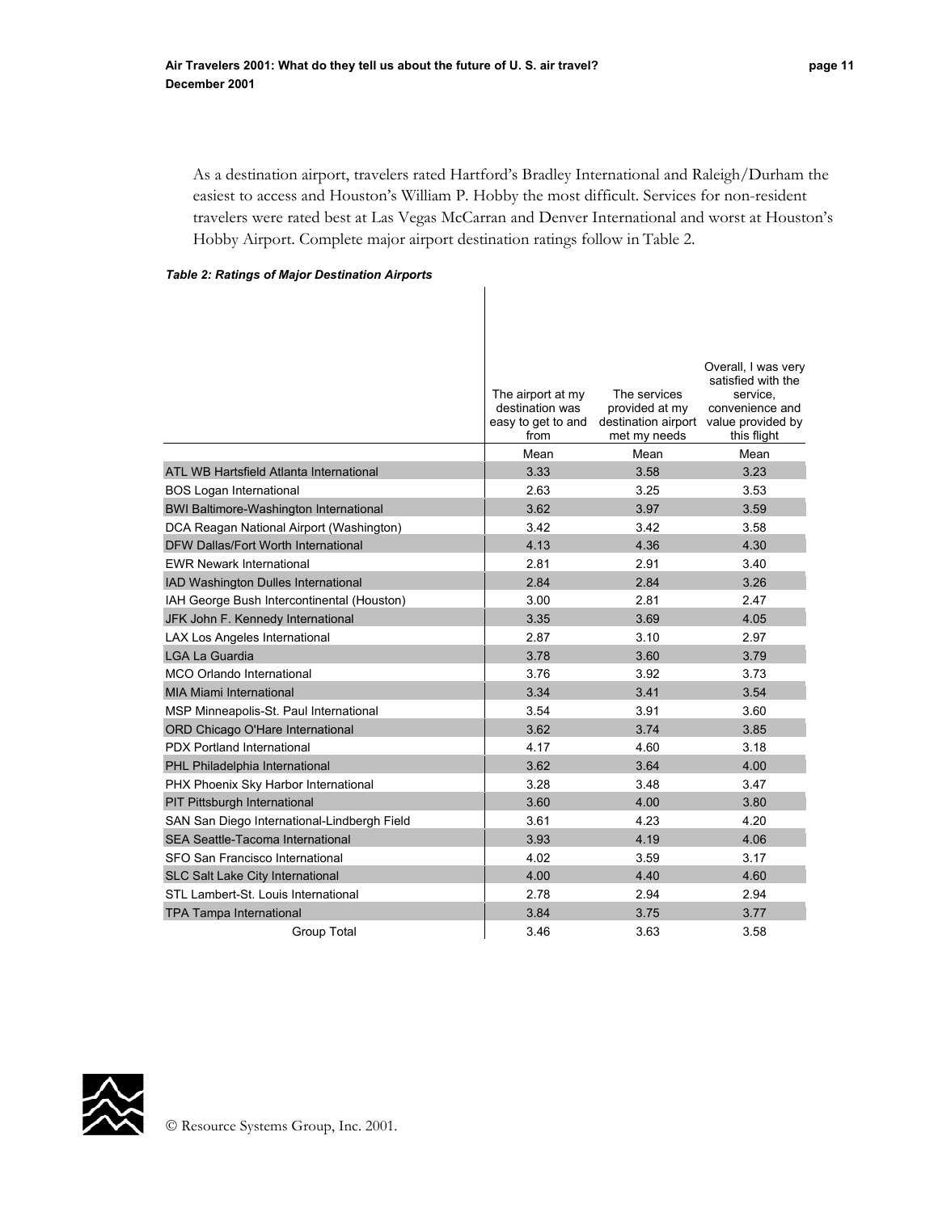As a destination airport, travelers rated Hartford's Bradley International and Raleigh/Durham the easiest to access and Houston's William P. Hobby the most difficult. Services for non-resident travelers were rated best at Las Vegas McCarran and Denver International and worst at Houston's Hobby Airport. Complete major airport destination ratings follow in Table 2.

***Table 2: Ratings of Major Destination Airports***

| | The airport at my destination was easy to get to and from | The services provided at my destination airport met my needs | Overall, I was very satisfied with the service, convenience and value provided by this flight |
|---|---|---|---|
| | Mean | Mean | Mean |
| ATL WB Hartsfield Atlanta International | 3.33 | 3.58 | 3.23 |
| BOS Logan International | 2.63 | 3.25 | 3.53 |
| BWI Baltimore-Washington International | 3.62 | 3.97 | 3.59 |
| DCA Reagan National Airport (Washington) | 3.42 | 3.42 | 3.58 |
| DFW Dallas/Fort Worth International | 4.13 | 4.36 | 4.30 |
| EWR Newark International | 2.81 | 2.91 | 3.40 |
| IAD Washington Dulles International | 2.84 | 2.84 | 3.26 |
| IAH George Bush Intercontinental (Houston) | 3.00 | 2.81 | 2.47 |
| JFK John F. Kennedy International | 3.35 | 3.69 | 4.05 |
| LAX Los Angeles International | 2.87 | 3.10 | 2.97 |
| LGA La Guardia | 3.78 | 3.60 | 3.79 |
| MCO Orlando International | 3.76 | 3.92 | 3.73 |
| MIA Miami International | 3.34 | 3.41 | 3.54 |
| MSP Minneapolis-St. Paul International | 3.54 | 3.91 | 3.60 |
| ORD Chicago O'Hare International | 3.62 | 3.74 | 3.85 |
| PDX Portland International | 4.17 | 4.60 | 3.18 |
| PHL Philadelphia International | 3.62 | 3.64 | 4.00 |
| PHX Phoenix Sky Harbor International | 3.28 | 3.48 | 3.47 |
| PIT Pittsburgh International | 3.60 | 4.00 | 3.80 |
| SAN San Diego International-Lindbergh Field | 3.61 | 4.23 | 4.20 |
| SEA Seattle-Tacoma International | 3.93 | 4.19 | 4.06 |
| SFO San Francisco International | 4.02 | 3.59 | 3.17 |
| SLC Salt Lake City International | 4.00 | 4.40 | 4.60 |
| STL Lambert-St. Louis International | 2.78 | 2.94 | 2.94 |
| TPA Tampa International | 3.84 | 3.75 | 3.77 |
| Group Total | 3.46 | 3.63 | 3.58 |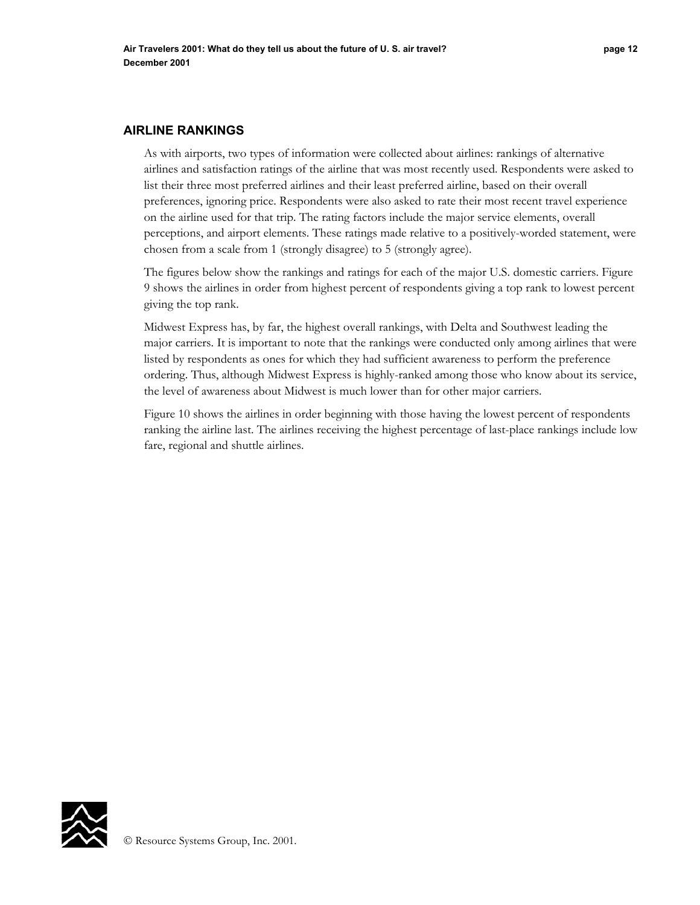## AIRLINE RANKINGS

As with airports, two types of information were collected about airlines: rankings of alternative airlines and satisfaction ratings of the airline that was most recently used. Respondents were asked to list their three most preferred airlines and their least preferred airline, based on their overall preferences, ignoring price. Respondents were also asked to rate their most recent travel experience on the airline used for that trip. The rating factors include the major service elements, overall perceptions, and airport elements. These ratings made relative to a positively-worded statement, were chosen from a scale from 1 (strongly disagree) to 5 (strongly agree).

The figures below show the rankings and ratings for each of the major U.S. domestic carriers. Figure 9 shows the airlines in order from highest percent of respondents giving a top rank to lowest percent giving the top rank.

Midwest Express has, by far, the highest overall rankings, with Delta and Southwest leading the major carriers. It is important to note that the rankings were conducted only among airlines that were listed by respondents as ones for which they had sufficient awareness to perform the preference ordering. Thus, although Midwest Express is highly-ranked among those who know about its service, the level of awareness about Midwest is much lower than for other major carriers.

Figure 10 shows the airlines in order beginning with those having the lowest percent of respondents ranking the airline last. The airlines receiving the highest percentage of last-place rankings include low fare, regional and shuttle airlines.

© Resource Systems Group, Inc. 2001.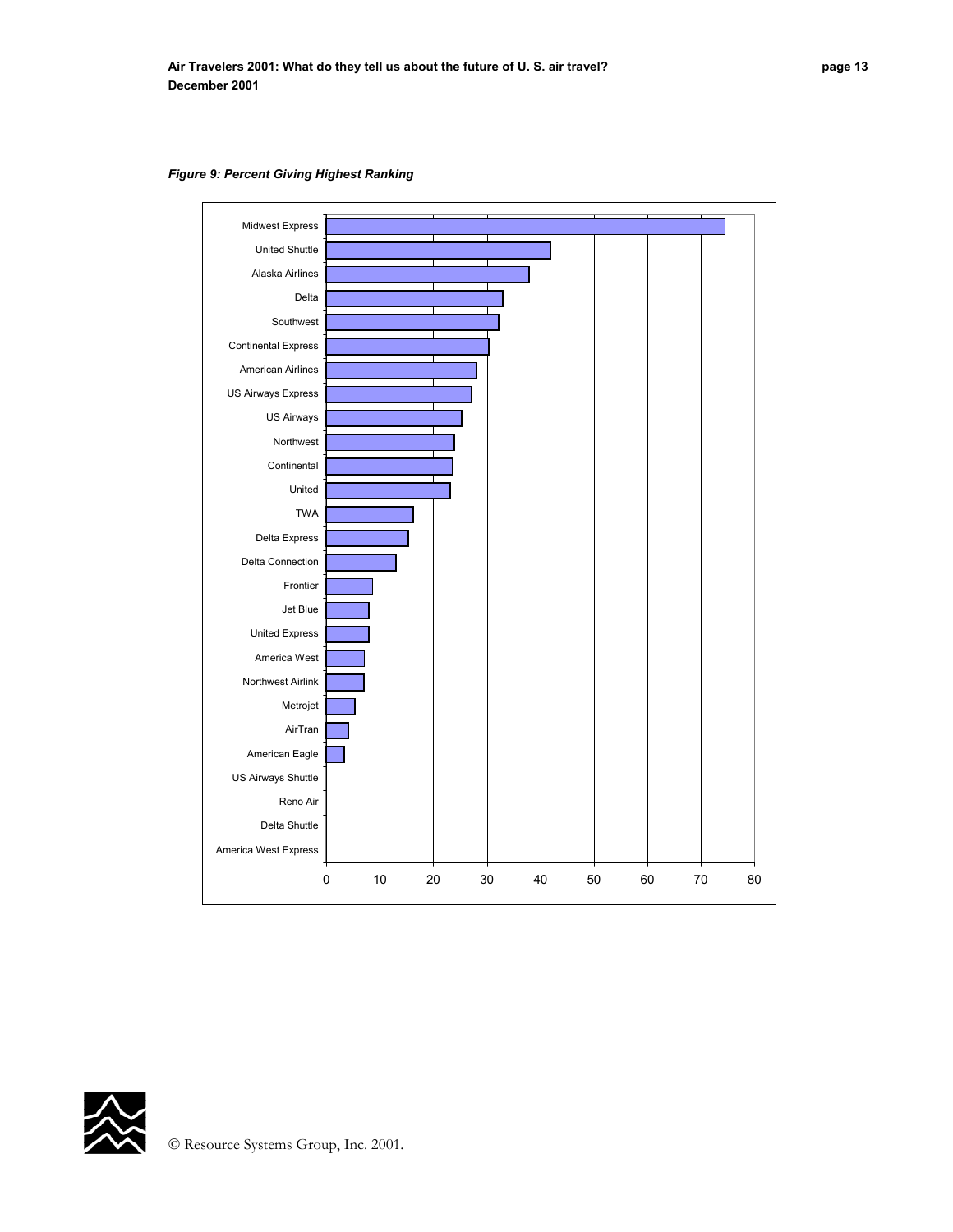*Figure 9: Percent Giving Highest Ranking*

| Airline | Percent (approx.) |
|---|---|
| Midwest Express | 74.5 |
| United Shuttle | 42 |
| Alaska Airlines | 38 |
| Delta | 33 |
| Southwest | 32 |
| Continental Express | 30.5 |
| American Airlines | 28 |
| US Airways Express | 27 |
| US Airways | 25.5 |
| Northwest | 24 |
| Continental | 23.5 |
| United | 23 |
| TWA | 16 |
| Delta Express | 15.5 |
| Delta Connection | 13 |
| Frontier | 8.5 |
| Jet Blue | 8 |
| United Express | 8 |
| America West | 7 |
| Northwest Airlink | 7 |
| Metrojet | 5.5 |
| AirTran | 4 |
| American Eagle | 3.5 |
| US Airways Shuttle | 0 |
| Reno Air | 0 |
| Delta Shuttle | 0 |
| America West Express | 0 |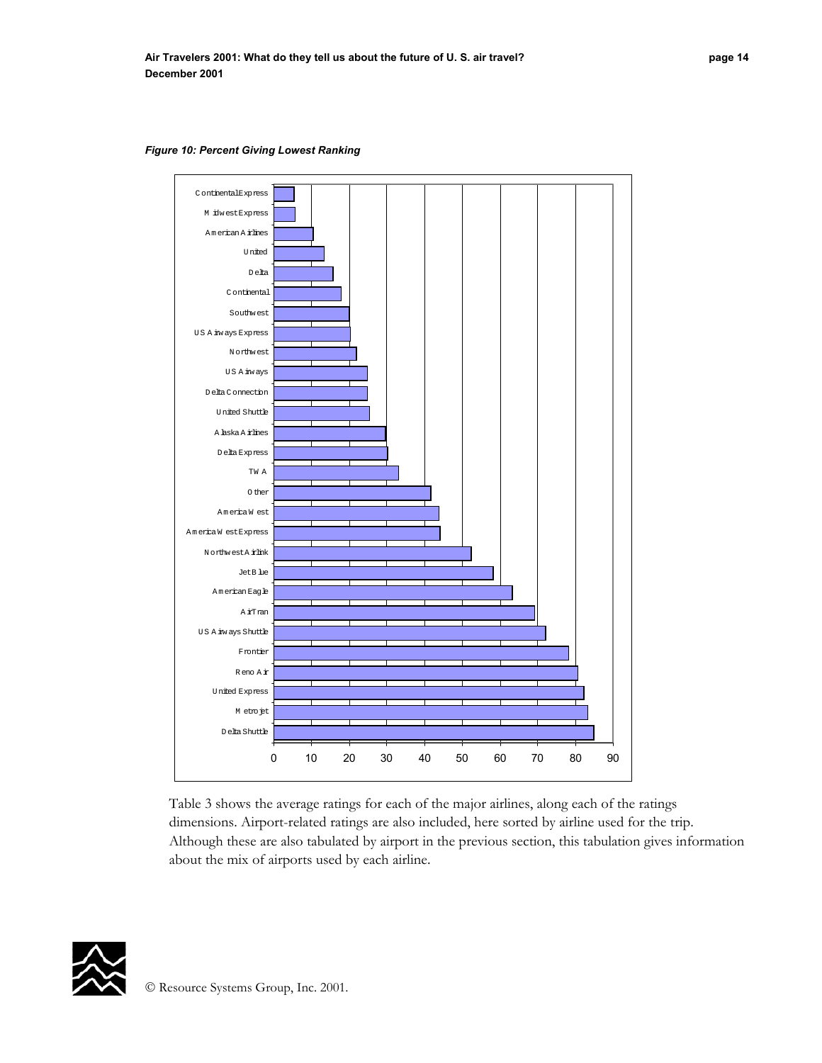*Figure 10: Percent Giving Lowest Ranking*

| Airline | Percent |
|---|---|
| Continental Express | ~5 |
| Midwest Express | ~6 |
| American Airlines | ~10 |
| United | ~13 |
| Delta | ~16 |
| Continental | ~18 |
| Southwest | ~20 |
| US Airways Express | ~20 |
| Northwest | ~22 |
| US Airways | ~25 |
| Delta Connection | ~25 |
| United Shuttle | ~25 |
| Alaska Airlines | ~30 |
| Delta Express | ~30 |
| TWA | ~33 |
| Other | ~42 |
| America West | ~44 |
| America West Express | ~44 |
| Northwest Airlink | ~52 |
| JetBlue | ~58 |
| American Eagle | ~63 |
| AirTran | ~69 |
| US Airways Shuttle | ~72 |
| Frontier | ~78 |
| Reno Air | ~80 |
| United Express | ~82 |
| Metrojet | ~83 |
| Delta Shuttle | ~85 |

Table 3 shows the average ratings for each of the major airlines, along each of the ratings dimensions. Airport-related ratings are also included, here sorted by airline used for the trip. Although these are also tabulated by airport in the previous section, this tabulation gives information about the mix of airports used by each airline.

© Resource Systems Group, Inc. 2001.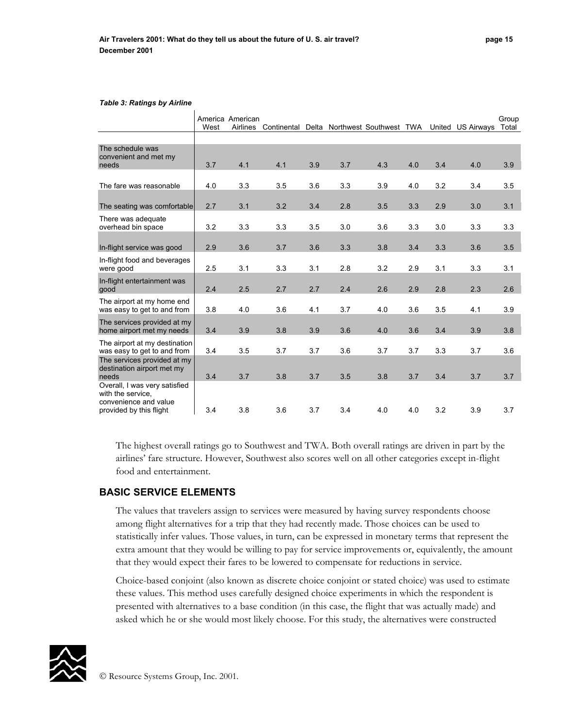*Table 3: Ratings by Airline*

| | America West | American Airlines | Continental | Delta | Northwest | Southwest | TWA | United | US Airways | Group Total |
|---|---|---|---|---|---|---|---|---|---|---|
| The schedule was convenient and met my needs | 3.7 | 4.1 | 4.1 | 3.9 | 3.7 | 4.3 | 4.0 | 3.4 | 4.0 | 3.9 |
| The fare was reasonable | 4.0 | 3.3 | 3.5 | 3.6 | 3.3 | 3.9 | 4.0 | 3.2 | 3.4 | 3.5 |
| The seating was comfortable | 2.7 | 3.1 | 3.2 | 3.4 | 2.8 | 3.5 | 3.3 | 2.9 | 3.0 | 3.1 |
| There was adequate overhead bin space | 3.2 | 3.3 | 3.3 | 3.5 | 3.0 | 3.6 | 3.3 | 3.0 | 3.3 | 3.3 |
| In-flight service was good | 2.9 | 3.6 | 3.7 | 3.6 | 3.3 | 3.8 | 3.4 | 3.3 | 3.6 | 3.5 |
| In-flight food and beverages were good | 2.5 | 3.1 | 3.3 | 3.1 | 2.8 | 3.2 | 2.9 | 3.1 | 3.3 | 3.1 |
| In-flight entertainment was good | 2.4 | 2.5 | 2.7 | 2.7 | 2.4 | 2.6 | 2.9 | 2.8 | 2.3 | 2.6 |
| The airport at my home end was easy to get to and from | 3.8 | 4.0 | 3.6 | 4.1 | 3.7 | 4.0 | 3.6 | 3.5 | 4.1 | 3.9 |
| The services provided at my home airport met my needs | 3.4 | 3.9 | 3.8 | 3.9 | 3.6 | 4.0 | 3.6 | 3.4 | 3.9 | 3.8 |
| The airport at my destination was easy to get to and from | 3.4 | 3.5 | 3.7 | 3.7 | 3.6 | 3.7 | 3.7 | 3.3 | 3.7 | 3.6 |
| The services provided at my destination airport met my needs | 3.4 | 3.7 | 3.8 | 3.7 | 3.5 | 3.8 | 3.7 | 3.4 | 3.7 | 3.7 |
| Overall, I was very satisfied with the service, convenience and value provided by this flight | 3.4 | 3.8 | 3.6 | 3.7 | 3.4 | 4.0 | 4.0 | 3.2 | 3.9 | 3.7 |

The highest overall ratings go to Southwest and TWA. Both overall ratings are driven in part by the airlines' fare structure. However, Southwest also scores well on all other categories except in-flight food and entertainment.

## BASIC SERVICE ELEMENTS

The values that travelers assign to services were measured by having survey respondents choose among flight alternatives for a trip that they had recently made. Those choices can be used to statistically infer values. Those values, in turn, can be expressed in monetary terms that represent the extra amount that they would be willing to pay for service improvements or, equivalently, the amount that they would expect their fares to be lowered to compensate for reductions in service.

Choice-based conjoint (also known as discrete choice conjoint or stated choice) was used to estimate these values. This method uses carefully designed choice experiments in which the respondent is presented with alternatives to a base condition (in this case, the flight that was actually made) and asked which he or she would most likely choose. For this study, the alternatives were constructed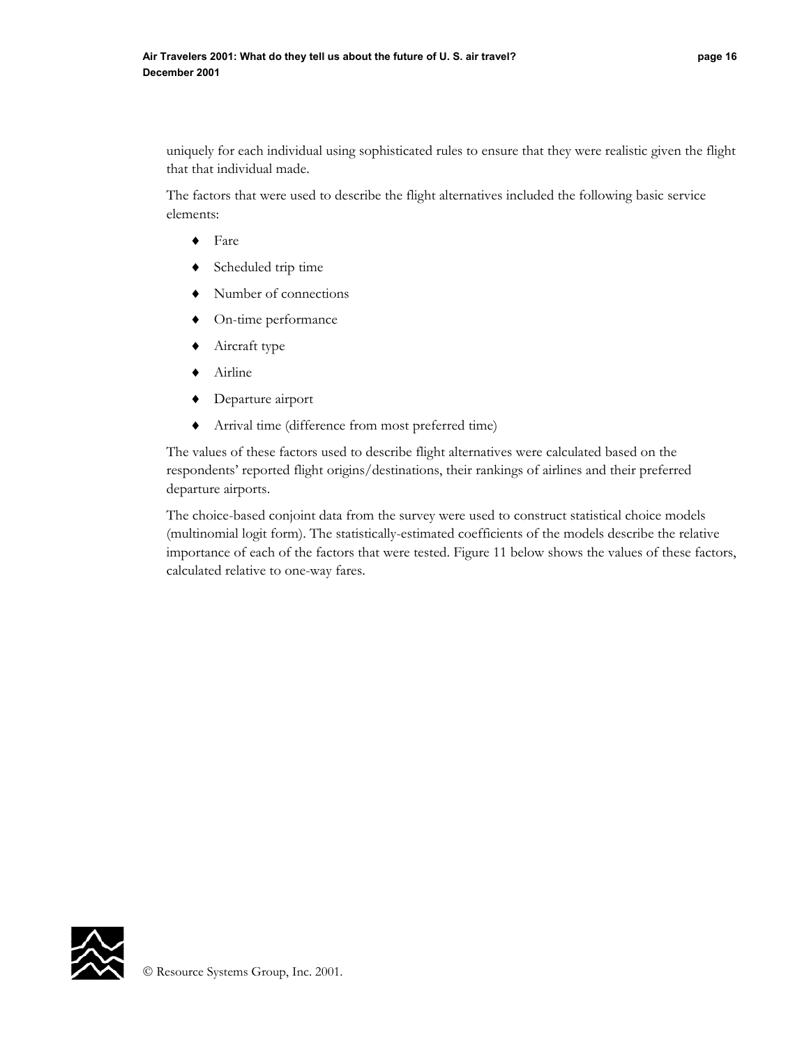uniquely for each individual using sophisticated rules to ensure that they were realistic given the flight that that individual made.

The factors that were used to describe the flight alternatives included the following basic service elements:

- Fare
- Scheduled trip time
- Number of connections
- On-time performance
- Aircraft type
- Airline
- Departure airport
- Arrival time (difference from most preferred time)

The values of these factors used to describe flight alternatives were calculated based on the respondents' reported flight origins/destinations, their rankings of airlines and their preferred departure airports.

The choice-based conjoint data from the survey were used to construct statistical choice models (multinomial logit form). The statistically-estimated coefficients of the models describe the relative importance of each of the factors that were tested. Figure 11 below shows the values of these factors, calculated relative to one-way fares.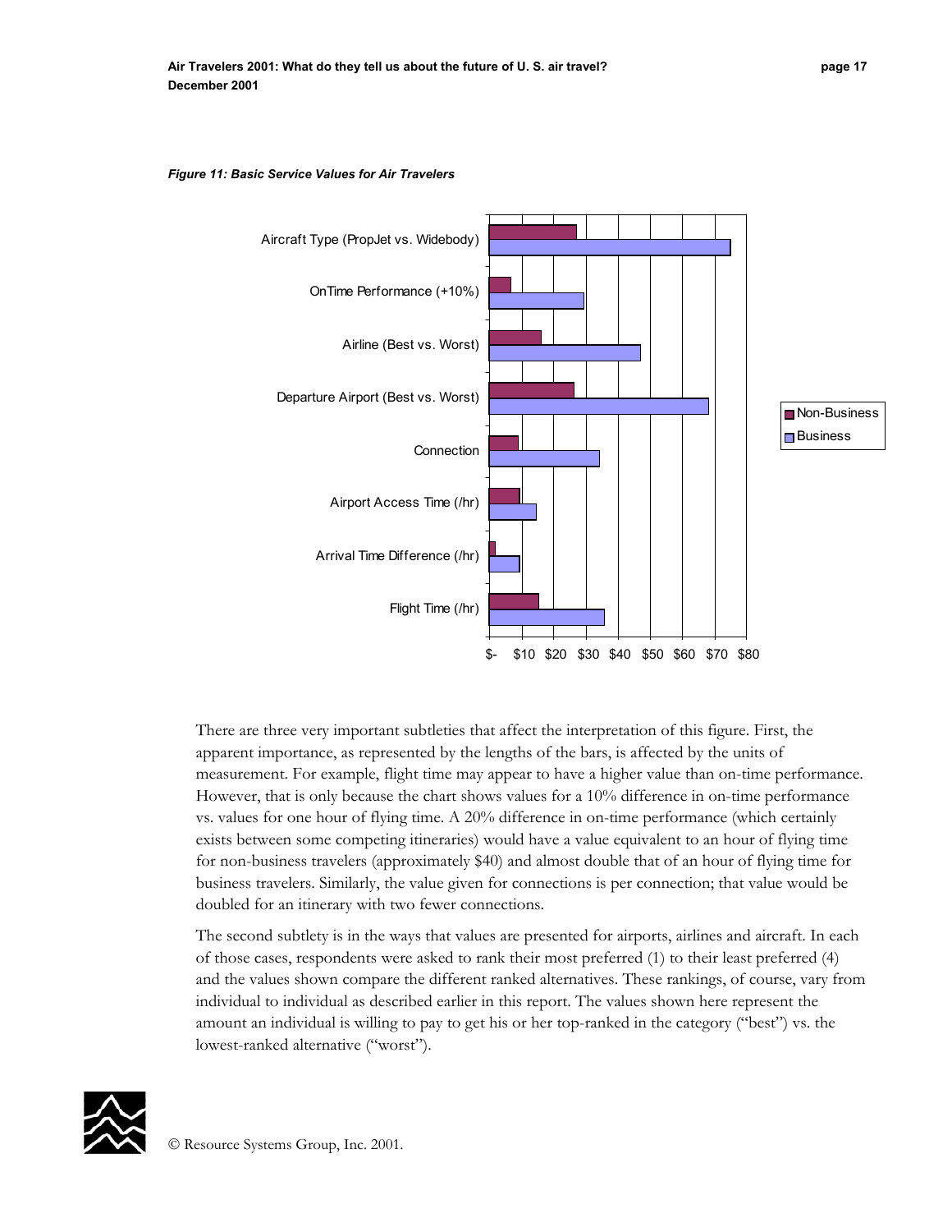*Figure 11: Basic Service Values for Air Travelers*

There are three very important subtleties that affect the interpretation of this figure. First, the apparent importance, as represented by the lengths of the bars, is affected by the units of measurement. For example, flight time may appear to have a higher value than on-time performance. However, that is only because the chart shows values for a 10% difference in on-time performance vs. values for one hour of flying time. A 20% difference in on-time performance (which certainly exists between some competing itineraries) would have a value equivalent to an hour of flying time for non-business travelers (approximately $40) and almost double that of an hour of flying time for business travelers. Similarly, the value given for connections is per connection; that value would be doubled for an itinerary with two fewer connections.

The second subtlety is in the ways that values are presented for airports, airlines and aircraft. In each of those cases, respondents were asked to rank their most preferred (1) to their least preferred (4) and the values shown compare the different ranked alternatives. These rankings, of course, vary from individual to individual as described earlier in this report. The values shown here represent the amount an individual is willing to pay to get his or her top-ranked in the category ("best") vs. the lowest-ranked alternative ("worst").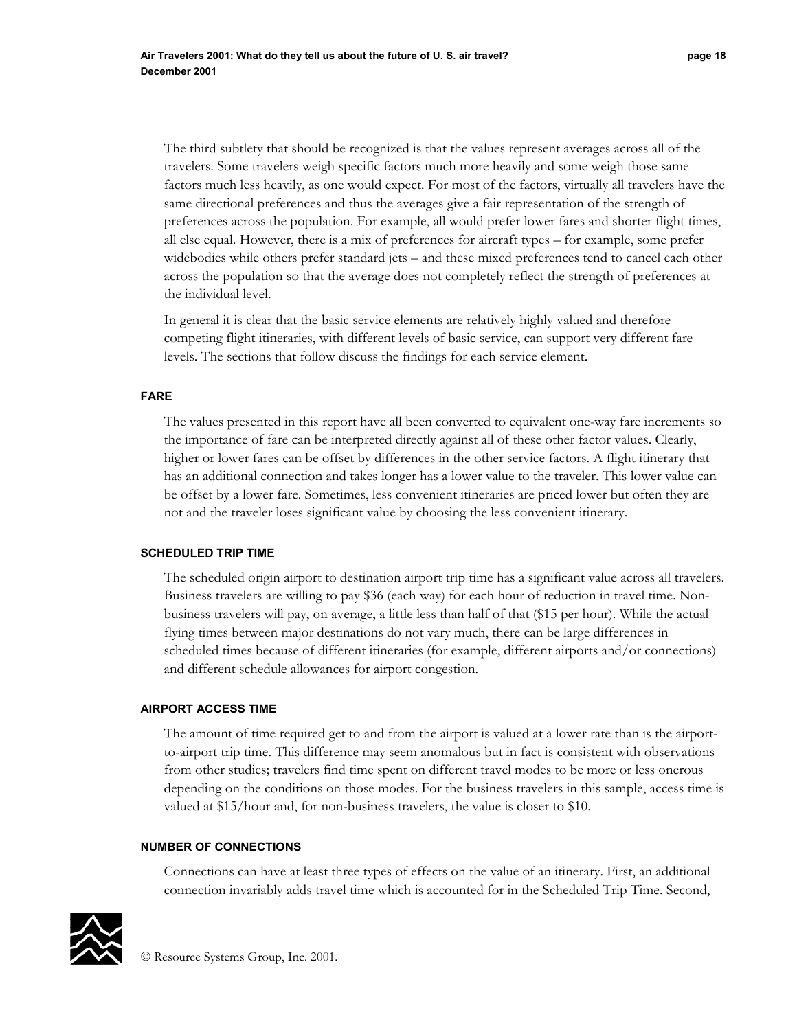The third subtlety that should be recognized is that the values represent averages across all of the travelers. Some travelers weigh specific factors much more heavily and some weigh those same factors much less heavily, as one would expect. For most of the factors, virtually all travelers have the same directional preferences and thus the averages give a fair representation of the strength of preferences across the population. For example, all would prefer lower fares and shorter flight times, all else equal. However, there is a mix of preferences for aircraft types – for example, some prefer widebodies while others prefer standard jets – and these mixed preferences tend to cancel each other across the population so that the average does not completely reflect the strength of preferences at the individual level.

In general it is clear that the basic service elements are relatively highly valued and therefore competing flight itineraries, with different levels of basic service, can support very different fare levels. The sections that follow discuss the findings for each service element.

### FARE

The values presented in this report have all been converted to equivalent one-way fare increments so the importance of fare can be interpreted directly against all of these other factor values. Clearly, higher or lower fares can be offset by differences in the other service factors. A flight itinerary that has an additional connection and takes longer has a lower value to the traveler. This lower value can be offset by a lower fare. Sometimes, less convenient itineraries are priced lower but often they are not and the traveler loses significant value by choosing the less convenient itinerary.

### SCHEDULED TRIP TIME

The scheduled origin airport to destination airport trip time has a significant value across all travelers. Business travelers are willing to pay $36 (each way) for each hour of reduction in travel time. Non-business travelers will pay, on average, a little less than half of that ($15 per hour). While the actual flying times between major destinations do not vary much, there can be large differences in scheduled times because of different itineraries (for example, different airports and/or connections) and different schedule allowances for airport congestion.

### AIRPORT ACCESS TIME

The amount of time required get to and from the airport is valued at a lower rate than is the airport-to-airport trip time. This difference may seem anomalous but in fact is consistent with observations from other studies; travelers find time spent on different travel modes to be more or less onerous depending on the conditions on those modes. For the business travelers in this sample, access time is valued at $15/hour and, for non-business travelers, the value is closer to $10.

### NUMBER OF CONNECTIONS

Connections can have at least three types of effects on the value of an itinerary. First, an additional connection invariably adds travel time which is accounted for in the Scheduled Trip Time. Second,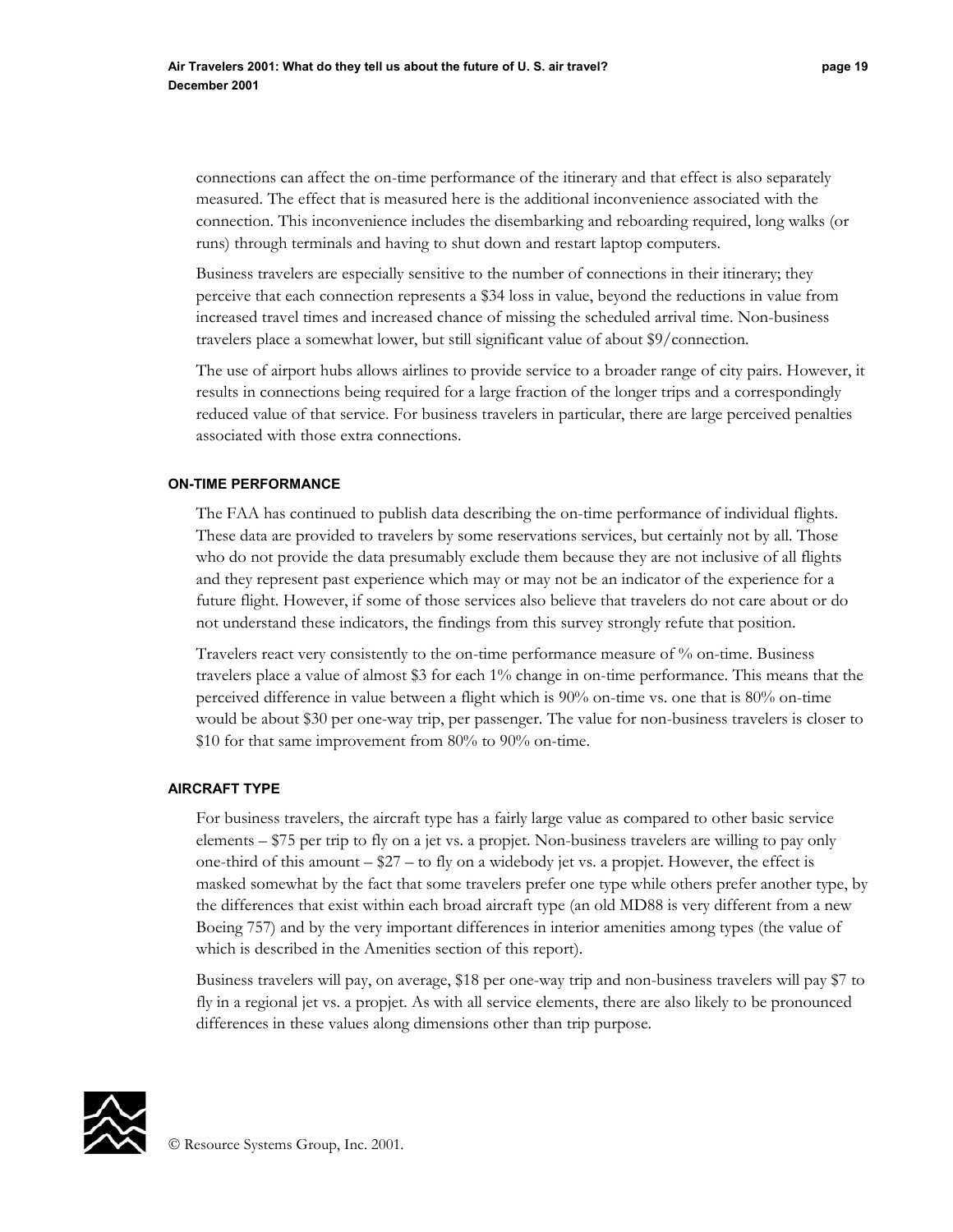connections can affect the on-time performance of the itinerary and that effect is also separately measured. The effect that is measured here is the additional inconvenience associated with the connection. This inconvenience includes the disembarking and reboarding required, long walks (or runs) through terminals and having to shut down and restart laptop computers.

Business travelers are especially sensitive to the number of connections in their itinerary; they perceive that each connection represents a $34 loss in value, beyond the reductions in value from increased travel times and increased chance of missing the scheduled arrival time. Non-business travelers place a somewhat lower, but still significant value of about $9/connection.

The use of airport hubs allows airlines to provide service to a broader range of city pairs. However, it results in connections being required for a large fraction of the longer trips and a correspondingly reduced value of that service. For business travelers in particular, there are large perceived penalties associated with those extra connections.

#### ON-TIME PERFORMANCE

The FAA has continued to publish data describing the on-time performance of individual flights. These data are provided to travelers by some reservations services, but certainly not by all. Those who do not provide the data presumably exclude them because they are not inclusive of all flights and they represent past experience which may or may not be an indicator of the experience for a future flight. However, if some of those services also believe that travelers do not care about or do not understand these indicators, the findings from this survey strongly refute that position.

Travelers react very consistently to the on-time performance measure of % on-time. Business travelers place a value of almost $3 for each 1% change in on-time performance. This means that the perceived difference in value between a flight which is 90% on-time vs. one that is 80% on-time would be about $30 per one-way trip, per passenger. The value for non-business travelers is closer to $10 for that same improvement from 80% to 90% on-time.

#### AIRCRAFT TYPE

For business travelers, the aircraft type has a fairly large value as compared to other basic service elements – $75 per trip to fly on a jet vs. a propjet. Non-business travelers are willing to pay only one-third of this amount – $27 – to fly on a widebody jet vs. a propjet. However, the effect is masked somewhat by the fact that some travelers prefer one type while others prefer another type, by the differences that exist within each broad aircraft type (an old MD88 is very different from a new Boeing 757) and by the very important differences in interior amenities among types (the value of which is described in the Amenities section of this report).

Business travelers will pay, on average, $18 per one-way trip and non-business travelers will pay $7 to fly in a regional jet vs. a propjet. As with all service elements, there are also likely to be pronounced differences in these values along dimensions other than trip purpose.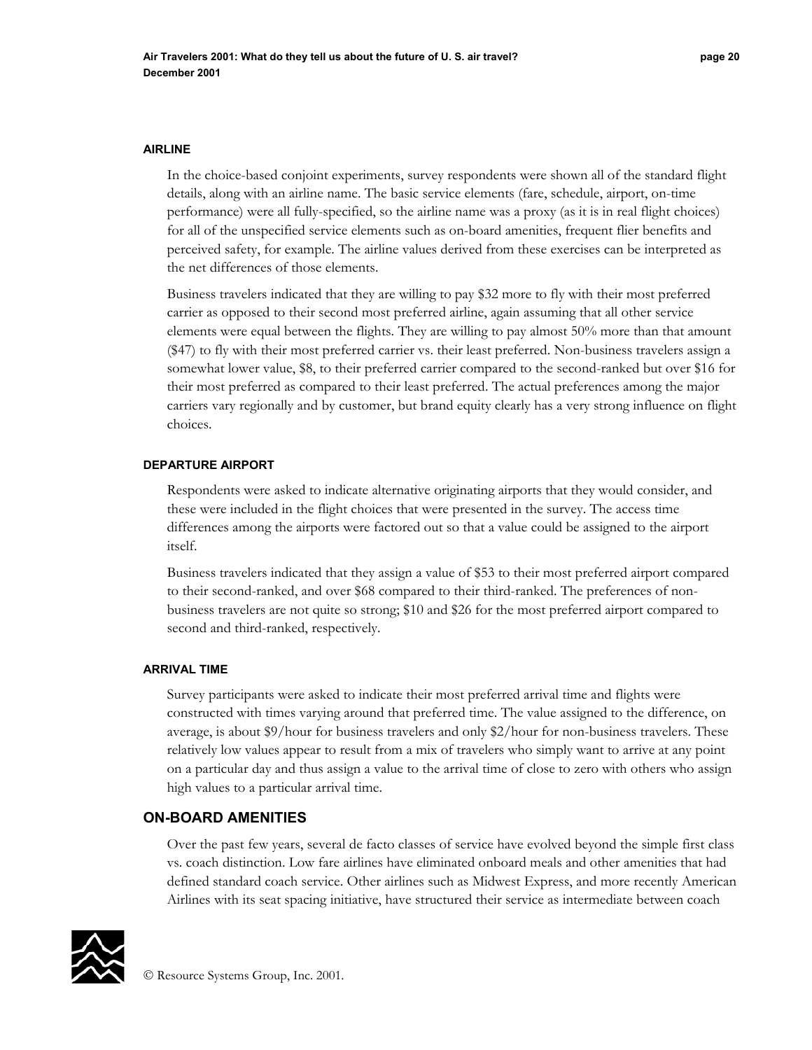#### AIRLINE

In the choice-based conjoint experiments, survey respondents were shown all of the standard flight details, along with an airline name. The basic service elements (fare, schedule, airport, on-time performance) were all fully-specified, so the airline name was a proxy (as it is in real flight choices) for all of the unspecified service elements such as on-board amenities, frequent flier benefits and perceived safety, for example. The airline values derived from these exercises can be interpreted as the net differences of those elements.

Business travelers indicated that they are willing to pay $32 more to fly with their most preferred carrier as opposed to their second most preferred airline, again assuming that all other service elements were equal between the flights. They are willing to pay almost 50% more than that amount ($47) to fly with their most preferred carrier vs. their least preferred. Non-business travelers assign a somewhat lower value, $8, to their preferred carrier compared to the second-ranked but over $16 for their most preferred as compared to their least preferred. The actual preferences among the major carriers vary regionally and by customer, but brand equity clearly has a very strong influence on flight choices.

#### DEPARTURE AIRPORT

Respondents were asked to indicate alternative originating airports that they would consider, and these were included in the flight choices that were presented in the survey. The access time differences among the airports were factored out so that a value could be assigned to the airport itself.

Business travelers indicated that they assign a value of $53 to their most preferred airport compared to their second-ranked, and over $68 compared to their third-ranked. The preferences of non-business travelers are not quite so strong; $10 and $26 for the most preferred airport compared to second and third-ranked, respectively.

#### ARRIVAL TIME

Survey participants were asked to indicate their most preferred arrival time and flights were constructed with times varying around that preferred time. The value assigned to the difference, on average, is about $9/hour for business travelers and only $2/hour for non-business travelers. These relatively low values appear to result from a mix of travelers who simply want to arrive at any point on a particular day and thus assign a value to the arrival time of close to zero with others who assign high values to a particular arrival time.

### ON-BOARD AMENITIES

Over the past few years, several de facto classes of service have evolved beyond the simple first class vs. coach distinction. Low fare airlines have eliminated onboard meals and other amenities that had defined standard coach service. Other airlines such as Midwest Express, and more recently American Airlines with its seat spacing initiative, have structured their service as intermediate between coach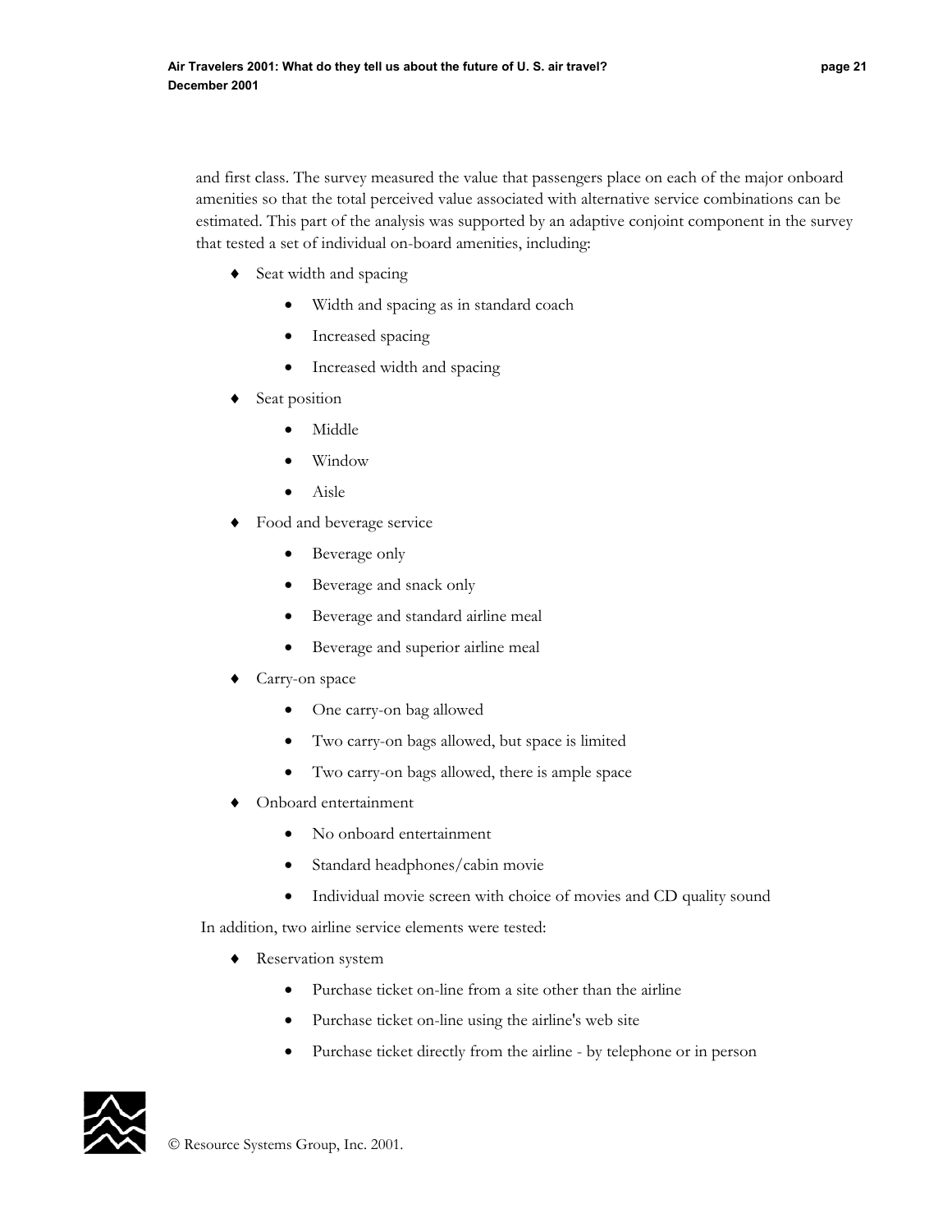and first class. The survey measured the value that passengers place on each of the major onboard amenities so that the total perceived value associated with alternative service combinations can be estimated. This part of the analysis was supported by an adaptive conjoint component in the survey that tested a set of individual on-board amenities, including:

- Seat width and spacing
  - Width and spacing as in standard coach
  - Increased spacing
  - Increased width and spacing
- Seat position
  - Middle
  - Window
  - Aisle
- Food and beverage service
  - Beverage only
  - Beverage and snack only
  - Beverage and standard airline meal
  - Beverage and superior airline meal
- Carry-on space
  - One carry-on bag allowed
  - Two carry-on bags allowed, but space is limited
  - Two carry-on bags allowed, there is ample space
- Onboard entertainment
  - No onboard entertainment
  - Standard headphones/cabin movie
  - Individual movie screen with choice of movies and CD quality sound

In addition, two airline service elements were tested:

- Reservation system
  - Purchase ticket on-line from a site other than the airline
  - Purchase ticket on-line using the airline's web site
  - Purchase ticket directly from the airline - by telephone or in person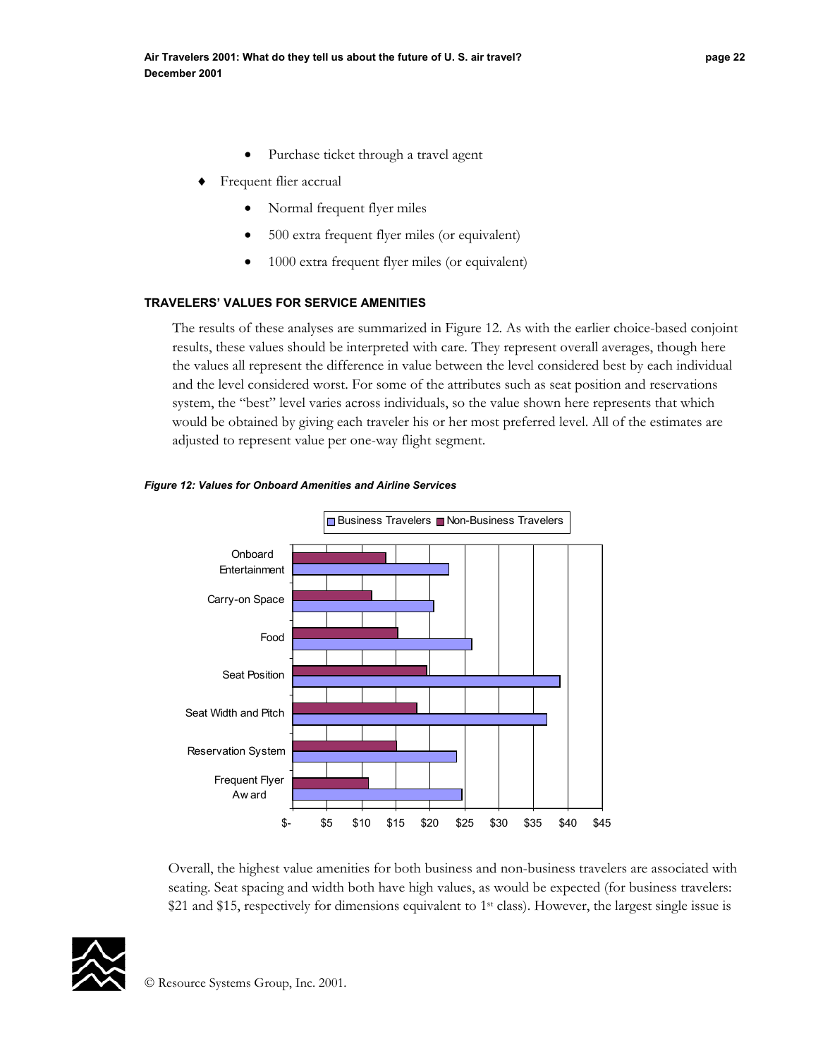- Purchase ticket through a travel agent

♦ Frequent flier accrual

- Normal frequent flyer miles
- 500 extra frequent flyer miles (or equivalent)
- 1000 extra frequent flyer miles (or equivalent)

### TRAVELERS' VALUES FOR SERVICE AMENITIES

The results of these analyses are summarized in Figure 12. As with the earlier choice-based conjoint results, these values should be interpreted with care. They represent overall averages, though here the values all represent the difference in value between the level considered best by each individual and the level considered worst. For some of the attributes such as seat position and reservations system, the "best" level varies across individuals, so the value shown here represents that which would be obtained by giving each traveler his or her most preferred level. All of the estimates are adjusted to represent value per one-way flight segment.

*Figure 12: Values for Onboard Amenities and Airline Services*

Overall, the highest value amenities for both business and non-business travelers are associated with seating. Seat spacing and width both have high values, as would be expected (for business travelers: \$21 and \$15, respectively for dimensions equivalent to 1st class). However, the largest single issue is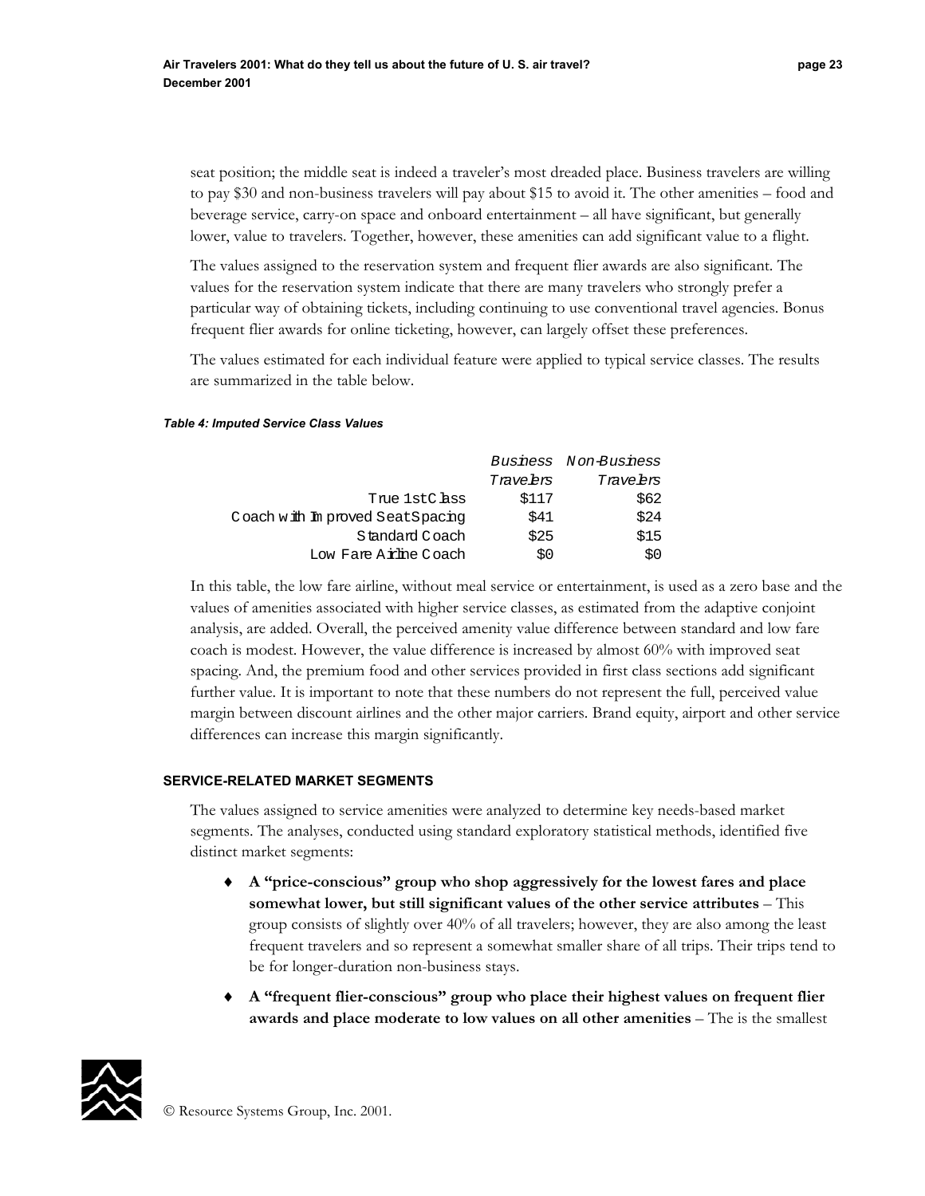seat position; the middle seat is indeed a traveler's most dreaded place. Business travelers are willing to pay $30 and non-business travelers will pay about $15 to avoid it. The other amenities – food and beverage service, carry-on space and onboard entertainment – all have significant, but generally lower, value to travelers. Together, however, these amenities can add significant value to a flight.

The values assigned to the reservation system and frequent flier awards are also significant. The values for the reservation system indicate that there are many travelers who strongly prefer a particular way of obtaining tickets, including continuing to use conventional travel agencies. Bonus frequent flier awards for online ticketing, however, can largely offset these preferences.

The values estimated for each individual feature were applied to typical service classes. The results are summarized in the table below.

***Table 4: Imputed Service Class Values***

| | Business Travelers | Non-Business Travelers |
|---:|---:|---:|
| True 1st Class | $117 | $62 |
| Coach with Improved Seat Spacing | $41 | $24 |
| Standard Coach | $25 | $15 |
| Low Fare Airline Coach | $0 | $0 |

In this table, the low fare airline, without meal service or entertainment, is used as a zero base and the values of amenities associated with higher service classes, as estimated from the adaptive conjoint analysis, are added. Overall, the perceived amenity value difference between standard and low fare coach is modest. However, the value difference is increased by almost 60% with improved seat spacing. And, the premium food and other services provided in first class sections add significant further value. It is important to note that these numbers do not represent the full, perceived value margin between discount airlines and the other major carriers. Brand equity, airport and other service differences can increase this margin significantly.

### SERVICE-RELATED MARKET SEGMENTS

The values assigned to service amenities were analyzed to determine key needs-based market segments. The analyses, conducted using standard exploratory statistical methods, identified five distinct market segments:

- **A "price-conscious" group who shop aggressively for the lowest fares and place somewhat lower, but still significant values of the other service attributes** – This group consists of slightly over 40% of all travelers; however, they are also among the least frequent travelers and so represent a somewhat smaller share of all trips. Their trips tend to be for longer-duration non-business stays.
- **A "frequent flier-conscious" group who place their highest values on frequent flier awards and place moderate to low values on all other amenities** – The is the smallest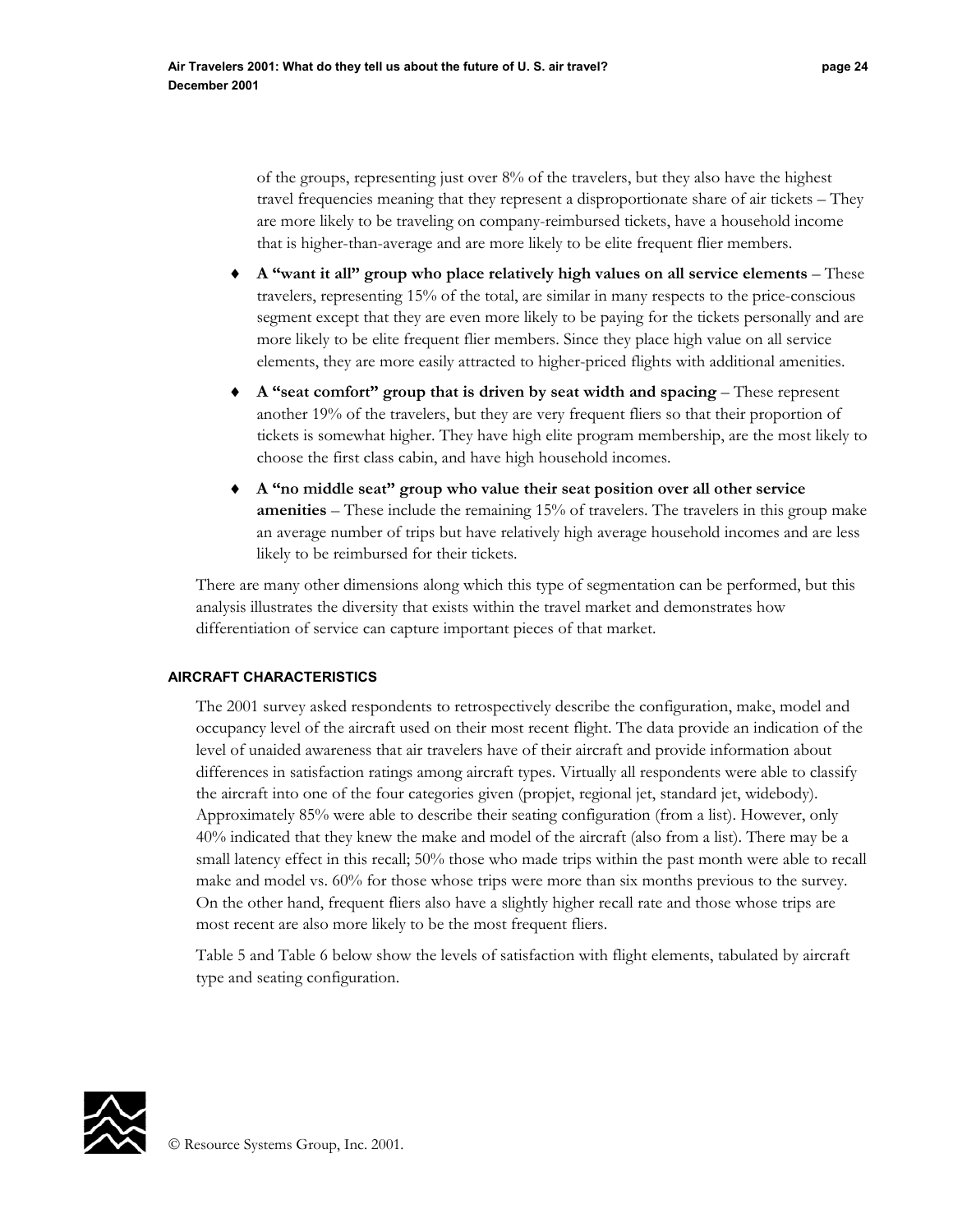of the groups, representing just over 8% of the travelers, but they also have the highest travel frequencies meaning that they represent a disproportionate share of air tickets – They are more likely to be traveling on company-reimbursed tickets, have a household income that is higher-than-average and are more likely to be elite frequent flier members.

- **A "want it all" group who place relatively high values on all service elements** – These travelers, representing 15% of the total, are similar in many respects to the price-conscious segment except that they are even more likely to be paying for the tickets personally and are more likely to be elite frequent flier members. Since they place high value on all service elements, they are more easily attracted to higher-priced flights with additional amenities.
- **A "seat comfort" group that is driven by seat width and spacing** – These represent another 19% of the travelers, but they are very frequent fliers so that their proportion of tickets is somewhat higher. They have high elite program membership, are the most likely to choose the first class cabin, and have high household incomes.
- **A "no middle seat" group who value their seat position over all other service amenities** – These include the remaining 15% of travelers. The travelers in this group make an average number of trips but have relatively high average household incomes and are less likely to be reimbursed for their tickets.

There are many other dimensions along which this type of segmentation can be performed, but this analysis illustrates the diversity that exists within the travel market and demonstrates how differentiation of service can capture important pieces of that market.

## AIRCRAFT CHARACTERISTICS

The 2001 survey asked respondents to retrospectively describe the configuration, make, model and occupancy level of the aircraft used on their most recent flight. The data provide an indication of the level of unaided awareness that air travelers have of their aircraft and provide information about differences in satisfaction ratings among aircraft types. Virtually all respondents were able to classify the aircraft into one of the four categories given (propjet, regional jet, standard jet, widebody). Approximately 85% were able to describe their seating configuration (from a list). However, only 40% indicated that they knew the make and model of the aircraft (also from a list). There may be a small latency effect in this recall; 50% those who made trips within the past month were able to recall make and model vs. 60% for those whose trips were more than six months previous to the survey. On the other hand, frequent fliers also have a slightly higher recall rate and those whose trips are most recent are also more likely to be the most frequent fliers.

Table 5 and Table 6 below show the levels of satisfaction with flight elements, tabulated by aircraft type and seating configuration.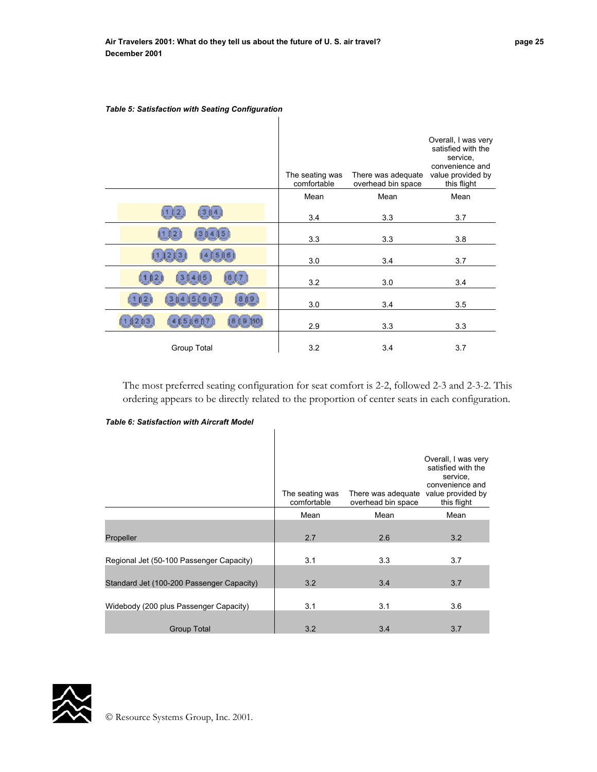***Table 5: Satisfaction with Seating Configuration***

| | The seating was comfortable | There was adequate overhead bin space | Overall, I was very satisfied with the service, convenience and value provided by this flight |
|---|---|---|---|
| | Mean | Mean | Mean |
| 1 2 / 3 4 | 3.4 | 3.3 | 3.7 |
| 1 2 / 3 4 5 | 3.3 | 3.3 | 3.8 |
| 1 2 3 / 4 5 6 | 3.0 | 3.4 | 3.7 |
| 1 2 / 3 4 5 / 6 7 | 3.2 | 3.0 | 3.4 |
| 1 2 / 3 4 5 6 7 / 8 9 | 3.0 | 3.4 | 3.5 |
| 1 2 3 / 4 5 6 7 / 8 9 10 | 2.9 | 3.3 | 3.3 |
| Group Total | 3.2 | 3.4 | 3.7 |

The most preferred seating configuration for seat comfort is 2-2, followed 2-3 and 2-3-2. This ordering appears to be directly related to the proportion of center seats in each configuration.

***Table 6: Satisfaction with Aircraft Model***

| | The seating was comfortable | There was adequate overhead bin space | Overall, I was very satisfied with the service, convenience and value provided by this flight |
|---|---|---|---|
| | Mean | Mean | Mean |
| Propeller | 2.7 | 2.6 | 3.2 |
| Regional Jet (50-100 Passenger Capacity) | 3.1 | 3.3 | 3.7 |
| Standard Jet (100-200 Passenger Capacity) | 3.2 | 3.4 | 3.7 |
| Widebody (200 plus Passenger Capacity) | 3.1 | 3.1 | 3.6 |
| Group Total | 3.2 | 3.4 | 3.7 |

© Resource Systems Group, Inc. 2001.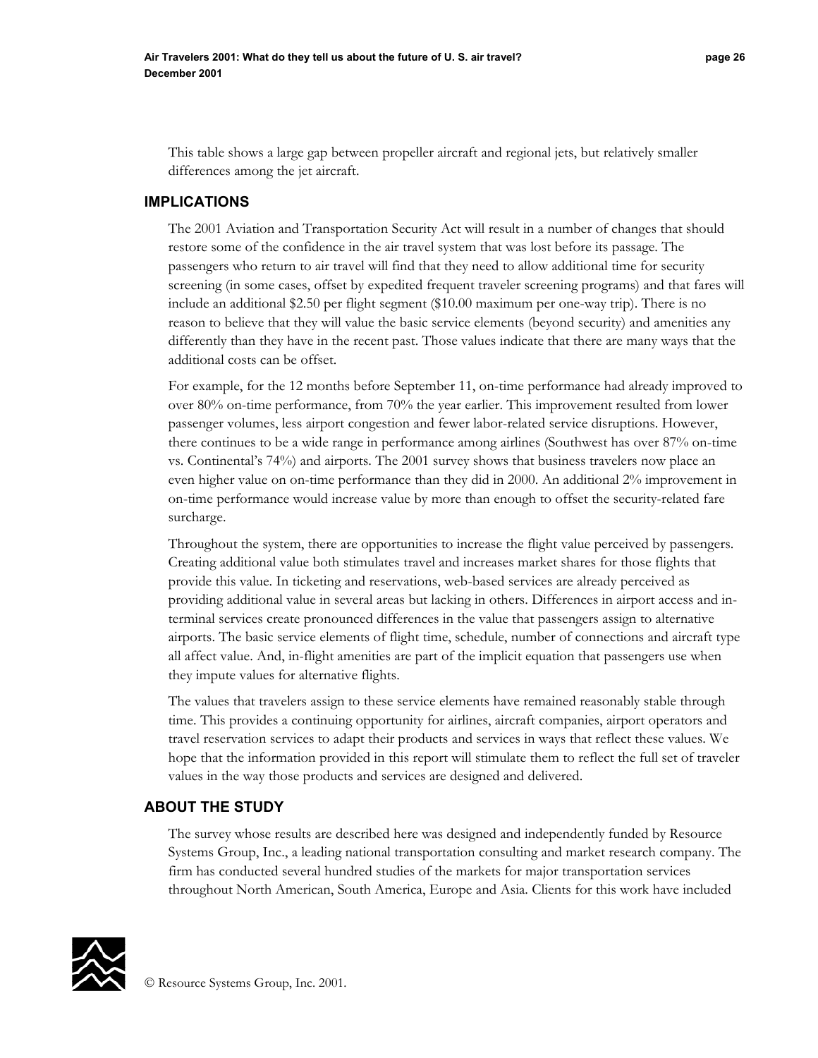This table shows a large gap between propeller aircraft and regional jets, but relatively smaller differences among the jet aircraft.

## IMPLICATIONS

The 2001 Aviation and Transportation Security Act will result in a number of changes that should restore some of the confidence in the air travel system that was lost before its passage. The passengers who return to air travel will find that they need to allow additional time for security screening (in some cases, offset by expedited frequent traveler screening programs) and that fares will include an additional $2.50 per flight segment ($10.00 maximum per one-way trip). There is no reason to believe that they will value the basic service elements (beyond security) and amenities any differently than they have in the recent past. Those values indicate that there are many ways that the additional costs can be offset.

For example, for the 12 months before September 11, on-time performance had already improved to over 80% on-time performance, from 70% the year earlier. This improvement resulted from lower passenger volumes, less airport congestion and fewer labor-related service disruptions. However, there continues to be a wide range in performance among airlines (Southwest has over 87% on-time vs. Continental's 74%) and airports. The 2001 survey shows that business travelers now place an even higher value on on-time performance than they did in 2000. An additional 2% improvement in on-time performance would increase value by more than enough to offset the security-related fare surcharge.

Throughout the system, there are opportunities to increase the flight value perceived by passengers. Creating additional value both stimulates travel and increases market shares for those flights that provide this value. In ticketing and reservations, web-based services are already perceived as providing additional value in several areas but lacking in others. Differences in airport access and in-terminal services create pronounced differences in the value that passengers assign to alternative airports. The basic service elements of flight time, schedule, number of connections and aircraft type all affect value. And, in-flight amenities are part of the implicit equation that passengers use when they impute values for alternative flights.

The values that travelers assign to these service elements have remained reasonably stable through time. This provides a continuing opportunity for airlines, aircraft companies, airport operators and travel reservation services to adapt their products and services in ways that reflect these values. We hope that the information provided in this report will stimulate them to reflect the full set of traveler values in the way those products and services are designed and delivered.

## ABOUT THE STUDY

The survey whose results are described here was designed and independently funded by Resource Systems Group, Inc., a leading national transportation consulting and market research company. The firm has conducted several hundred studies of the markets for major transportation services throughout North American, South America, Europe and Asia. Clients for this work have included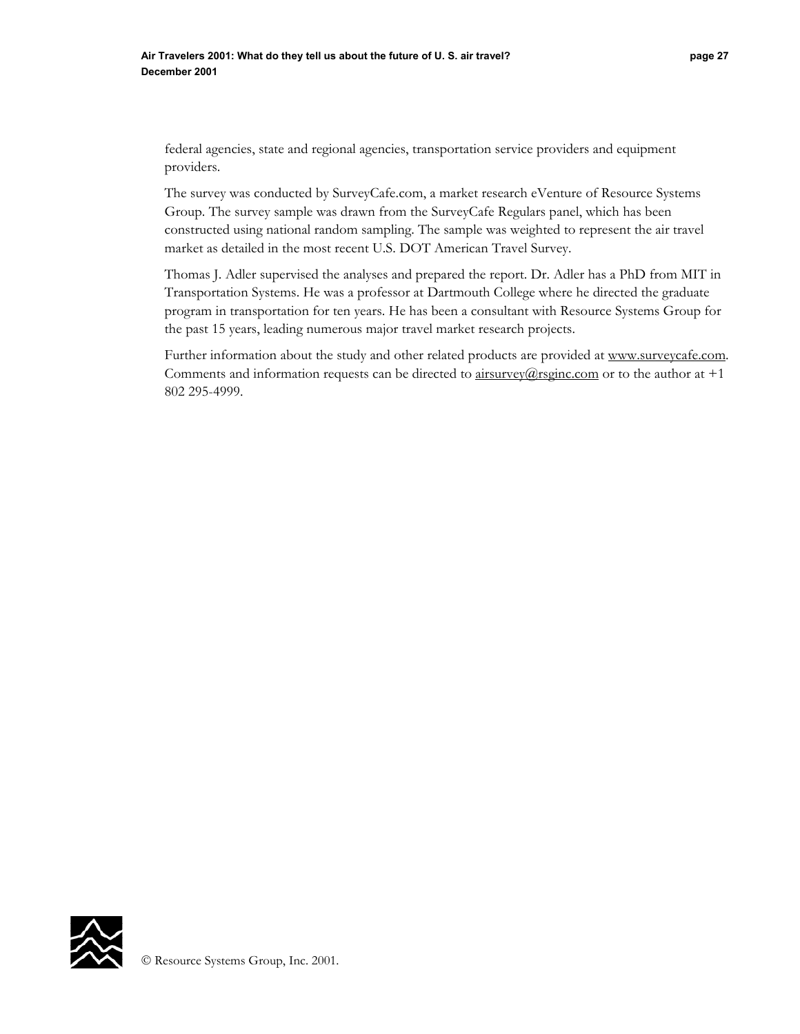federal agencies, state and regional agencies, transportation service providers and equipment providers.

The survey was conducted by SurveyCafe.com, a market research eVenture of Resource Systems Group. The survey sample was drawn from the SurveyCafe Regulars panel, which has been constructed using national random sampling. The sample was weighted to represent the air travel market as detailed in the most recent U.S. DOT American Travel Survey.

Thomas J. Adler supervised the analyses and prepared the report. Dr. Adler has a PhD from MIT in Transportation Systems. He was a professor at Dartmouth College where he directed the graduate program in transportation for ten years. He has been a consultant with Resource Systems Group for the past 15 years, leading numerous major travel market research projects.

Further information about the study and other related products are provided at www.surveycafe.com. Comments and information requests can be directed to airsurvey@rsginc.com or to the author at +1 802 295-4999.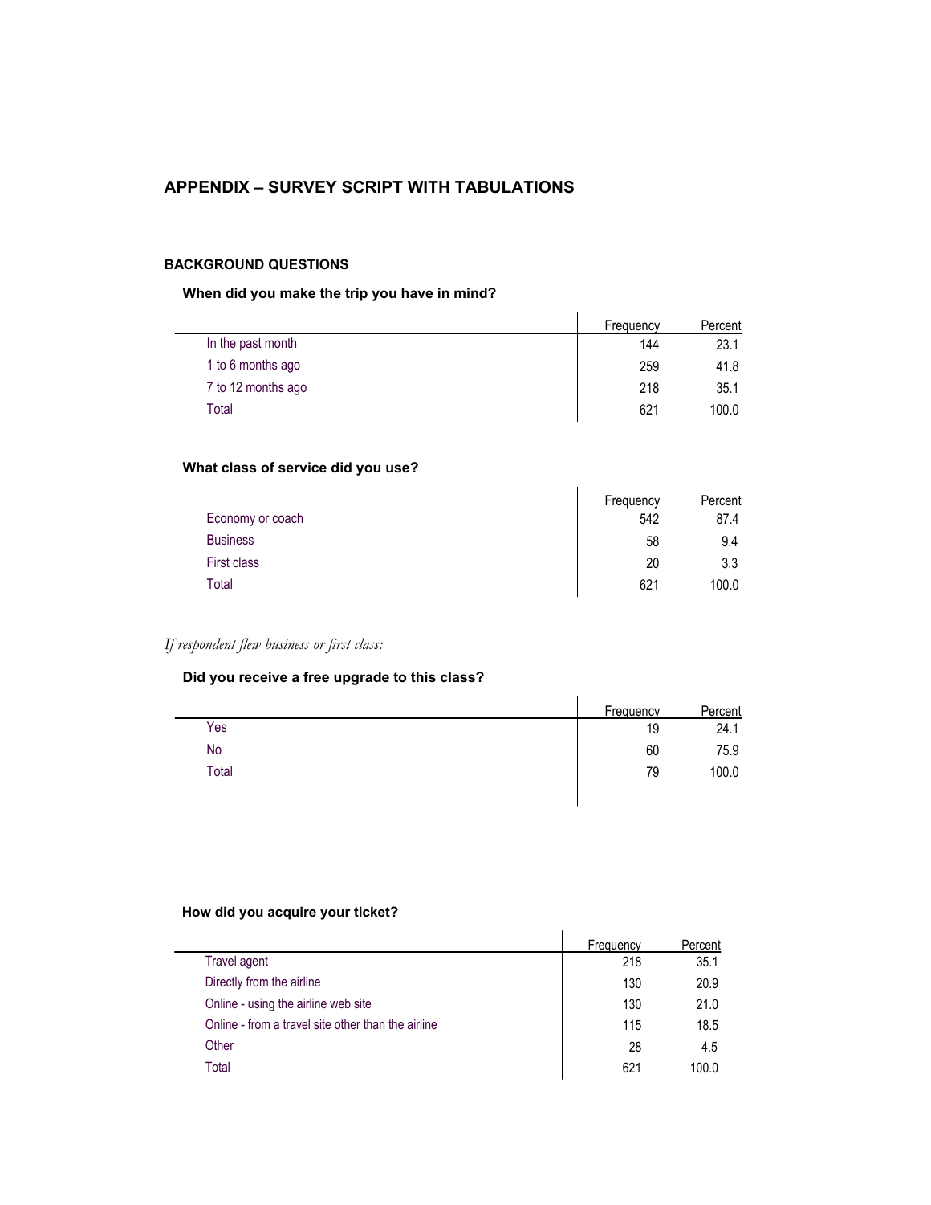## APPENDIX – SURVEY SCRIPT WITH TABULATIONS

### BACKGROUND QUESTIONS

**When did you make the trip you have in mind?**

| | Frequency | Percent |
|---|---|---|
| In the past month | 144 | 23.1 |
| 1 to 6 months ago | 259 | 41.8 |
| 7 to 12 months ago | 218 | 35.1 |
| Total | 621 | 100.0 |

**What class of service did you use?**

| | Frequency | Percent |
|---|---|---|
| Economy or coach | 542 | 87.4 |
| Business | 58 | 9.4 |
| First class | 20 | 3.3 |
| Total | 621 | 100.0 |

*If respondent flew business or first class:*

**Did you receive a free upgrade to this class?**

| | Frequency | Percent |
|---|---|---|
| Yes | 19 | 24.1 |
| No | 60 | 75.9 |
| Total | 79 | 100.0 |

**How did you acquire your ticket?**

| | Frequency | Percent |
|---|---|---|
| Travel agent | 218 | 35.1 |
| Directly from the airline | 130 | 20.9 |
| Online - using the airline web site | 130 | 21.0 |
| Online - from a travel site other than the airline | 115 | 18.5 |
| Other | 28 | 4.5 |
| Total | 621 | 100.0 |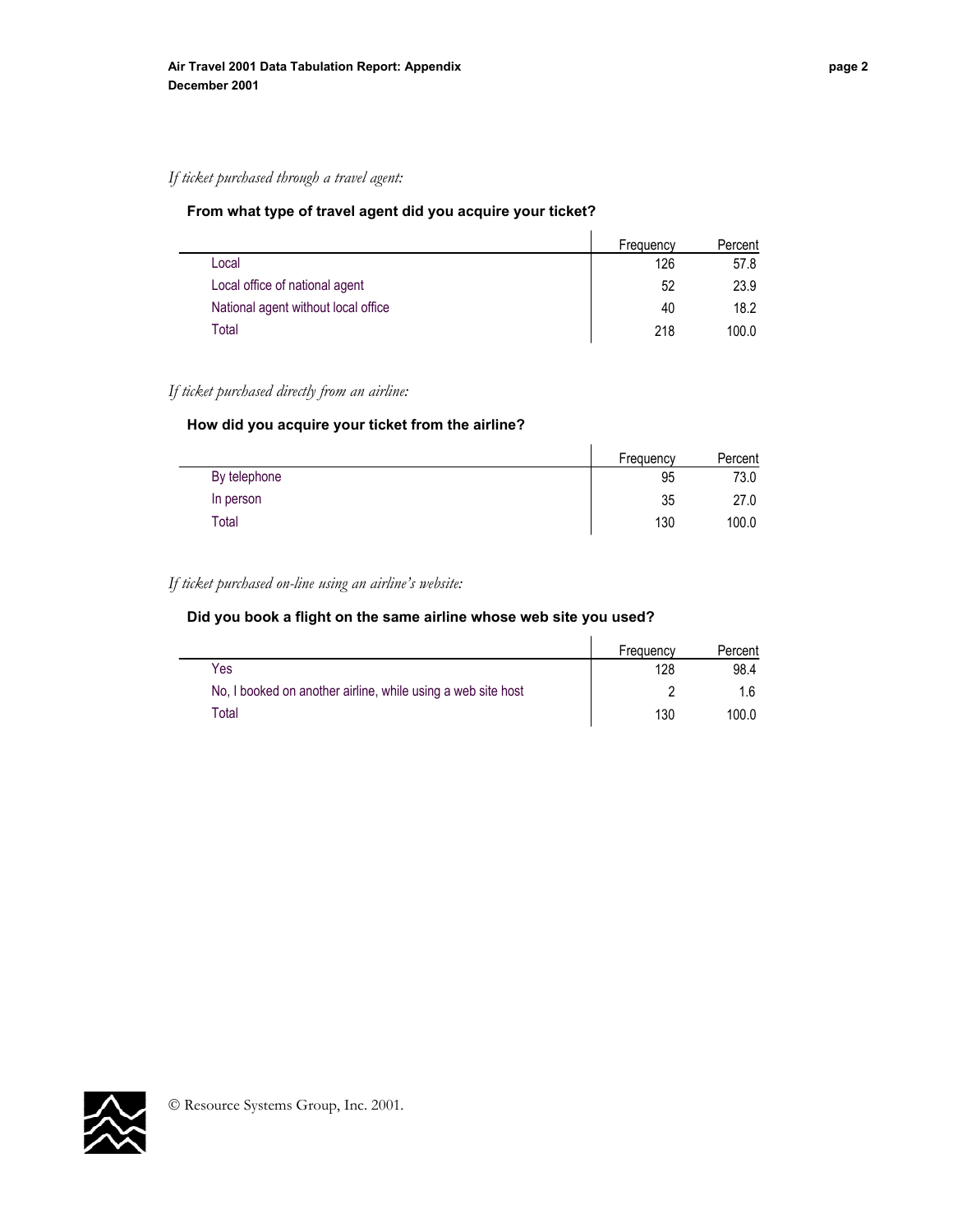*If ticket purchased through a travel agent:*

**From what type of travel agent did you acquire your ticket?**

| | Frequency | Percent |
|---|---|---|
| Local | 126 | 57.8 |
| Local office of national agent | 52 | 23.9 |
| National agent without local office | 40 | 18.2 |
| Total | 218 | 100.0 |

*If ticket purchased directly from an airline:*

**How did you acquire your ticket from the airline?**

| | Frequency | Percent |
|---|---|---|
| By telephone | 95 | 73.0 |
| In person | 35 | 27.0 |
| Total | 130 | 100.0 |

*If ticket purchased on-line using an airline's website:*

**Did you book a flight on the same airline whose web site you used?**

| | Frequency | Percent |
|---|---|---|
| Yes | 128 | 98.4 |
| No, I booked on another airline, while using a web site host | 2 | 1.6 |
| Total | 130 | 100.0 |

© Resource Systems Group, Inc. 2001.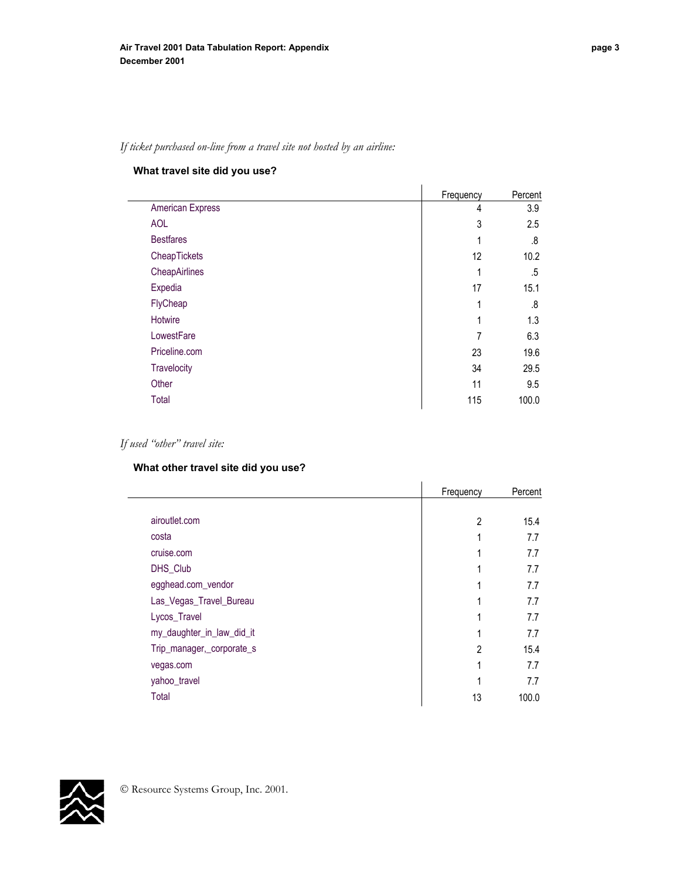*If ticket purchased on-line from a travel site not hosted by an airline:*

**What travel site did you use?**

| | Frequency | Percent |
|---|---|---|
| American Express | 4 | 3.9 |
| AOL | 3 | 2.5 |
| Bestfares | 1 | .8 |
| CheapTickets | 12 | 10.2 |
| CheapAirlines | 1 | .5 |
| Expedia | 17 | 15.1 |
| FlyCheap | 1 | .8 |
| Hotwire | 1 | 1.3 |
| LowestFare | 7 | 6.3 |
| Priceline.com | 23 | 19.6 |
| Travelocity | 34 | 29.5 |
| Other | 11 | 9.5 |
| Total | 115 | 100.0 |

*If used "other" travel site:*

**What other travel site did you use?**

| | Frequency | Percent |
|---|---|---|
| airoutlet.com | 2 | 15.4 |
| costa | 1 | 7.7 |
| cruise.com | 1 | 7.7 |
| DHS_Club | 1 | 7.7 |
| egghead.com_vendor | 1 | 7.7 |
| Las_Vegas_Travel_Bureau | 1 | 7.7 |
| Lycos_Travel | 1 | 7.7 |
| my_daughter_in_law_did_it | 1 | 7.7 |
| Trip_manager,_corporate_s | 2 | 15.4 |
| vegas.com | 1 | 7.7 |
| yahoo_travel | 1 | 7.7 |
| Total | 13 | 100.0 |

© Resource Systems Group, Inc. 2001.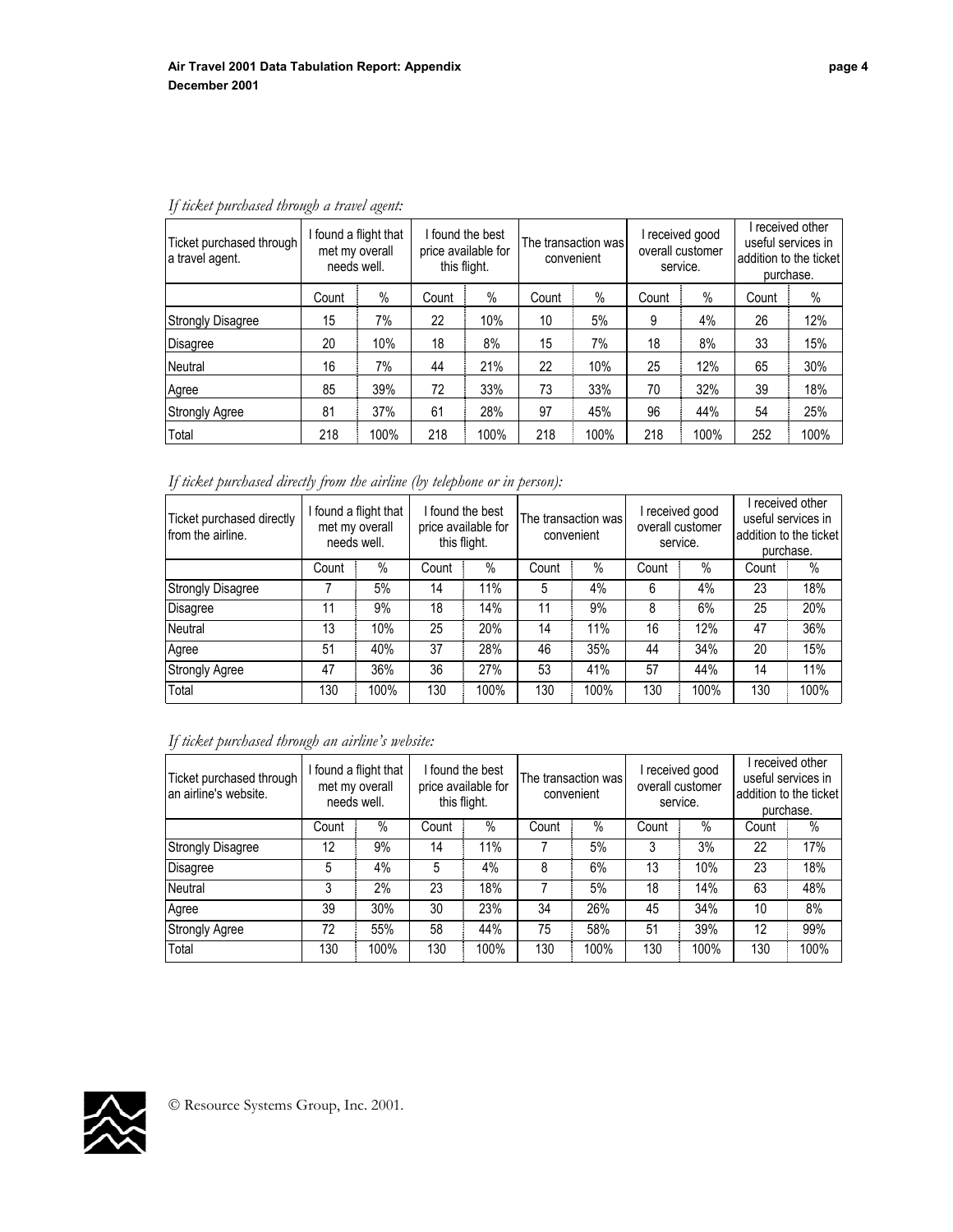*If ticket purchased through a travel agent:*

| Ticket purchased through a travel agent. | I found a flight that met my overall needs well. | | I found the best price available for this flight. | | The transaction was convenient | | I received good overall customer service. | | I received other useful services in addition to the ticket purchase. | |
|---|---|---|---|---|---|---|---|---|---|---|
| | Count | % | Count | % | Count | % | Count | % | Count | % |
| Strongly Disagree | 15 | 7% | 22 | 10% | 10 | 5% | 9 | 4% | 26 | 12% |
| Disagree | 20 | 10% | 18 | 8% | 15 | 7% | 18 | 8% | 33 | 15% |
| Neutral | 16 | 7% | 44 | 21% | 22 | 10% | 25 | 12% | 65 | 30% |
| Agree | 85 | 39% | 72 | 33% | 73 | 33% | 70 | 32% | 39 | 18% |
| Strongly Agree | 81 | 37% | 61 | 28% | 97 | 45% | 96 | 44% | 54 | 25% |
| Total | 218 | 100% | 218 | 100% | 218 | 100% | 218 | 100% | 252 | 100% |

*If ticket purchased directly from the airline (by telephone or in person):*

| Ticket purchased directly from the airline. | I found a flight that met my overall needs well. | | I found the best price available for this flight. | | The transaction was convenient | | I received good overall customer service. | | I received other useful services in addition to the ticket purchase. | |
|---|---|---|---|---|---|---|---|---|---|---|
| | Count | % | Count | % | Count | % | Count | % | Count | % |
| Strongly Disagree | 7 | 5% | 14 | 11% | 5 | 4% | 6 | 4% | 23 | 18% |
| Disagree | 11 | 9% | 18 | 14% | 11 | 9% | 8 | 6% | 25 | 20% |
| Neutral | 13 | 10% | 25 | 20% | 14 | 11% | 16 | 12% | 47 | 36% |
| Agree | 51 | 40% | 37 | 28% | 46 | 35% | 44 | 34% | 20 | 15% |
| Strongly Agree | 47 | 36% | 36 | 27% | 53 | 41% | 57 | 44% | 14 | 11% |
| Total | 130 | 100% | 130 | 100% | 130 | 100% | 130 | 100% | 130 | 100% |

*If ticket purchased through an airline's website:*

| Ticket purchased through an airline's website. | I found a flight that met my overall needs well. | | I found the best price available for this flight. | | The transaction was convenient | | I received good overall customer service. | | I received other useful services in addition to the ticket purchase. | |
|---|---|---|---|---|---|---|---|---|---|---|
| | Count | % | Count | % | Count | % | Count | % | Count | % |
| Strongly Disagree | 12 | 9% | 14 | 11% | 7 | 5% | 3 | 3% | 22 | 17% |
| Disagree | 5 | 4% | 5 | 4% | 8 | 6% | 13 | 10% | 23 | 18% |
| Neutral | 3 | 2% | 23 | 18% | 7 | 5% | 18 | 14% | 63 | 48% |
| Agree | 39 | 30% | 30 | 23% | 34 | 26% | 45 | 34% | 10 | 8% |
| Strongly Agree | 72 | 55% | 58 | 44% | 75 | 58% | 51 | 39% | 12 | 99% |
| Total | 130 | 100% | 130 | 100% | 130 | 100% | 130 | 100% | 130 | 100% |

© Resource Systems Group, Inc. 2001.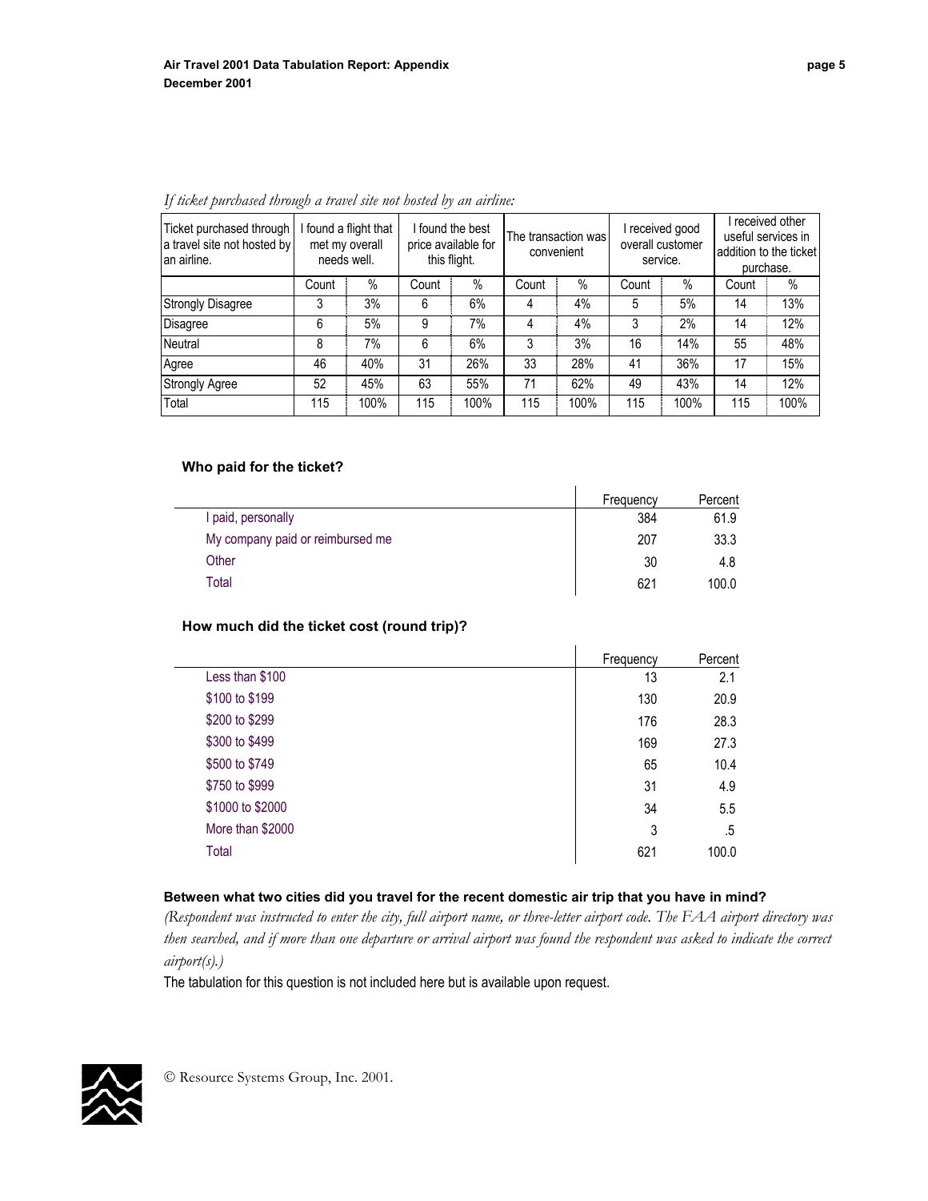*If ticket purchased through a travel site not hosted by an airline:*

| Ticket purchased through a travel site not hosted by an airline. | I found a flight that met my overall needs well. | | I found the best price available for this flight. | | The transaction was convenient | | I received good overall customer service. | | I received other useful services in addition to the ticket purchase. | |
|---|---|---|---|---|---|---|---|---|---|---|
| | Count | % | Count | % | Count | % | Count | % | Count | % |
| Strongly Disagree | 3 | 3% | 6 | 6% | 4 | 4% | 5 | 5% | 14 | 13% |
| Disagree | 6 | 5% | 9 | 7% | 4 | 4% | 3 | 2% | 14 | 12% |
| Neutral | 8 | 7% | 6 | 6% | 3 | 3% | 16 | 14% | 55 | 48% |
| Agree | 46 | 40% | 31 | 26% | 33 | 28% | 41 | 36% | 17 | 15% |
| Strongly Agree | 52 | 45% | 63 | 55% | 71 | 62% | 49 | 43% | 14 | 12% |
| Total | 115 | 100% | 115 | 100% | 115 | 100% | 115 | 100% | 115 | 100% |

**Who paid for the ticket?**

| | Frequency | Percent |
|---|---|---|
| I paid, personally | 384 | 61.9 |
| My company paid or reimbursed me | 207 | 33.3 |
| Other | 30 | 4.8 |
| Total | 621 | 100.0 |

**How much did the ticket cost (round trip)?**

| | Frequency | Percent |
|---|---|---|
| Less than $100 | 13 | 2.1 |
| $100 to $199 | 130 | 20.9 |
| $200 to $299 | 176 | 28.3 |
| $300 to $499 | 169 | 27.3 |
| $500 to $749 | 65 | 10.4 |
| $750 to $999 | 31 | 4.9 |
| $1000 to $2000 | 34 | 5.5 |
| More than $2000 | 3 | .5 |
| Total | 621 | 100.0 |

**Between what two cities did you travel for the recent domestic air trip that you have in mind?**

*(Respondent was instructed to enter the city, full airport name, or three-letter airport code. The FAA airport directory was then searched, and if more than one departure or arrival airport was found the respondent was asked to indicate the correct airport(s).)*

The tabulation for this question is not included here but is available upon request.

© Resource Systems Group, Inc. 2001.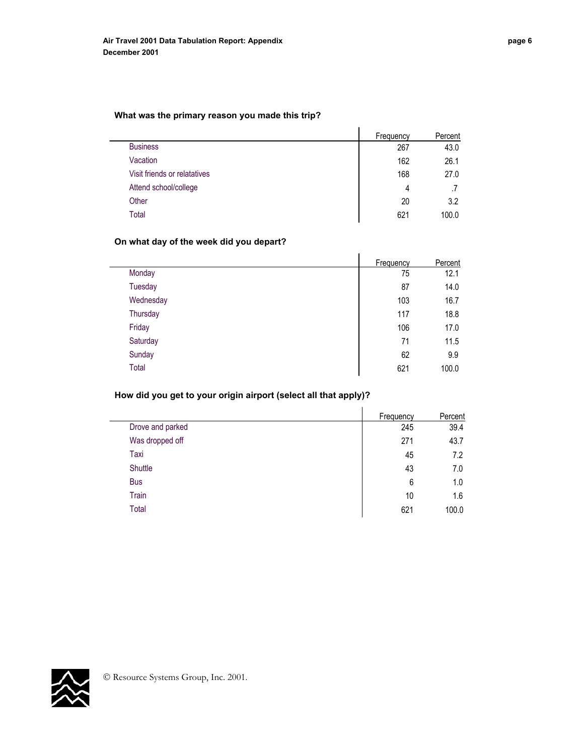**What was the primary reason you made this trip?**

| | Frequency | Percent |
|---|---|---|
| Business | 267 | 43.0 |
| Vacation | 162 | 26.1 |
| Visit friends or relatatives | 168 | 27.0 |
| Attend school/college | 4 | .7 |
| Other | 20 | 3.2 |
| Total | 621 | 100.0 |

**On what day of the week did you depart?**

| | Frequency | Percent |
|---|---|---|
| Monday | 75 | 12.1 |
| Tuesday | 87 | 14.0 |
| Wednesday | 103 | 16.7 |
| Thursday | 117 | 18.8 |
| Friday | 106 | 17.0 |
| Saturday | 71 | 11.5 |
| Sunday | 62 | 9.9 |
| Total | 621 | 100.0 |

**How did you get to your origin airport (select all that apply)?**

| | Frequency | Percent |
|---|---|---|
| Drove and parked | 245 | 39.4 |
| Was dropped off | 271 | 43.7 |
| Taxi | 45 | 7.2 |
| Shuttle | 43 | 7.0 |
| Bus | 6 | 1.0 |
| Train | 10 | 1.6 |
| Total | 621 | 100.0 |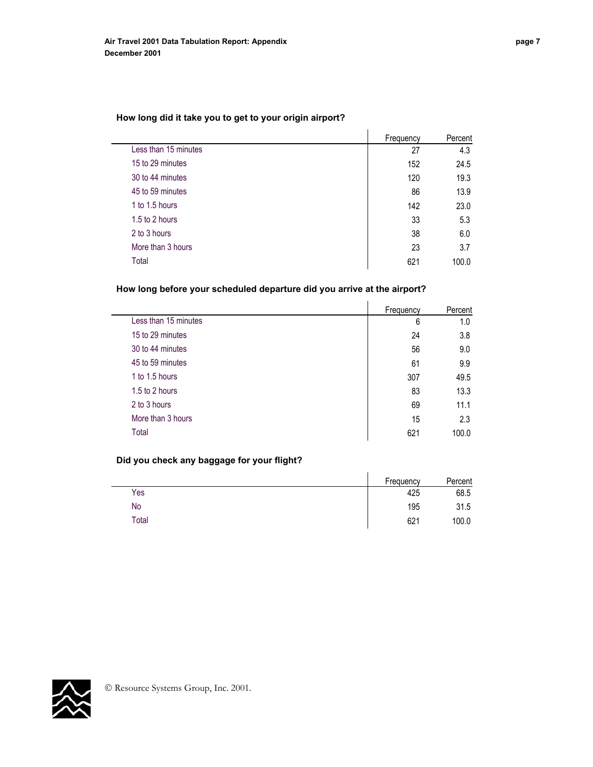**How long did it take you to get to your origin airport?**

| | Frequency | Percent |
|---|---|---|
| Less than 15 minutes | 27 | 4.3 |
| 15 to 29 minutes | 152 | 24.5 |
| 30 to 44 minutes | 120 | 19.3 |
| 45 to 59 minutes | 86 | 13.9 |
| 1 to 1.5 hours | 142 | 23.0 |
| 1.5 to 2 hours | 33 | 5.3 |
| 2 to 3 hours | 38 | 6.0 |
| More than 3 hours | 23 | 3.7 |
| Total | 621 | 100.0 |

**How long before your scheduled departure did you arrive at the airport?**

| | Frequency | Percent |
|---|---|---|
| Less than 15 minutes | 6 | 1.0 |
| 15 to 29 minutes | 24 | 3.8 |
| 30 to 44 minutes | 56 | 9.0 |
| 45 to 59 minutes | 61 | 9.9 |
| 1 to 1.5 hours | 307 | 49.5 |
| 1.5 to 2 hours | 83 | 13.3 |
| 2 to 3 hours | 69 | 11.1 |
| More than 3 hours | 15 | 2.3 |
| Total | 621 | 100.0 |

**Did you check any baggage for your flight?**

| | Frequency | Percent |
|---|---|---|
| Yes | 425 | 68.5 |
| No | 195 | 31.5 |
| Total | 621 | 100.0 |

© Resource Systems Group, Inc. 2001.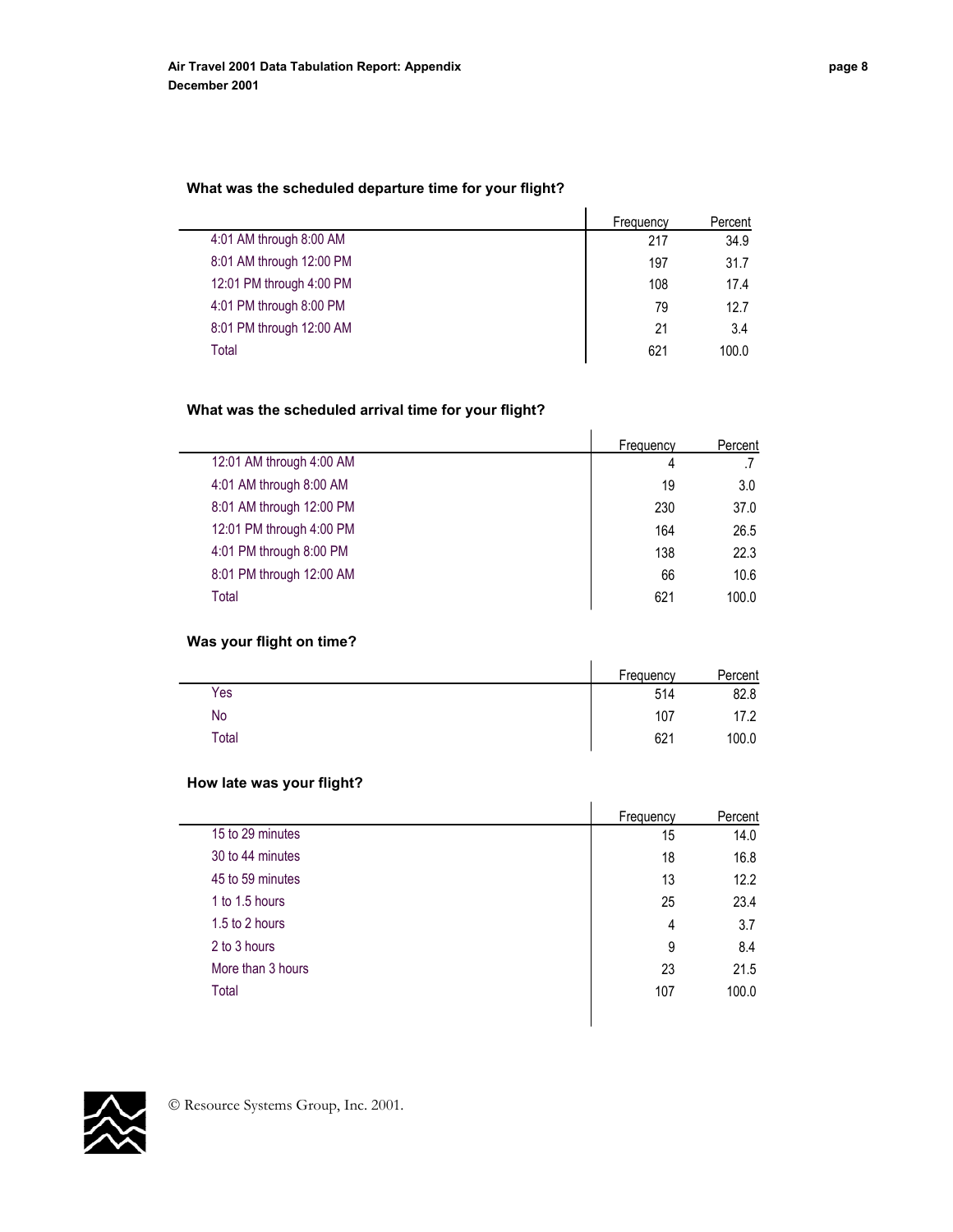**What was the scheduled departure time for your flight?**

| | Frequency | Percent |
|---|---|---|
| 4:01 AM through 8:00 AM | 217 | 34.9 |
| 8:01 AM through 12:00 PM | 197 | 31.7 |
| 12:01 PM through 4:00 PM | 108 | 17.4 |
| 4:01 PM through 8:00 PM | 79 | 12.7 |
| 8:01 PM through 12:00 AM | 21 | 3.4 |
| Total | 621 | 100.0 |

**What was the scheduled arrival time for your flight?**

| | Frequency | Percent |
|---|---|---|
| 12:01 AM through 4:00 AM | 4 | .7 |
| 4:01 AM through 8:00 AM | 19 | 3.0 |
| 8:01 AM through 12:00 PM | 230 | 37.0 |
| 12:01 PM through 4:00 PM | 164 | 26.5 |
| 4:01 PM through 8:00 PM | 138 | 22.3 |
| 8:01 PM through 12:00 AM | 66 | 10.6 |
| Total | 621 | 100.0 |

**Was your flight on time?**

| | Frequency | Percent |
|---|---|---|
| Yes | 514 | 82.8 |
| No | 107 | 17.2 |
| Total | 621 | 100.0 |

**How late was your flight?**

| | Frequency | Percent |
|---|---|---|
| 15 to 29 minutes | 15 | 14.0 |
| 30 to 44 minutes | 18 | 16.8 |
| 45 to 59 minutes | 13 | 12.2 |
| 1 to 1.5 hours | 25 | 23.4 |
| 1.5 to 2 hours | 4 | 3.7 |
| 2 to 3 hours | 9 | 8.4 |
| More than 3 hours | 23 | 21.5 |
| Total | 107 | 100.0 |

© Resource Systems Group, Inc. 2001.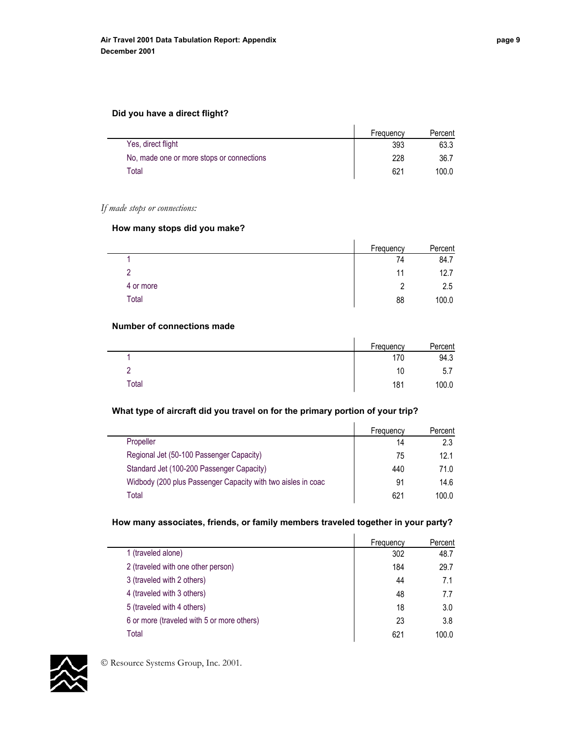**Did you have a direct flight?**

| | Frequency | Percent |
|---|---|---|
| Yes, direct flight | 393 | 63.3 |
| No, made one or more stops or connections | 228 | 36.7 |
| Total | 621 | 100.0 |

*If made stops or connections:*

**How many stops did you make?**

| | Frequency | Percent |
|---|---|---|
| 1 | 74 | 84.7 |
| 2 | 11 | 12.7 |
| 4 or more | 2 | 2.5 |
| Total | 88 | 100.0 |

**Number of connections made**

| | Frequency | Percent |
|---|---|---|
| 1 | 170 | 94.3 |
| 2 | 10 | 5.7 |
| Total | 181 | 100.0 |

**What type of aircraft did you travel on for the primary portion of your trip?**

| | Frequency | Percent |
|---|---|---|
| Propeller | 14 | 2.3 |
| Regional Jet (50-100 Passenger Capacity) | 75 | 12.1 |
| Standard Jet (100-200 Passenger Capacity) | 440 | 71.0 |
| Widbody (200 plus Passenger Capacity with two aisles in coac | 91 | 14.6 |
| Total | 621 | 100.0 |

**How many associates, friends, or family members traveled together in your party?**

| | Frequency | Percent |
|---|---|---|
| 1 (traveled alone) | 302 | 48.7 |
| 2 (traveled with one other person) | 184 | 29.7 |
| 3 (traveled with 2 others) | 44 | 7.1 |
| 4 (traveled with 3 others) | 48 | 7.7 |
| 5 (traveled with 4 others) | 18 | 3.0 |
| 6 or more (traveled with 5 or more others) | 23 | 3.8 |
| Total | 621 | 100.0 |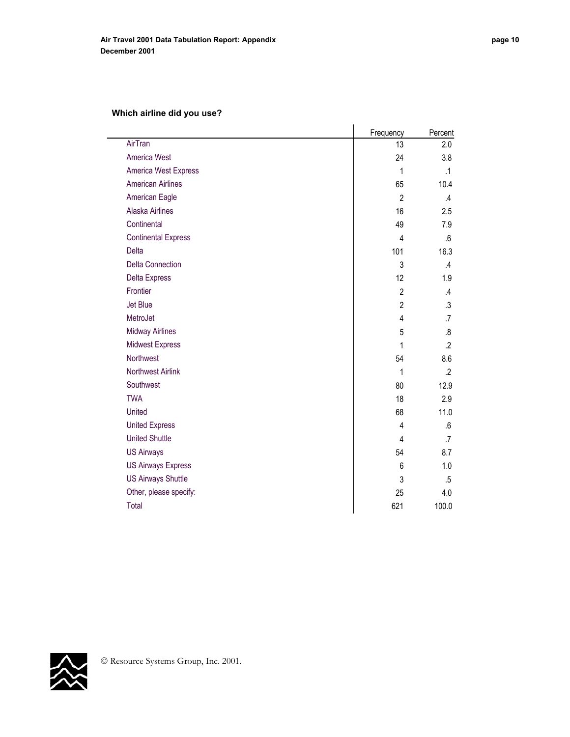**Which airline did you use?**

| | Frequency | Percent |
|---|---|---|
| AirTran | 13 | 2.0 |
| America West | 24 | 3.8 |
| America West Express | 1 | .1 |
| American Airlines | 65 | 10.4 |
| American Eagle | 2 | .4 |
| Alaska Airlines | 16 | 2.5 |
| Continental | 49 | 7.9 |
| Continental Express | 4 | .6 |
| Delta | 101 | 16.3 |
| Delta Connection | 3 | .4 |
| Delta Express | 12 | 1.9 |
| Frontier | 2 | .4 |
| Jet Blue | 2 | .3 |
| MetroJet | 4 | .7 |
| Midway Airlines | 5 | .8 |
| Midwest Express | 1 | .2 |
| Northwest | 54 | 8.6 |
| Northwest Airlink | 1 | .2 |
| Southwest | 80 | 12.9 |
| TWA | 18 | 2.9 |
| United | 68 | 11.0 |
| United Express | 4 | .6 |
| United Shuttle | 4 | .7 |
| US Airways | 54 | 8.7 |
| US Airways Express | 6 | 1.0 |
| US Airways Shuttle | 3 | .5 |
| Other, please specify: | 25 | 4.0 |
| Total | 621 | 100.0 |

© Resource Systems Group, Inc. 2001.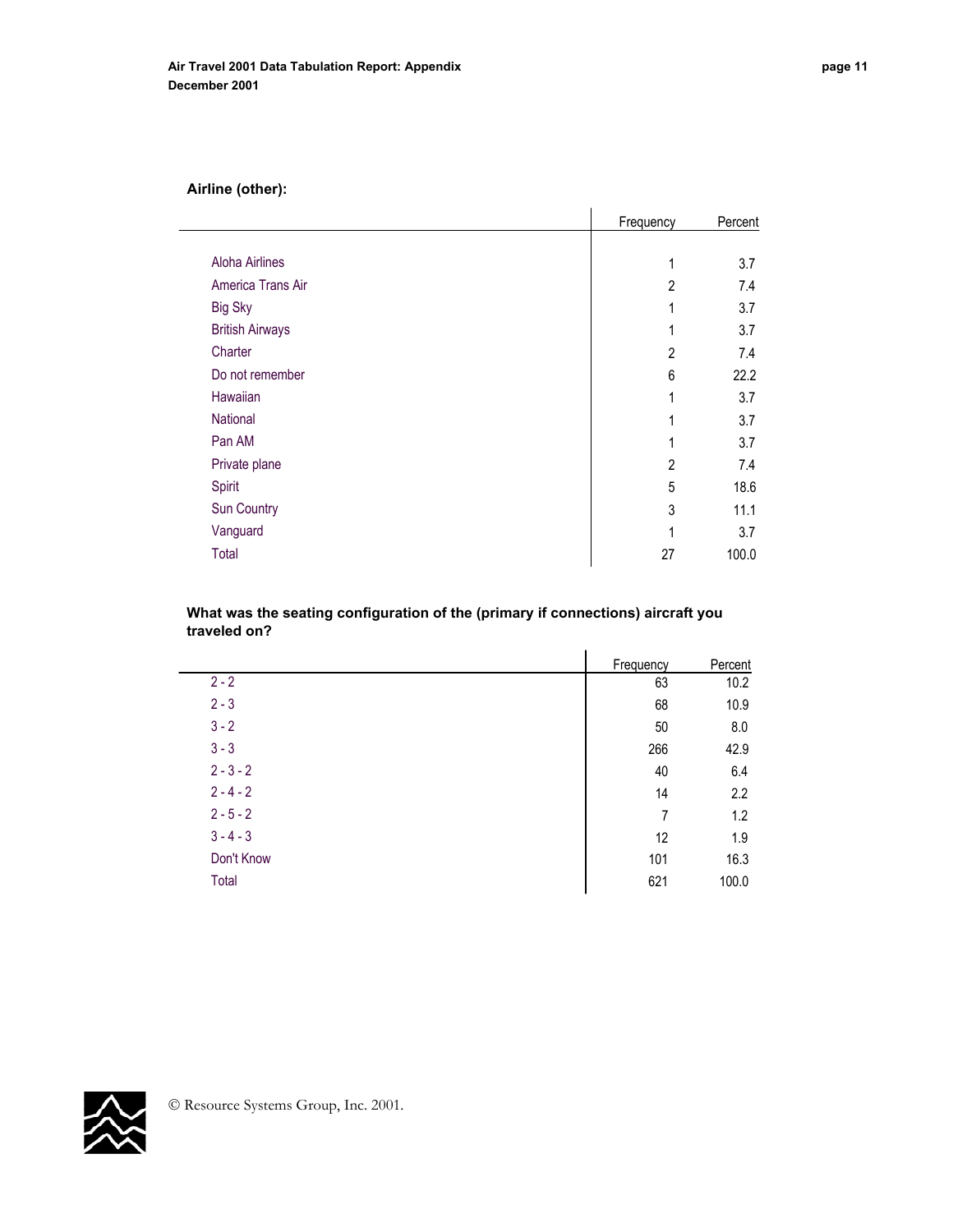**Airline (other):**

| | Frequency | Percent |
|---|---|---|
| Aloha Airlines | 1 | 3.7 |
| America Trans Air | 2 | 7.4 |
| Big Sky | 1 | 3.7 |
| British Airways | 1 | 3.7 |
| Charter | 2 | 7.4 |
| Do not remember | 6 | 22.2 |
| Hawaiian | 1 | 3.7 |
| National | 1 | 3.7 |
| Pan AM | 1 | 3.7 |
| Private plane | 2 | 7.4 |
| Spirit | 5 | 18.6 |
| Sun Country | 3 | 11.1 |
| Vanguard | 1 | 3.7 |
| Total | 27 | 100.0 |

**What was the seating configuration of the (primary if connections) aircraft you traveled on?**

| | Frequency | Percent |
|---|---|---|
| 2 - 2 | 63 | 10.2 |
| 2 - 3 | 68 | 10.9 |
| 3 - 2 | 50 | 8.0 |
| 3 - 3 | 266 | 42.9 |
| 2 - 3 - 2 | 40 | 6.4 |
| 2 - 4 - 2 | 14 | 2.2 |
| 2 - 5 - 2 | 7 | 1.2 |
| 3 - 4 - 3 | 12 | 1.9 |
| Don't Know | 101 | 16.3 |
| Total | 621 | 100.0 |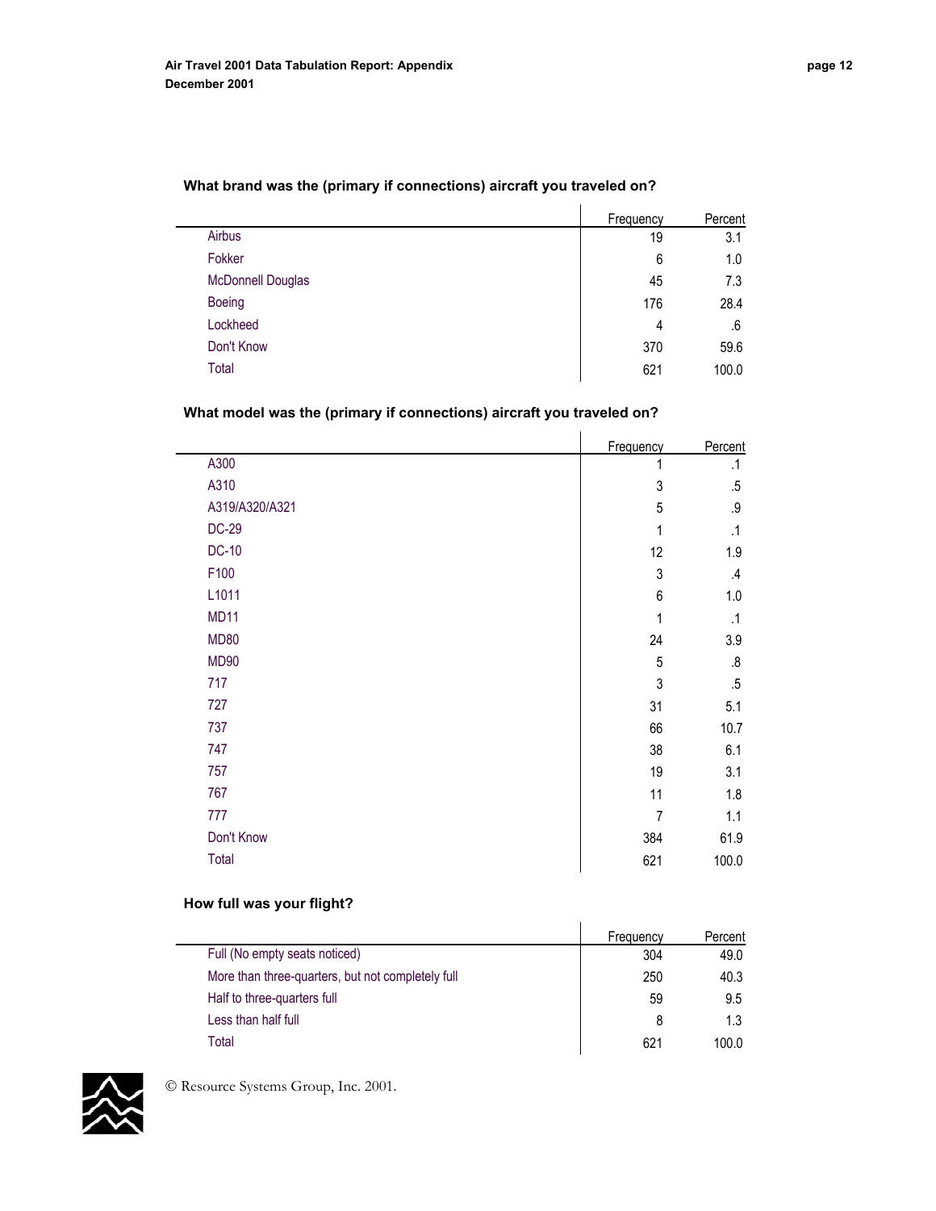### What brand was the (primary if connections) aircraft you traveled on?

| | Frequency | Percent |
|---|---|---|
| Airbus | 19 | 3.1 |
| Fokker | 6 | 1.0 |
| McDonnell Douglas | 45 | 7.3 |
| Boeing | 176 | 28.4 |
| Lockheed | 4 | .6 |
| Don't Know | 370 | 59.6 |
| Total | 621 | 100.0 |

### What model was the (primary if connections) aircraft you traveled on?

| | Frequency | Percent |
|---|---|---|
| A300 | 1 | .1 |
| A310 | 3 | .5 |
| A319/A320/A321 | 5 | .9 |
| DC-29 | 1 | .1 |
| DC-10 | 12 | 1.9 |
| F100 | 3 | .4 |
| L1011 | 6 | 1.0 |
| MD11 | 1 | .1 |
| MD80 | 24 | 3.9 |
| MD90 | 5 | .8 |
| 717 | 3 | .5 |
| 727 | 31 | 5.1 |
| 737 | 66 | 10.7 |
| 747 | 38 | 6.1 |
| 757 | 19 | 3.1 |
| 767 | 11 | 1.8 |
| 777 | 7 | 1.1 |
| Don't Know | 384 | 61.9 |
| Total | 621 | 100.0 |

### How full was your flight?

| | Frequency | Percent |
|---|---|---|
| Full (No empty seats noticed) | 304 | 49.0 |
| More than three-quarters, but not completely full | 250 | 40.3 |
| Half to three-quarters full | 59 | 9.5 |
| Less than half full | 8 | 1.3 |
| Total | 621 | 100.0 |

© Resource Systems Group, Inc. 2001.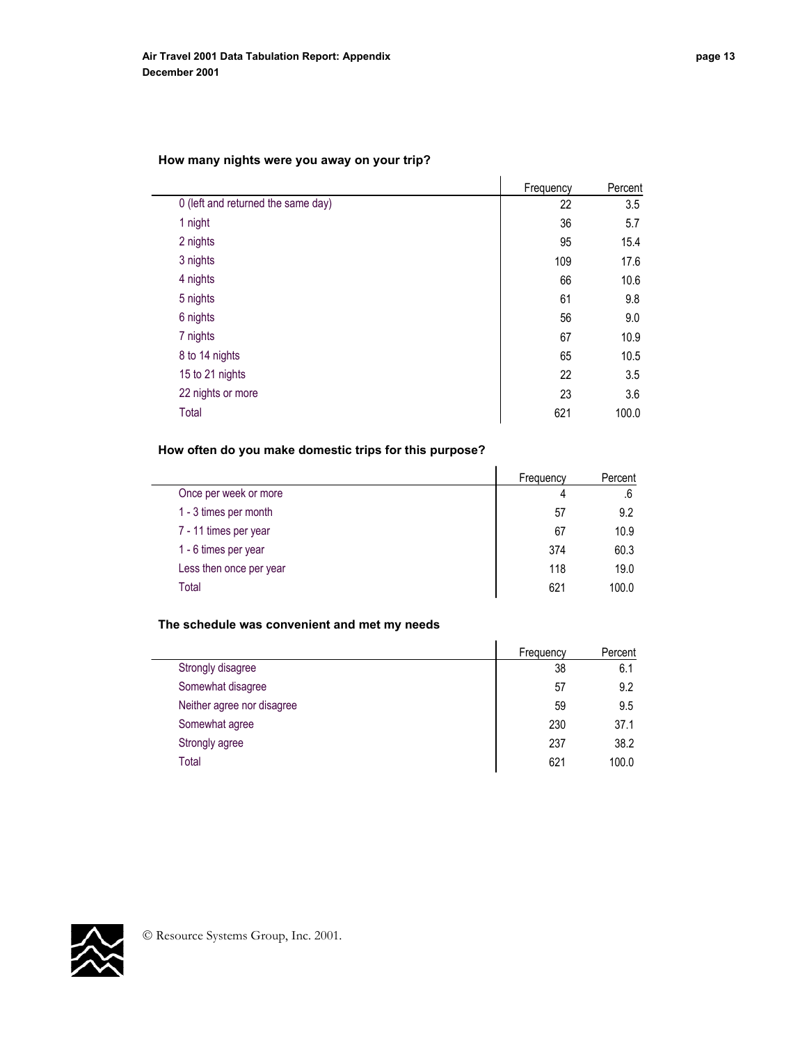**How many nights were you away on your trip?**

| | Frequency | Percent |
|---|---|---|
| 0 (left and returned the same day) | 22 | 3.5 |
| 1 night | 36 | 5.7 |
| 2 nights | 95 | 15.4 |
| 3 nights | 109 | 17.6 |
| 4 nights | 66 | 10.6 |
| 5 nights | 61 | 9.8 |
| 6 nights | 56 | 9.0 |
| 7 nights | 67 | 10.9 |
| 8 to 14 nights | 65 | 10.5 |
| 15 to 21 nights | 22 | 3.5 |
| 22 nights or more | 23 | 3.6 |
| Total | 621 | 100.0 |

**How often do you make domestic trips for this purpose?**

| | Frequency | Percent |
|---|---|---|
| Once per week or more | 4 | .6 |
| 1 - 3 times per month | 57 | 9.2 |
| 7 - 11 times per year | 67 | 10.9 |
| 1 - 6 times per year | 374 | 60.3 |
| Less then once per year | 118 | 19.0 |
| Total | 621 | 100.0 |

**The schedule was convenient and met my needs**

| | Frequency | Percent |
|---|---|---|
| Strongly disagree | 38 | 6.1 |
| Somewhat disagree | 57 | 9.2 |
| Neither agree nor disagree | 59 | 9.5 |
| Somewhat agree | 230 | 37.1 |
| Strongly agree | 237 | 38.2 |
| Total | 621 | 100.0 |

© Resource Systems Group, Inc. 2001.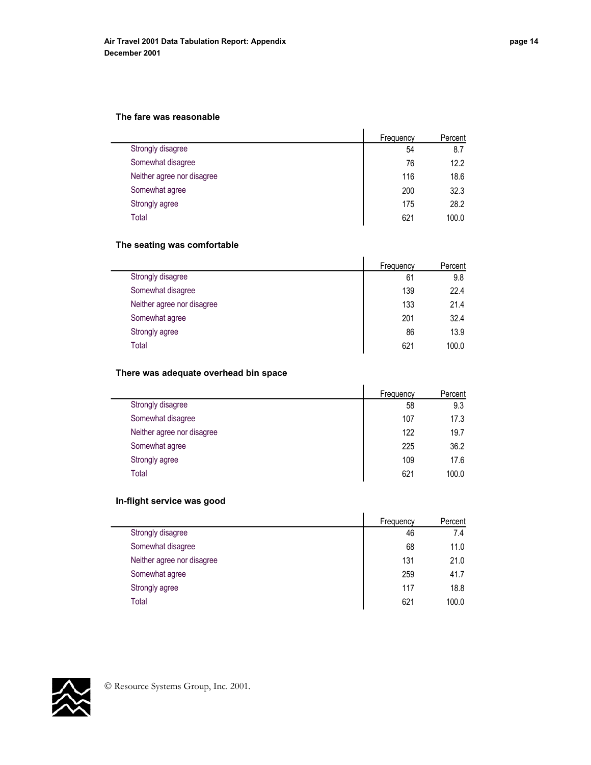### The fare was reasonable

| | Frequency | Percent |
|---|---|---|
| Strongly disagree | 54 | 8.7 |
| Somewhat disagree | 76 | 12.2 |
| Neither agree nor disagree | 116 | 18.6 |
| Somewhat agree | 200 | 32.3 |
| Strongly agree | 175 | 28.2 |
| Total | 621 | 100.0 |

### The seating was comfortable

| | Frequency | Percent |
|---|---|---|
| Strongly disagree | 61 | 9.8 |
| Somewhat disagree | 139 | 22.4 |
| Neither agree nor disagree | 133 | 21.4 |
| Somewhat agree | 201 | 32.4 |
| Strongly agree | 86 | 13.9 |
| Total | 621 | 100.0 |

### There was adequate overhead bin space

| | Frequency | Percent |
|---|---|---|
| Strongly disagree | 58 | 9.3 |
| Somewhat disagree | 107 | 17.3 |
| Neither agree nor disagree | 122 | 19.7 |
| Somewhat agree | 225 | 36.2 |
| Strongly agree | 109 | 17.6 |
| Total | 621 | 100.0 |

### In-flight service was good

| | Frequency | Percent |
|---|---|---|
| Strongly disagree | 46 | 7.4 |
| Somewhat disagree | 68 | 11.0 |
| Neither agree nor disagree | 131 | 21.0 |
| Somewhat agree | 259 | 41.7 |
| Strongly agree | 117 | 18.8 |
| Total | 621 | 100.0 |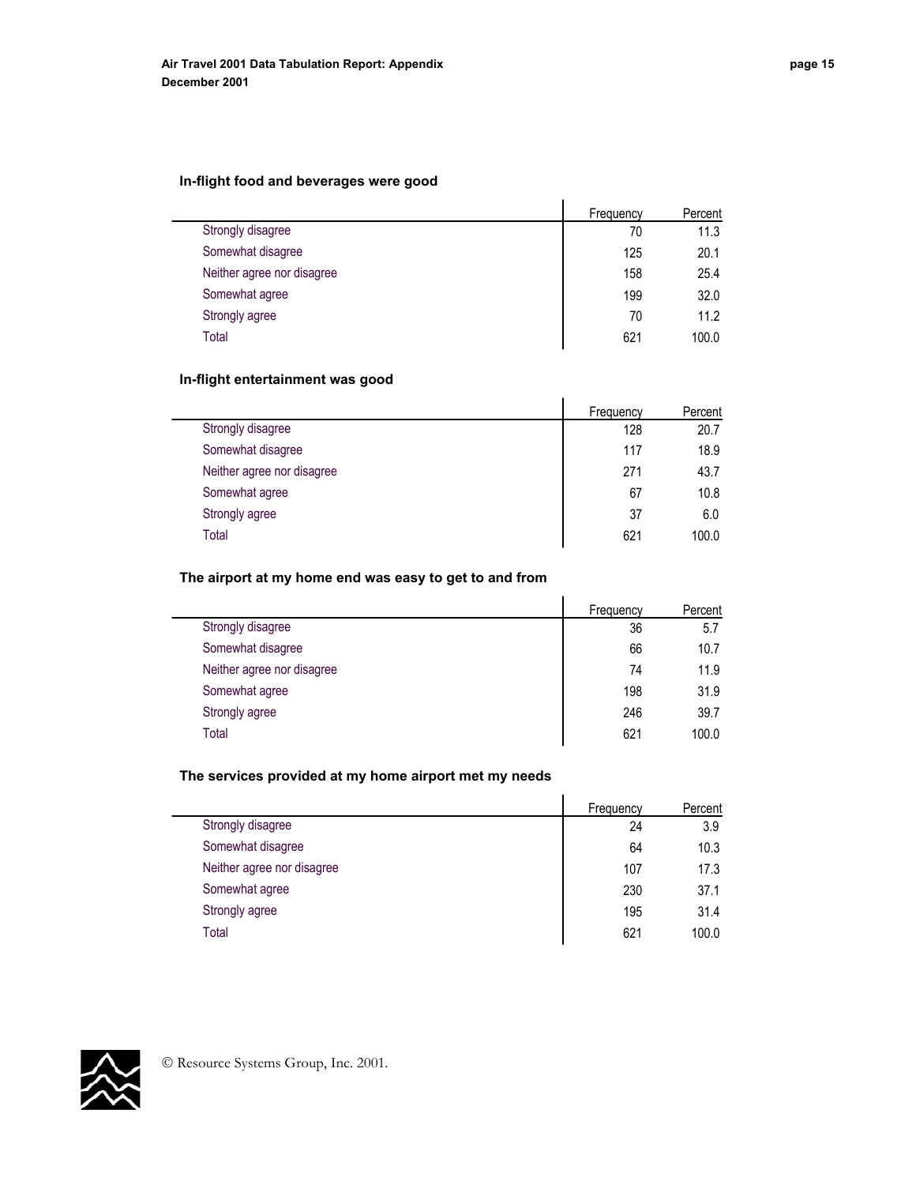### In-flight food and beverages were good

| | Frequency | Percent |
|---|---|---|
| Strongly disagree | 70 | 11.3 |
| Somewhat disagree | 125 | 20.1 |
| Neither agree nor disagree | 158 | 25.4 |
| Somewhat agree | 199 | 32.0 |
| Strongly agree | 70 | 11.2 |
| Total | 621 | 100.0 |

### In-flight entertainment was good

| | Frequency | Percent |
|---|---|---|
| Strongly disagree | 128 | 20.7 |
| Somewhat disagree | 117 | 18.9 |
| Neither agree nor disagree | 271 | 43.7 |
| Somewhat agree | 67 | 10.8 |
| Strongly agree | 37 | 6.0 |
| Total | 621 | 100.0 |

### The airport at my home end was easy to get to and from

| | Frequency | Percent |
|---|---|---|
| Strongly disagree | 36 | 5.7 |
| Somewhat disagree | 66 | 10.7 |
| Neither agree nor disagree | 74 | 11.9 |
| Somewhat agree | 198 | 31.9 |
| Strongly agree | 246 | 39.7 |
| Total | 621 | 100.0 |

### The services provided at my home airport met my needs

| | Frequency | Percent |
|---|---|---|
| Strongly disagree | 24 | 3.9 |
| Somewhat disagree | 64 | 10.3 |
| Neither agree nor disagree | 107 | 17.3 |
| Somewhat agree | 230 | 37.1 |
| Strongly agree | 195 | 31.4 |
| Total | 621 | 100.0 |

© Resource Systems Group, Inc. 2001.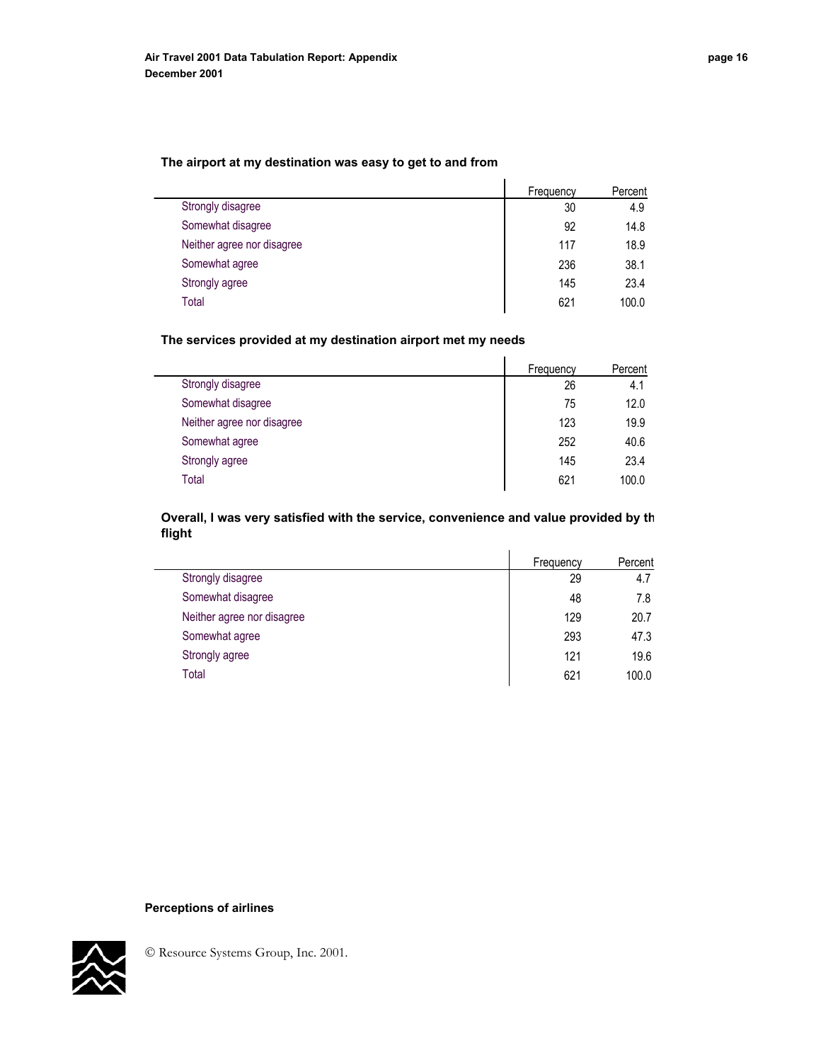**The airport at my destination was easy to get to and from**

| | Frequency | Percent |
|---|---|---|
| Strongly disagree | 30 | 4.9 |
| Somewhat disagree | 92 | 14.8 |
| Neither agree nor disagree | 117 | 18.9 |
| Somewhat agree | 236 | 38.1 |
| Strongly agree | 145 | 23.4 |
| Total | 621 | 100.0 |

**The services provided at my destination airport met my needs**

| | Frequency | Percent |
|---|---|---|
| Strongly disagree | 26 | 4.1 |
| Somewhat disagree | 75 | 12.0 |
| Neither agree nor disagree | 123 | 19.9 |
| Somewhat agree | 252 | 40.6 |
| Strongly agree | 145 | 23.4 |
| Total | 621 | 100.0 |

**Overall, I was very satisfied with the service, convenience and value provided by th flight**

| | Frequency | Percent |
|---|---|---|
| Strongly disagree | 29 | 4.7 |
| Somewhat disagree | 48 | 7.8 |
| Neither agree nor disagree | 129 | 20.7 |
| Somewhat agree | 293 | 47.3 |
| Strongly agree | 121 | 19.6 |
| Total | 621 | 100.0 |

**Perceptions of airlines**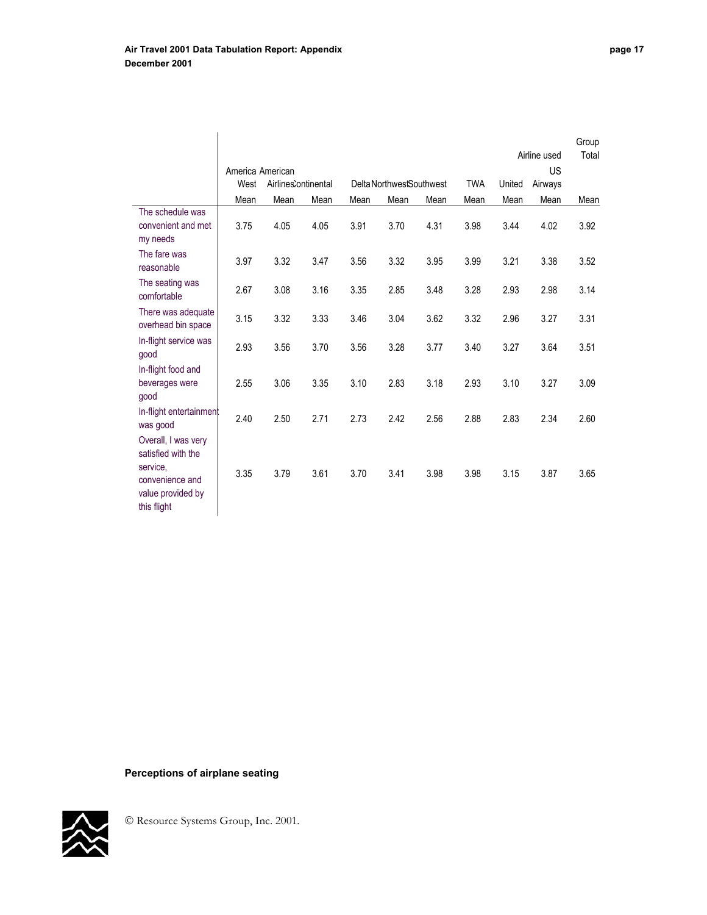| | Airline used | | | | | | | | | Group Total |
|---|---|---|---|---|---|---|---|---|---|---|
| | America West | American Airlines | Continental | Delta | Northwest | Southwest | TWA | United | US Airways | |
| | Mean | Mean | Mean | Mean | Mean | Mean | Mean | Mean | Mean | Mean |
| The schedule was convenient and met my needs | 3.75 | 4.05 | 4.05 | 3.91 | 3.70 | 4.31 | 3.98 | 3.44 | 4.02 | 3.92 |
| The fare was reasonable | 3.97 | 3.32 | 3.47 | 3.56 | 3.32 | 3.95 | 3.99 | 3.21 | 3.38 | 3.52 |
| The seating was comfortable | 2.67 | 3.08 | 3.16 | 3.35 | 2.85 | 3.48 | 3.28 | 2.93 | 2.98 | 3.14 |
| There was adequate overhead bin space | 3.15 | 3.32 | 3.33 | 3.46 | 3.04 | 3.62 | 3.32 | 2.96 | 3.27 | 3.31 |
| In-flight service was good | 2.93 | 3.56 | 3.70 | 3.56 | 3.28 | 3.77 | 3.40 | 3.27 | 3.64 | 3.51 |
| In-flight food and beverages were good | 2.55 | 3.06 | 3.35 | 3.10 | 2.83 | 3.18 | 2.93 | 3.10 | 3.27 | 3.09 |
| In-flight entertainment was good | 2.40 | 2.50 | 2.71 | 2.73 | 2.42 | 2.56 | 2.88 | 2.83 | 2.34 | 2.60 |
| Overall, I was very satisfied with the service, convenience and value provided by this flight | 3.35 | 3.79 | 3.61 | 3.70 | 3.41 | 3.98 | 3.98 | 3.15 | 3.87 | 3.65 |

**Perceptions of airplane seating**

© Resource Systems Group, Inc. 2001.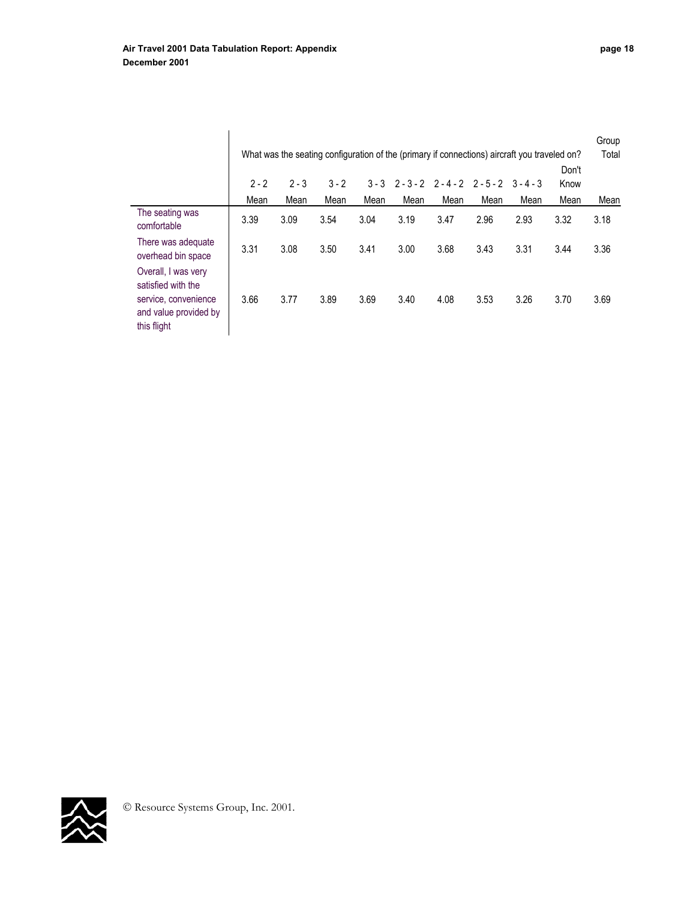| | What was the seating configuration of the (primary if connections) aircraft you traveled on? | | | | | | | | | Group Total |
|---|---|---|---|---|---|---|---|---|---|---|
| | 2 - 2 | 2 - 3 | 3 - 2 | 3 - 3 | 2 - 3 - 2 | 2 - 4 - 2 | 2 - 5 - 2 | 3 - 4 - 3 | Don't Know | |
| | Mean | Mean | Mean | Mean | Mean | Mean | Mean | Mean | Mean | Mean |
| The seating was comfortable | 3.39 | 3.09 | 3.54 | 3.04 | 3.19 | 3.47 | 2.96 | 2.93 | 3.32 | 3.18 |
| There was adequate overhead bin space | 3.31 | 3.08 | 3.50 | 3.41 | 3.00 | 3.68 | 3.43 | 3.31 | 3.44 | 3.36 |
| Overall, I was very satisfied with the service, convenience and value provided by this flight | 3.66 | 3.77 | 3.89 | 3.69 | 3.40 | 4.08 | 3.53 | 3.26 | 3.70 | 3.69 |

© Resource Systems Group, Inc. 2001.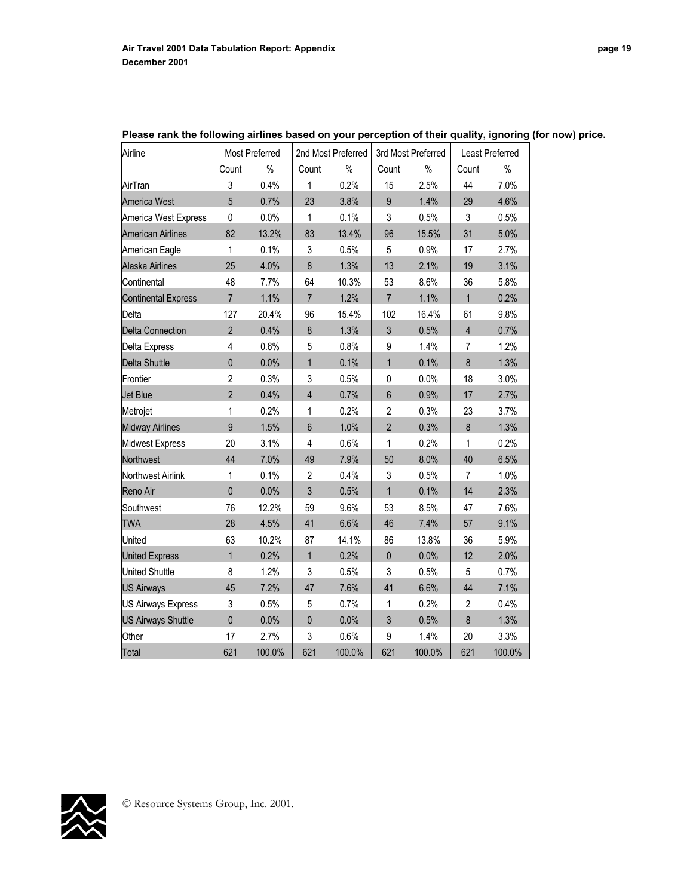**Please rank the following airlines based on your perception of their quality, ignoring (for now) price.**

| Airline | Most Preferred | | 2nd Most Preferred | | 3rd Most Preferred | | Least Preferred | |
|---|---|---|---|---|---|---|---|---|
| | Count | % | Count | % | Count | % | Count | % |
| AirTran | 3 | 0.4% | 1 | 0.2% | 15 | 2.5% | 44 | 7.0% |
| America West | 5 | 0.7% | 23 | 3.8% | 9 | 1.4% | 29 | 4.6% |
| America West Express | 0 | 0.0% | 1 | 0.1% | 3 | 0.5% | 3 | 0.5% |
| American Airlines | 82 | 13.2% | 83 | 13.4% | 96 | 15.5% | 31 | 5.0% |
| American Eagle | 1 | 0.1% | 3 | 0.5% | 5 | 0.9% | 17 | 2.7% |
| Alaska Airlines | 25 | 4.0% | 8 | 1.3% | 13 | 2.1% | 19 | 3.1% |
| Continental | 48 | 7.7% | 64 | 10.3% | 53 | 8.6% | 36 | 5.8% |
| Continental Express | 7 | 1.1% | 7 | 1.2% | 7 | 1.1% | 1 | 0.2% |
| Delta | 127 | 20.4% | 96 | 15.4% | 102 | 16.4% | 61 | 9.8% |
| Delta Connection | 2 | 0.4% | 8 | 1.3% | 3 | 0.5% | 4 | 0.7% |
| Delta Express | 4 | 0.6% | 5 | 0.8% | 9 | 1.4% | 7 | 1.2% |
| Delta Shuttle | 0 | 0.0% | 1 | 0.1% | 1 | 0.1% | 8 | 1.3% |
| Frontier | 2 | 0.3% | 3 | 0.5% | 0 | 0.0% | 18 | 3.0% |
| Jet Blue | 2 | 0.4% | 4 | 0.7% | 6 | 0.9% | 17 | 2.7% |
| Metrojet | 1 | 0.2% | 1 | 0.2% | 2 | 0.3% | 23 | 3.7% |
| Midway Airlines | 9 | 1.5% | 6 | 1.0% | 2 | 0.3% | 8 | 1.3% |
| Midwest Express | 20 | 3.1% | 4 | 0.6% | 1 | 0.2% | 1 | 0.2% |
| Northwest | 44 | 7.0% | 49 | 7.9% | 50 | 8.0% | 40 | 6.5% |
| Northwest Airlink | 1 | 0.1% | 2 | 0.4% | 3 | 0.5% | 7 | 1.0% |
| Reno Air | 0 | 0.0% | 3 | 0.5% | 1 | 0.1% | 14 | 2.3% |
| Southwest | 76 | 12.2% | 59 | 9.6% | 53 | 8.5% | 47 | 7.6% |
| TWA | 28 | 4.5% | 41 | 6.6% | 46 | 7.4% | 57 | 9.1% |
| United | 63 | 10.2% | 87 | 14.1% | 86 | 13.8% | 36 | 5.9% |
| United Express | 1 | 0.2% | 1 | 0.2% | 0 | 0.0% | 12 | 2.0% |
| United Shuttle | 8 | 1.2% | 3 | 0.5% | 3 | 0.5% | 5 | 0.7% |
| US Airways | 45 | 7.2% | 47 | 7.6% | 41 | 6.6% | 44 | 7.1% |
| US Airways Express | 3 | 0.5% | 5 | 0.7% | 1 | 0.2% | 2 | 0.4% |
| US Airways Shuttle | 0 | 0.0% | 0 | 0.0% | 3 | 0.5% | 8 | 1.3% |
| Other | 17 | 2.7% | 3 | 0.6% | 9 | 1.4% | 20 | 3.3% |
| Total | 621 | 100.0% | 621 | 100.0% | 621 | 100.0% | 621 | 100.0% |

© Resource Systems Group, Inc. 2001.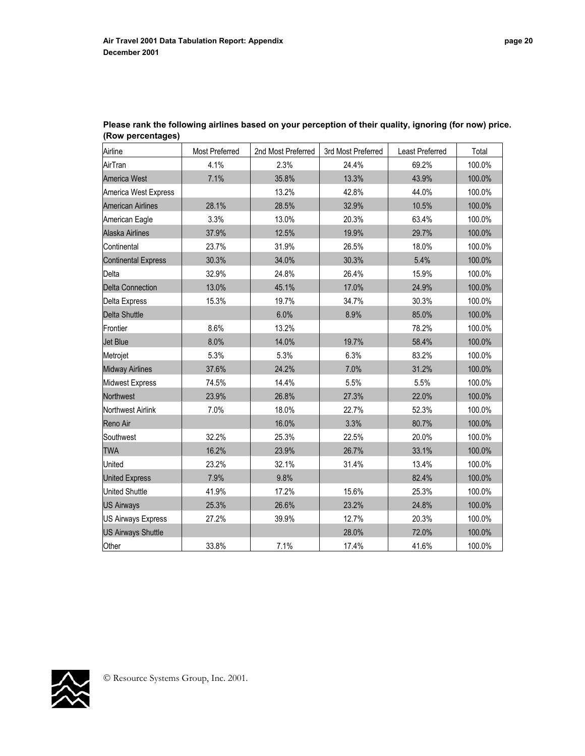**Please rank the following airlines based on your perception of their quality, ignoring (for now) price. (Row percentages)**

| Airline | Most Preferred | 2nd Most Preferred | 3rd Most Preferred | Least Preferred | Total |
|---|---|---|---|---|---|
| AirTran | 4.1% | 2.3% | 24.4% | 69.2% | 100.0% |
| America West | 7.1% | 35.8% | 13.3% | 43.9% | 100.0% |
| America West Express | | 13.2% | 42.8% | 44.0% | 100.0% |
| American Airlines | 28.1% | 28.5% | 32.9% | 10.5% | 100.0% |
| American Eagle | 3.3% | 13.0% | 20.3% | 63.4% | 100.0% |
| Alaska Airlines | 37.9% | 12.5% | 19.9% | 29.7% | 100.0% |
| Continental | 23.7% | 31.9% | 26.5% | 18.0% | 100.0% |
| Continental Express | 30.3% | 34.0% | 30.3% | 5.4% | 100.0% |
| Delta | 32.9% | 24.8% | 26.4% | 15.9% | 100.0% |
| Delta Connection | 13.0% | 45.1% | 17.0% | 24.9% | 100.0% |
| Delta Express | 15.3% | 19.7% | 34.7% | 30.3% | 100.0% |
| Delta Shuttle | | 6.0% | 8.9% | 85.0% | 100.0% |
| Frontier | 8.6% | 13.2% | | 78.2% | 100.0% |
| Jet Blue | 8.0% | 14.0% | 19.7% | 58.4% | 100.0% |
| Metrojet | 5.3% | 5.3% | 6.3% | 83.2% | 100.0% |
| Midway Airlines | 37.6% | 24.2% | 7.0% | 31.2% | 100.0% |
| Midwest Express | 74.5% | 14.4% | 5.5% | 5.5% | 100.0% |
| Northwest | 23.9% | 26.8% | 27.3% | 22.0% | 100.0% |
| Northwest Airlink | 7.0% | 18.0% | 22.7% | 52.3% | 100.0% |
| Reno Air | | 16.0% | 3.3% | 80.7% | 100.0% |
| Southwest | 32.2% | 25.3% | 22.5% | 20.0% | 100.0% |
| TWA | 16.2% | 23.9% | 26.7% | 33.1% | 100.0% |
| United | 23.2% | 32.1% | 31.4% | 13.4% | 100.0% |
| United Express | 7.9% | 9.8% | | 82.4% | 100.0% |
| United Shuttle | 41.9% | 17.2% | 15.6% | 25.3% | 100.0% |
| US Airways | 25.3% | 26.6% | 23.2% | 24.8% | 100.0% |
| US Airways Express | 27.2% | 39.9% | 12.7% | 20.3% | 100.0% |
| US Airways Shuttle | | | 28.0% | 72.0% | 100.0% |
| Other | 33.8% | 7.1% | 17.4% | 41.6% | 100.0% |

© Resource Systems Group, Inc. 2001.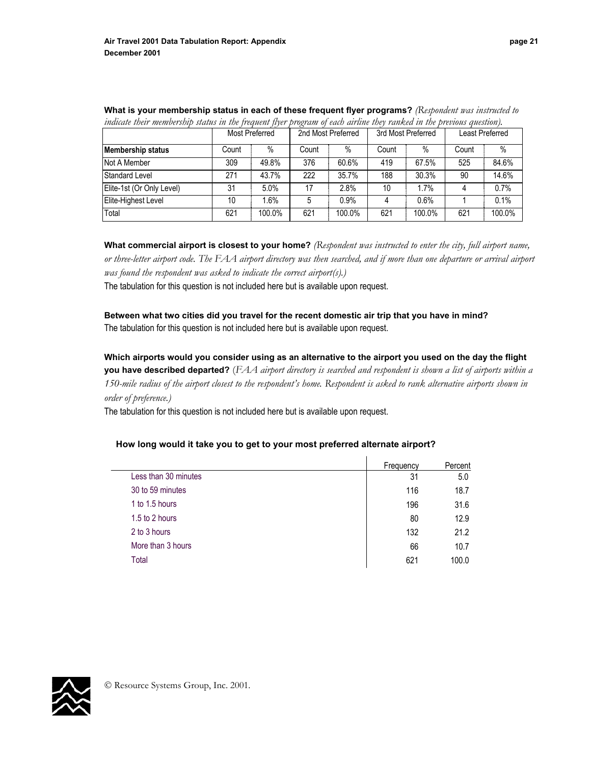**What is your membership status in each of these frequent flyer programs?** *(Respondent was instructed to indicate their membership status in the frequent flyer program of each airline they ranked in the previous question).*

| | Most Preferred | | 2nd Most Preferred | | 3rd Most Preferred | | Least Preferred | |
|---|---|---|---|---|---|---|---|---|
| **Membership status** | Count | % | Count | % | Count | % | Count | % |
| Not A Member | 309 | 49.8% | 376 | 60.6% | 419 | 67.5% | 525 | 84.6% |
| Standard Level | 271 | 43.7% | 222 | 35.7% | 188 | 30.3% | 90 | 14.6% |
| Elite-1st (Or Only Level) | 31 | 5.0% | 17 | 2.8% | 10 | 1.7% | 4 | 0.7% |
| Elite-Highest Level | 10 | 1.6% | 5 | 0.9% | 4 | 0.6% | 1 | 0.1% |
| Total | 621 | 100.0% | 621 | 100.0% | 621 | 100.0% | 621 | 100.0% |

**What commercial airport is closest to your home?** *(Respondent was instructed to enter the city, full airport name, or three-letter airport code. The FAA airport directory was then searched, and if more than one departure or arrival airport was found the respondent was asked to indicate the correct airport(s).)*

The tabulation for this question is not included here but is available upon request.

**Between what two cities did you travel for the recent domestic air trip that you have in mind?**

The tabulation for this question is not included here but is available upon request.

**Which airports would you consider using as an alternative to the airport you used on the day the flight you have described departed?** (*FAA airport directory is searched and respondent is shown a list of airports within a 150-mile radius of the airport closest to the respondent's home. Respondent is asked to rank alternative airports shown in order of preference.)*

The tabulation for this question is not included here but is available upon request.

**How long would it take you to get to your most preferred alternate airport?**

| | Frequency | Percent |
|---|---|---|
| Less than 30 minutes | 31 | 5.0 |
| 30 to 59 minutes | 116 | 18.7 |
| 1 to 1.5 hours | 196 | 31.6 |
| 1.5 to 2 hours | 80 | 12.9 |
| 2 to 3 hours | 132 | 21.2 |
| More than 3 hours | 66 | 10.7 |
| Total | 621 | 100.0 |

© Resource Systems Group, Inc. 2001.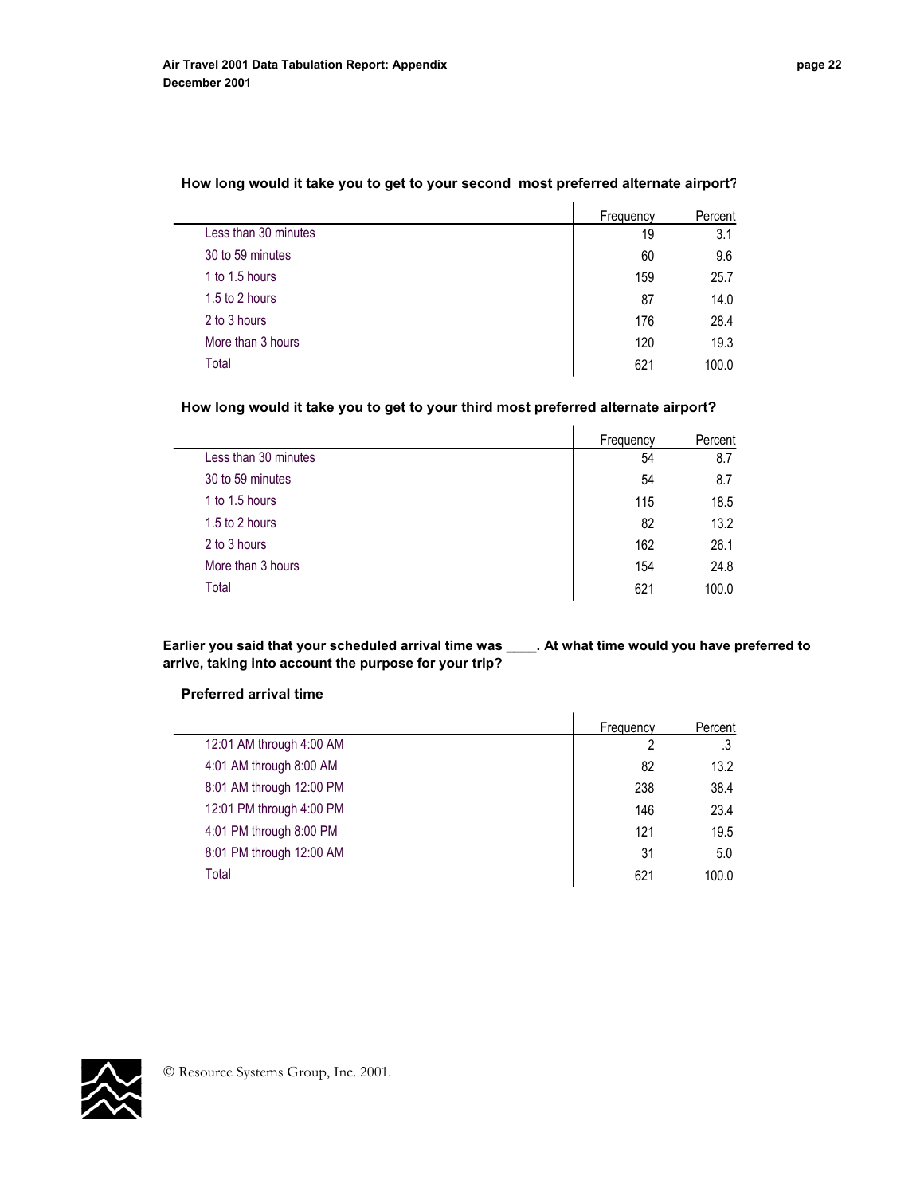**How long would it take you to get to your second most preferred alternate airport?**

| | Frequency | Percent |
|---|---|---|
| Less than 30 minutes | 19 | 3.1 |
| 30 to 59 minutes | 60 | 9.6 |
| 1 to 1.5 hours | 159 | 25.7 |
| 1.5 to 2 hours | 87 | 14.0 |
| 2 to 3 hours | 176 | 28.4 |
| More than 3 hours | 120 | 19.3 |
| Total | 621 | 100.0 |

**How long would it take you to get to your third most preferred alternate airport?**

| | Frequency | Percent |
|---|---|---|
| Less than 30 minutes | 54 | 8.7 |
| 30 to 59 minutes | 54 | 8.7 |
| 1 to 1.5 hours | 115 | 18.5 |
| 1.5 to 2 hours | 82 | 13.2 |
| 2 to 3 hours | 162 | 26.1 |
| More than 3 hours | 154 | 24.8 |
| Total | 621 | 100.0 |

**Earlier you said that your scheduled arrival time was ____. At what time would you have preferred to arrive, taking into account the purpose for your trip?**

**Preferred arrival time**

| | Frequency | Percent |
|---|---|---|
| 12:01 AM through 4:00 AM | 2 | .3 |
| 4:01 AM through 8:00 AM | 82 | 13.2 |
| 8:01 AM through 12:00 PM | 238 | 38.4 |
| 12:01 PM through 4:00 PM | 146 | 23.4 |
| 4:01 PM through 8:00 PM | 121 | 19.5 |
| 8:01 PM through 12:00 AM | 31 | 5.0 |
| Total | 621 | 100.0 |

© Resource Systems Group, Inc. 2001.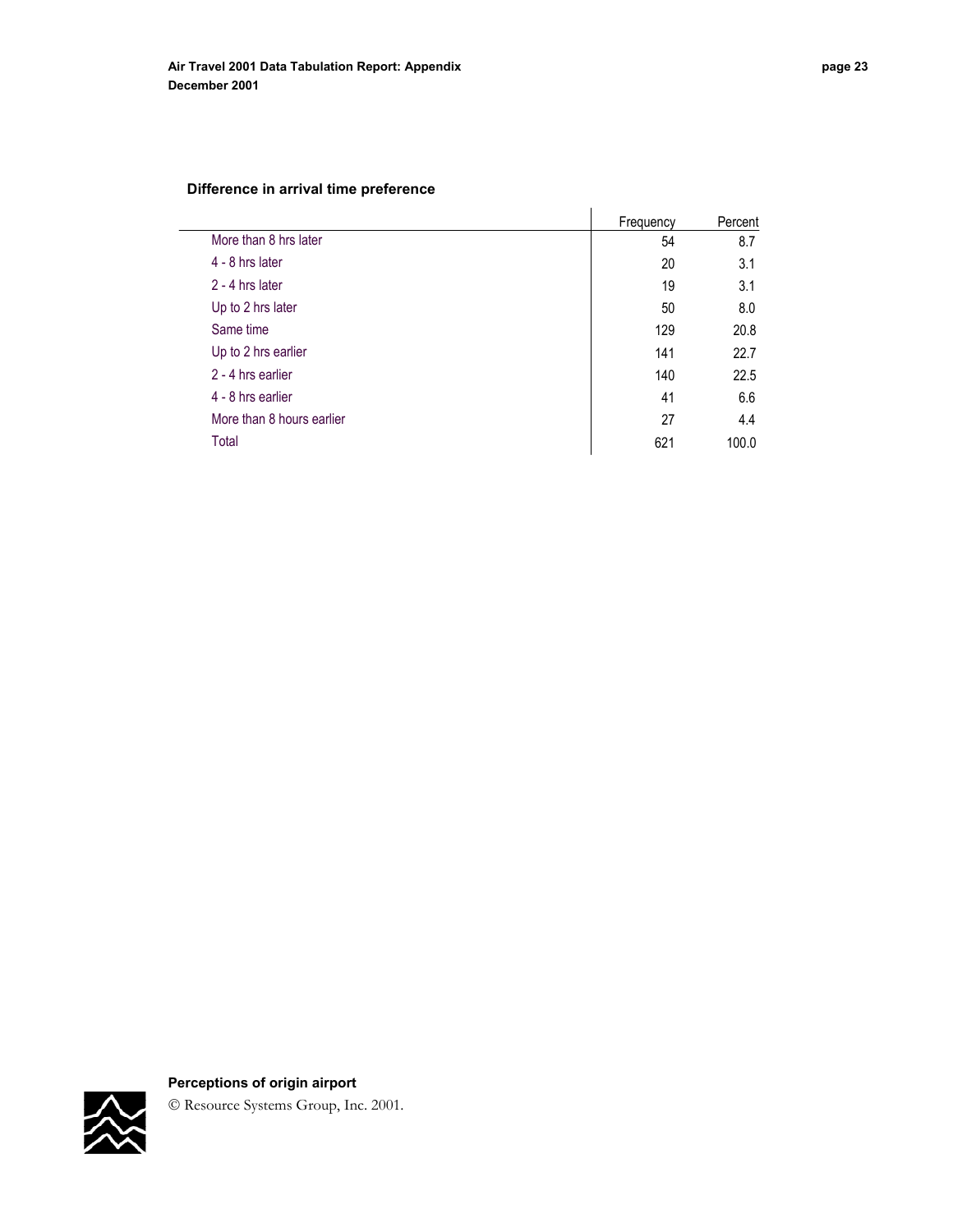**Difference in arrival time preference**

| | Frequency | Percent |
|---|---|---|
| More than 8 hrs later | 54 | 8.7 |
| 4 - 8 hrs later | 20 | 3.1 |
| 2 - 4 hrs later | 19 | 3.1 |
| Up to 2 hrs later | 50 | 8.0 |
| Same time | 129 | 20.8 |
| Up to 2 hrs earlier | 141 | 22.7 |
| 2 - 4 hrs earlier | 140 | 22.5 |
| 4 - 8 hrs earlier | 41 | 6.6 |
| More than 8 hours earlier | 27 | 4.4 |
| Total | 621 | 100.0 |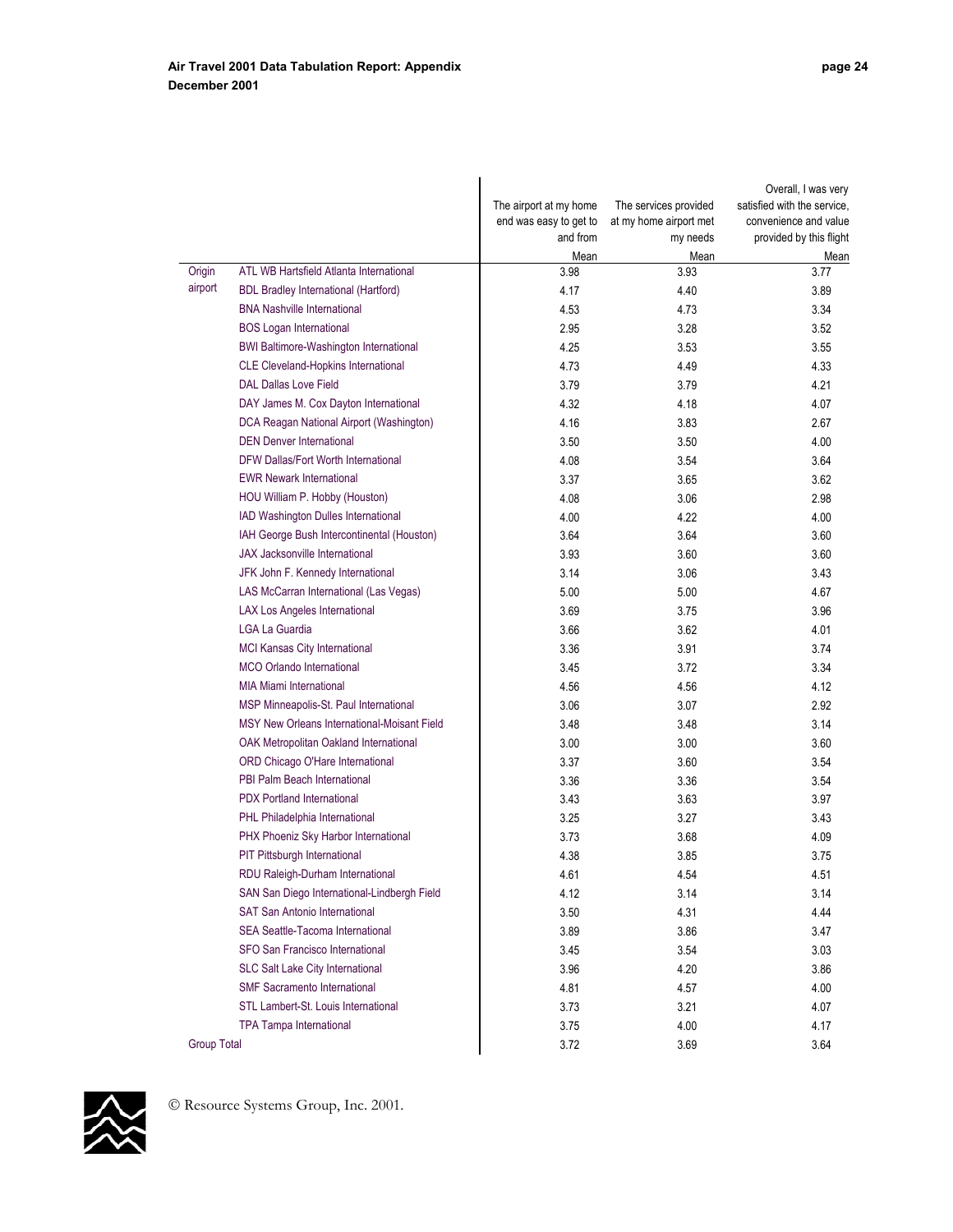| | | The airport at my home end was easy to get to and from | The services provided at my home airport met my needs | Overall, I was very satisfied with the service, convenience and value provided by this flight |
|---|---|---|---|---|
| | | Mean | Mean | Mean |
| Origin airport | ATL WB Hartsfield Atlanta International | 3.98 | 3.93 | 3.77 |
| | BDL Bradley International (Hartford) | 4.17 | 4.40 | 3.89 |
| | BNA Nashville International | 4.53 | 4.73 | 3.34 |
| | BOS Logan International | 2.95 | 3.28 | 3.52 |
| | BWI Baltimore-Washington International | 4.25 | 3.53 | 3.55 |
| | CLE Cleveland-Hopkins International | 4.73 | 4.49 | 4.33 |
| | DAL Dallas Love Field | 3.79 | 3.79 | 4.21 |
| | DAY James M. Cox Dayton International | 4.32 | 4.18 | 4.07 |
| | DCA Reagan National Airport (Washington) | 4.16 | 3.83 | 2.67 |
| | DEN Denver International | 3.50 | 3.50 | 4.00 |
| | DFW Dallas/Fort Worth International | 4.08 | 3.54 | 3.64 |
| | EWR Newark International | 3.37 | 3.65 | 3.62 |
| | HOU William P. Hobby (Houston) | 4.08 | 3.06 | 2.98 |
| | IAD Washington Dulles International | 4.00 | 4.22 | 4.00 |
| | IAH George Bush Intercontinental (Houston) | 3.64 | 3.64 | 3.60 |
| | JAX Jacksonville International | 3.93 | 3.60 | 3.60 |
| | JFK John F. Kennedy International | 3.14 | 3.06 | 3.43 |
| | LAS McCarran International (Las Vegas) | 5.00 | 5.00 | 4.67 |
| | LAX Los Angeles International | 3.69 | 3.75 | 3.96 |
| | LGA La Guardia | 3.66 | 3.62 | 4.01 |
| | MCI Kansas City International | 3.36 | 3.91 | 3.74 |
| | MCO Orlando International | 3.45 | 3.72 | 3.34 |
| | MIA Miami International | 4.56 | 4.56 | 4.12 |
| | MSP Minneapolis-St. Paul International | 3.06 | 3.07 | 2.92 |
| | MSY New Orleans International-Moisant Field | 3.48 | 3.48 | 3.14 |
| | OAK Metropolitan Oakland International | 3.00 | 3.00 | 3.60 |
| | ORD Chicago O'Hare International | 3.37 | 3.60 | 3.54 |
| | PBI Palm Beach International | 3.36 | 3.36 | 3.54 |
| | PDX Portland International | 3.43 | 3.63 | 3.97 |
| | PHL Philadelphia International | 3.25 | 3.27 | 3.43 |
| | PHX Phoeniz Sky Harbor International | 3.73 | 3.68 | 4.09 |
| | PIT Pittsburgh International | 4.38 | 3.85 | 3.75 |
| | RDU Raleigh-Durham International | 4.61 | 4.54 | 4.51 |
| | SAN San Diego International-Lindbergh Field | 4.12 | 3.14 | 3.14 |
| | SAT San Antonio International | 3.50 | 4.31 | 4.44 |
| | SEA Seattle-Tacoma International | 3.89 | 3.86 | 3.47 |
| | SFO San Francisco International | 3.45 | 3.54 | 3.03 |
| | SLC Salt Lake City International | 3.96 | 4.20 | 3.86 |
| | SMF Sacramento International | 4.81 | 4.57 | 4.00 |
| | STL Lambert-St. Louis International | 3.73 | 3.21 | 4.07 |
| | TPA Tampa International | 3.75 | 4.00 | 4.17 |
| Group Total | | 3.72 | 3.69 | 3.64 |

© Resource Systems Group, Inc. 2001.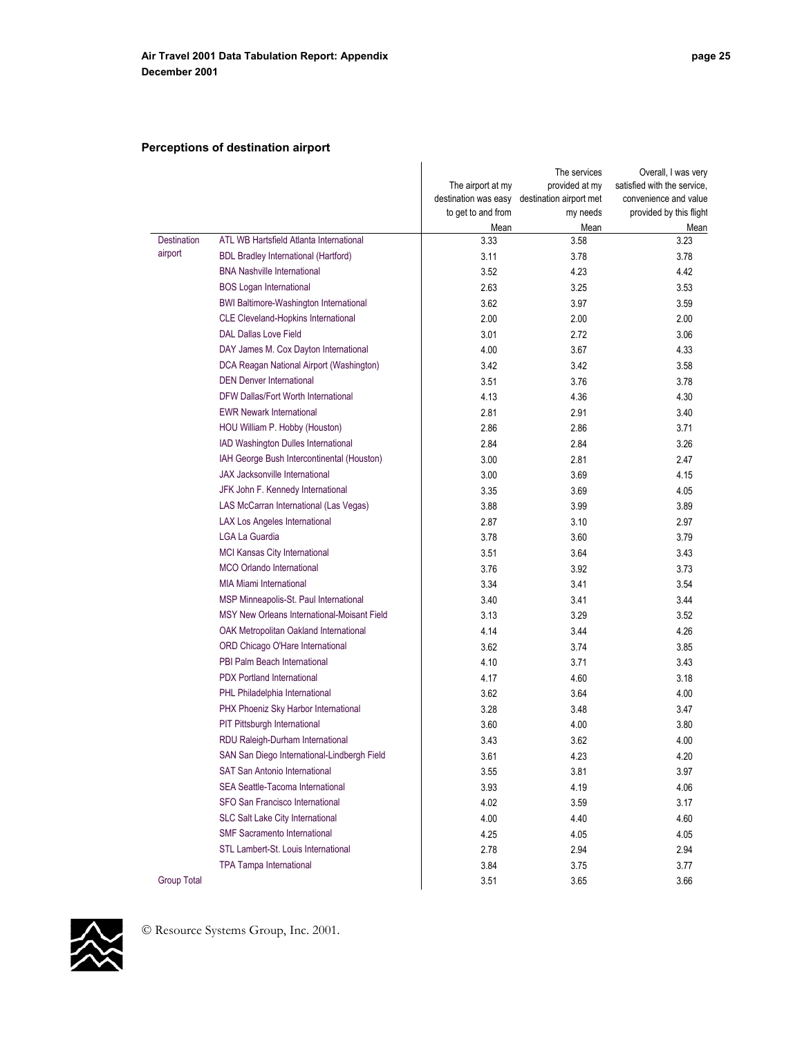## Perceptions of destination airport

| | | The airport at my destination was easy to get to and from | The services provided at my destination airport met my needs | Overall, I was very satisfied with the service, convenience and value provided by this flight |
|---|---|---|---|---|
| | | Mean | Mean | Mean |
| Destination airport | ATL WB Hartsfield Atlanta International | 3.33 | 3.58 | 3.23 |
| | BDL Bradley International (Hartford) | 3.11 | 3.78 | 3.78 |
| | BNA Nashville International | 3.52 | 4.23 | 4.42 |
| | BOS Logan International | 2.63 | 3.25 | 3.53 |
| | BWI Baltimore-Washington International | 3.62 | 3.97 | 3.59 |
| | CLE Cleveland-Hopkins International | 2.00 | 2.00 | 2.00 |
| | DAL Dallas Love Field | 3.01 | 2.72 | 3.06 |
| | DAY James M. Cox Dayton International | 4.00 | 3.67 | 4.33 |
| | DCA Reagan National Airport (Washington) | 3.42 | 3.42 | 3.58 |
| | DEN Denver International | 3.51 | 3.76 | 3.78 |
| | DFW Dallas/Fort Worth International | 4.13 | 4.36 | 4.30 |
| | EWR Newark International | 2.81 | 2.91 | 3.40 |
| | HOU William P. Hobby (Houston) | 2.86 | 2.86 | 3.71 |
| | IAD Washington Dulles International | 2.84 | 2.84 | 3.26 |
| | IAH George Bush Intercontinental (Houston) | 3.00 | 2.81 | 2.47 |
| | JAX Jacksonville International | 3.00 | 3.69 | 4.15 |
| | JFK John F. Kennedy International | 3.35 | 3.69 | 4.05 |
| | LAS McCarran International (Las Vegas) | 3.88 | 3.99 | 3.89 |
| | LAX Los Angeles International | 2.87 | 3.10 | 2.97 |
| | LGA La Guardia | 3.78 | 3.60 | 3.79 |
| | MCI Kansas City International | 3.51 | 3.64 | 3.43 |
| | MCO Orlando International | 3.76 | 3.92 | 3.73 |
| | MIA Miami International | 3.34 | 3.41 | 3.54 |
| | MSP Minneapolis-St. Paul International | 3.40 | 3.41 | 3.44 |
| | MSY New Orleans International-Moisant Field | 3.13 | 3.29 | 3.52 |
| | OAK Metropolitan Oakland International | 4.14 | 3.44 | 4.26 |
| | ORD Chicago O'Hare International | 3.62 | 3.74 | 3.85 |
| | PBI Palm Beach International | 4.10 | 3.71 | 3.43 |
| | PDX Portland International | 4.17 | 4.60 | 3.18 |
| | PHL Philadelphia International | 3.62 | 3.64 | 4.00 |
| | PHX Phoenix Sky Harbor International | 3.28 | 3.48 | 3.47 |
| | PIT Pittsburgh International | 3.60 | 4.00 | 3.80 |
| | RDU Raleigh-Durham International | 3.43 | 3.62 | 4.00 |
| | SAN San Diego International-Lindbergh Field | 3.61 | 4.23 | 4.20 |
| | SAT San Antonio International | 3.55 | 3.81 | 3.97 |
| | SEA Seattle-Tacoma International | 3.93 | 4.19 | 4.06 |
| | SFO San Francisco International | 4.02 | 3.59 | 3.17 |
| | SLC Salt Lake City International | 4.00 | 4.40 | 4.60 |
| | SMF Sacramento International | 4.25 | 4.05 | 4.05 |
| | STL Lambert-St. Louis International | 2.78 | 2.94 | 2.94 |
| | TPA Tampa International | 3.84 | 3.75 | 3.77 |
| Group Total | | 3.51 | 3.65 | 3.66 |

© Resource Systems Group, Inc. 2001.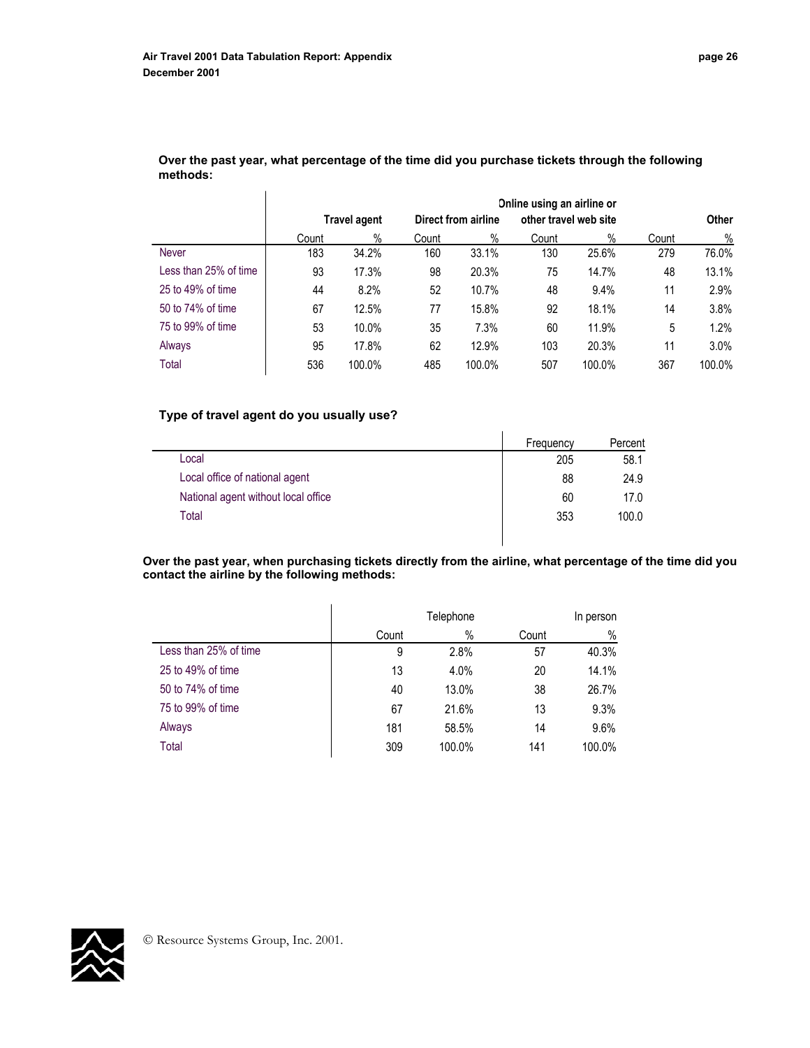**Over the past year, what percentage of the time did you purchase tickets through the following methods:**

| | Travel agent | | Direct from airline | | Online using an airline or other travel web site | | Other | |
|---|---|---|---|---|---|---|---|---|
| | Count | % | Count | % | Count | % | Count | % |
| Never | 183 | 34.2% | 160 | 33.1% | 130 | 25.6% | 279 | 76.0% |
| Less than 25% of time | 93 | 17.3% | 98 | 20.3% | 75 | 14.7% | 48 | 13.1% |
| 25 to 49% of time | 44 | 8.2% | 52 | 10.7% | 48 | 9.4% | 11 | 2.9% |
| 50 to 74% of time | 67 | 12.5% | 77 | 15.8% | 92 | 18.1% | 14 | 3.8% |
| 75 to 99% of time | 53 | 10.0% | 35 | 7.3% | 60 | 11.9% | 5 | 1.2% |
| Always | 95 | 17.8% | 62 | 12.9% | 103 | 20.3% | 11 | 3.0% |
| Total | 536 | 100.0% | 485 | 100.0% | 507 | 100.0% | 367 | 100.0% |

**Type of travel agent do you usually use?**

| | Frequency | Percent |
|---|---|---|
| Local | 205 | 58.1 |
| Local office of national agent | 88 | 24.9 |
| National agent without local office | 60 | 17.0 |
| Total | 353 | 100.0 |

**Over the past year, when purchasing tickets directly from the airline, what percentage of the time did you contact the airline by the following methods:**

| | Telephone | | In person | |
|---|---|---|---|---|
| | Count | % | Count | % |
| Less than 25% of time | 9 | 2.8% | 57 | 40.3% |
| 25 to 49% of time | 13 | 4.0% | 20 | 14.1% |
| 50 to 74% of time | 40 | 13.0% | 38 | 26.7% |
| 75 to 99% of time | 67 | 21.6% | 13 | 9.3% |
| Always | 181 | 58.5% | 14 | 9.6% |
| Total | 309 | 100.0% | 141 | 100.0% |

© Resource Systems Group, Inc. 2001.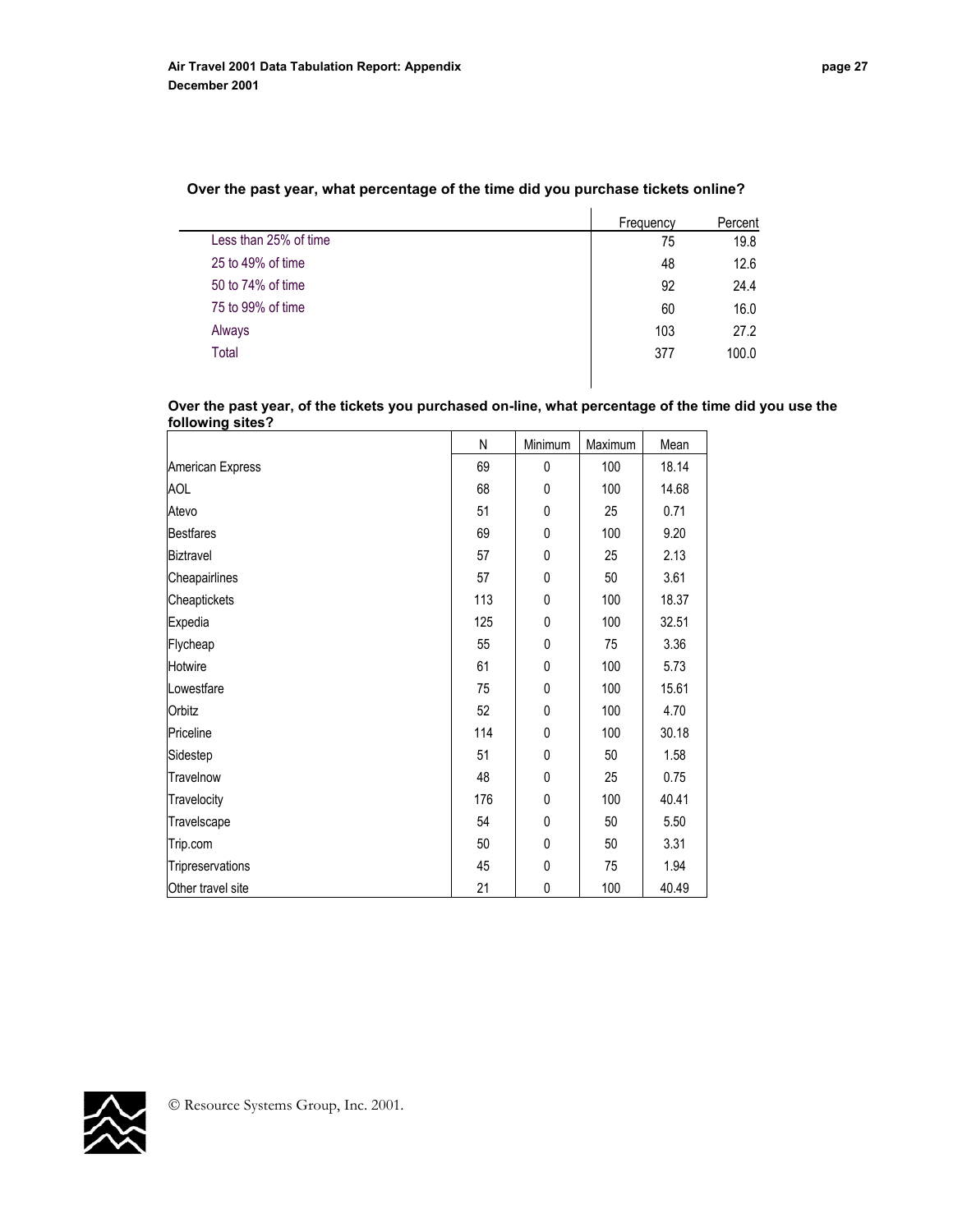**Over the past year, what percentage of the time did you purchase tickets online?**

| | Frequency | Percent |
|---|---|---|
| Less than 25% of time | 75 | 19.8 |
| 25 to 49% of time | 48 | 12.6 |
| 50 to 74% of time | 92 | 24.4 |
| 75 to 99% of time | 60 | 16.0 |
| Always | 103 | 27.2 |
| Total | 377 | 100.0 |

**Over the past year, of the tickets you purchased on-line, what percentage of the time did you use the following sites?**

| | N | Minimum | Maximum | Mean |
|---|---|---|---|---|
| American Express | 69 | 0 | 100 | 18.14 |
| AOL | 68 | 0 | 100 | 14.68 |
| Atevo | 51 | 0 | 25 | 0.71 |
| Bestfares | 69 | 0 | 100 | 9.20 |
| Biztravel | 57 | 0 | 25 | 2.13 |
| Cheapairlines | 57 | 0 | 50 | 3.61 |
| Cheaptickets | 113 | 0 | 100 | 18.37 |
| Expedia | 125 | 0 | 100 | 32.51 |
| Flycheap | 55 | 0 | 75 | 3.36 |
| Hotwire | 61 | 0 | 100 | 5.73 |
| Lowestfare | 75 | 0 | 100 | 15.61 |
| Orbitz | 52 | 0 | 100 | 4.70 |
| Priceline | 114 | 0 | 100 | 30.18 |
| Sidestep | 51 | 0 | 50 | 1.58 |
| Travelnow | 48 | 0 | 25 | 0.75 |
| Travelocity | 176 | 0 | 100 | 40.41 |
| Travelscape | 54 | 0 | 50 | 5.50 |
| Trip.com | 50 | 0 | 50 | 3.31 |
| Tripreservations | 45 | 0 | 75 | 1.94 |
| Other travel site | 21 | 0 | 100 | 40.49 |

© Resource Systems Group, Inc. 2001.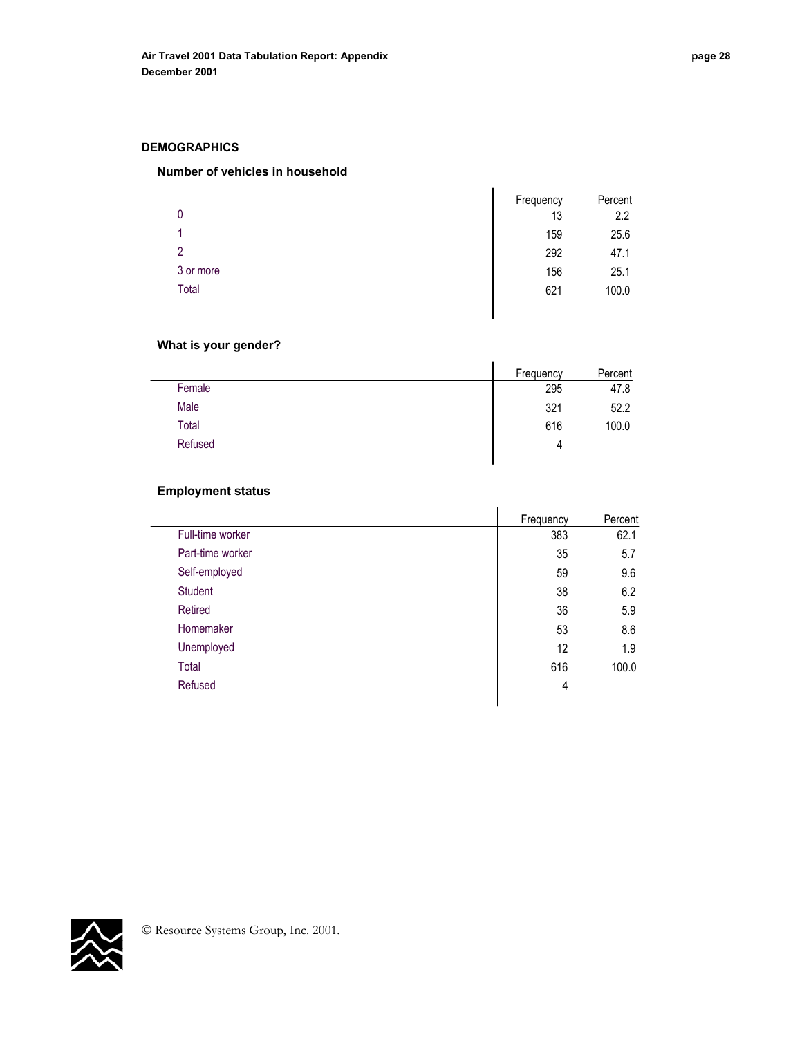## DEMOGRAPHICS

### Number of vehicles in household

| | Frequency | Percent |
|---|---|---|
| 0 | 13 | 2.2 |
| 1 | 159 | 25.6 |
| 2 | 292 | 47.1 |
| 3 or more | 156 | 25.1 |
| Total | 621 | 100.0 |

### What is your gender?

| | Frequency | Percent |
|---|---|---|
| Female | 295 | 47.8 |
| Male | 321 | 52.2 |
| Total | 616 | 100.0 |
| Refused | 4 | |

### Employment status

| | Frequency | Percent |
|---|---|---|
| Full-time worker | 383 | 62.1 |
| Part-time worker | 35 | 5.7 |
| Self-employed | 59 | 9.6 |
| Student | 38 | 6.2 |
| Retired | 36 | 5.9 |
| Homemaker | 53 | 8.6 |
| Unemployed | 12 | 1.9 |
| Total | 616 | 100.0 |
| Refused | 4 | |

© Resource Systems Group, Inc. 2001.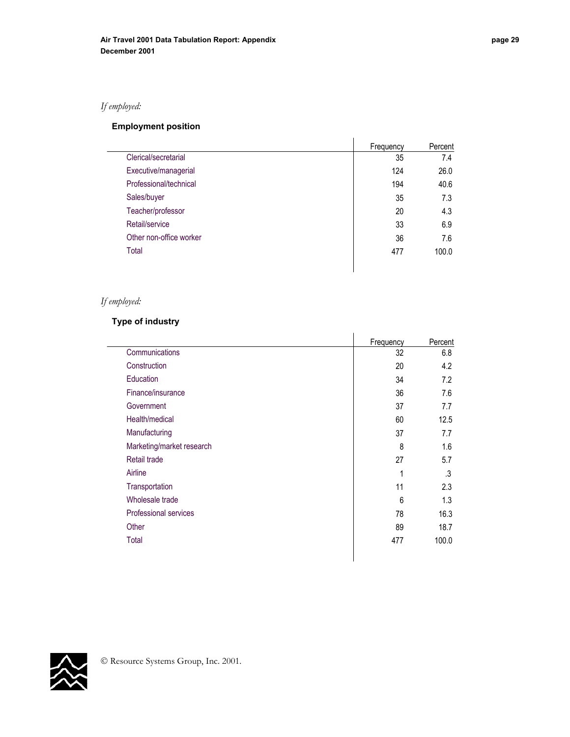*If employed:*

**Employment position**

| | Frequency | Percent |
|---|---|---|
| Clerical/secretarial | 35 | 7.4 |
| Executive/managerial | 124 | 26.0 |
| Professional/technical | 194 | 40.6 |
| Sales/buyer | 35 | 7.3 |
| Teacher/professor | 20 | 4.3 |
| Retail/service | 33 | 6.9 |
| Other non-office worker | 36 | 7.6 |
| Total | 477 | 100.0 |

*If employed:*

**Type of industry**

| | Frequency | Percent |
|---|---|---|
| Communications | 32 | 6.8 |
| Construction | 20 | 4.2 |
| Education | 34 | 7.2 |
| Finance/insurance | 36 | 7.6 |
| Government | 37 | 7.7 |
| Health/medical | 60 | 12.5 |
| Manufacturing | 37 | 7.7 |
| Marketing/market research | 8 | 1.6 |
| Retail trade | 27 | 5.7 |
| Airline | 1 | .3 |
| Transportation | 11 | 2.3 |
| Wholesale trade | 6 | 1.3 |
| Professional services | 78 | 16.3 |
| Other | 89 | 18.7 |
| Total | 477 | 100.0 |

© Resource Systems Group, Inc. 2001.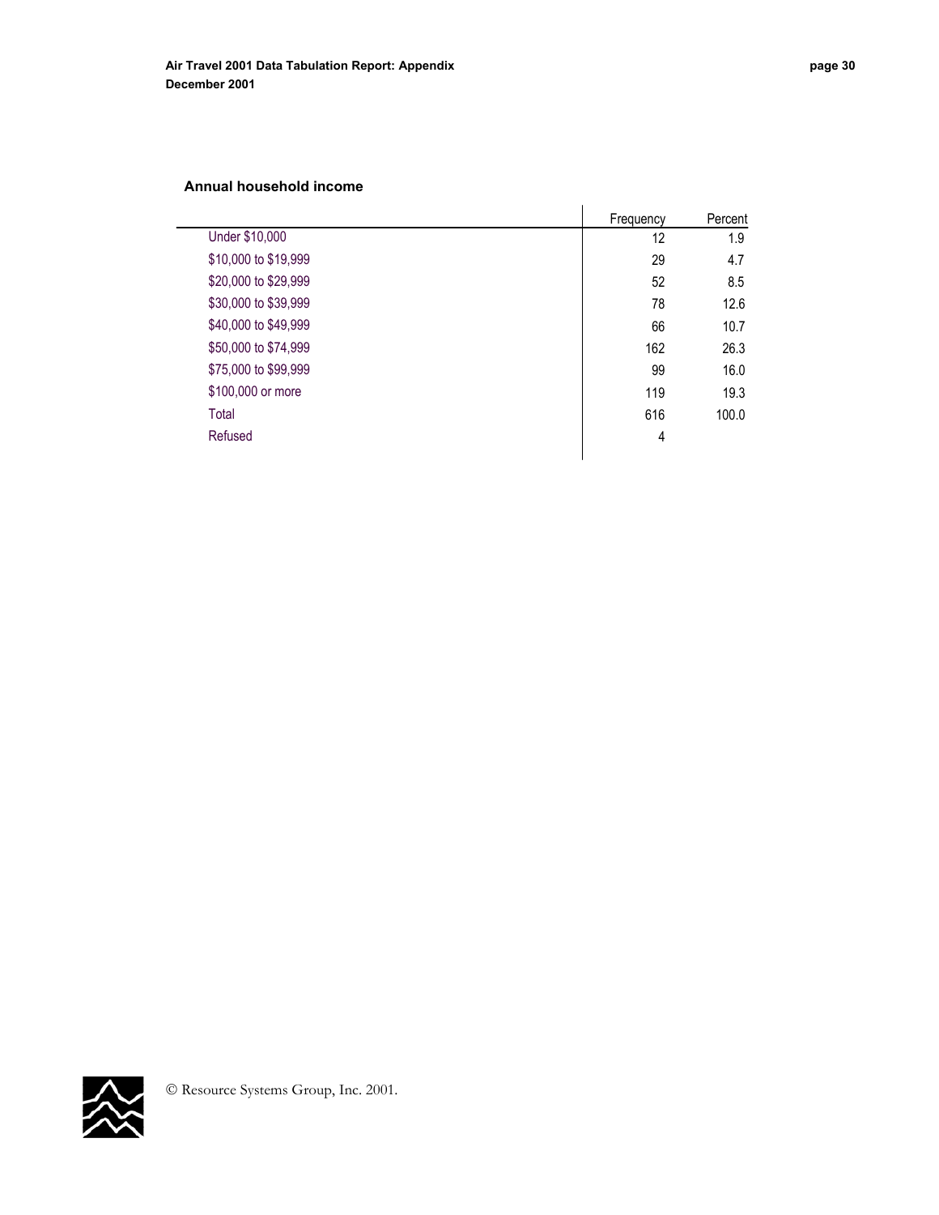**Annual household income**

| | Frequency | Percent |
|---|---|---|
| Under $10,000 | 12 | 1.9 |
| $10,000 to $19,999 | 29 | 4.7 |
| $20,000 to $29,999 | 52 | 8.5 |
| $30,000 to $39,999 | 78 | 12.6 |
| $40,000 to $49,999 | 66 | 10.7 |
| $50,000 to $74,999 | 162 | 26.3 |
| $75,000 to $99,999 | 99 | 16.0 |
| $100,000 or more | 119 | 19.3 |
| Total | 616 | 100.0 |
| Refused | 4 | |

© Resource Systems Group, Inc. 2001.